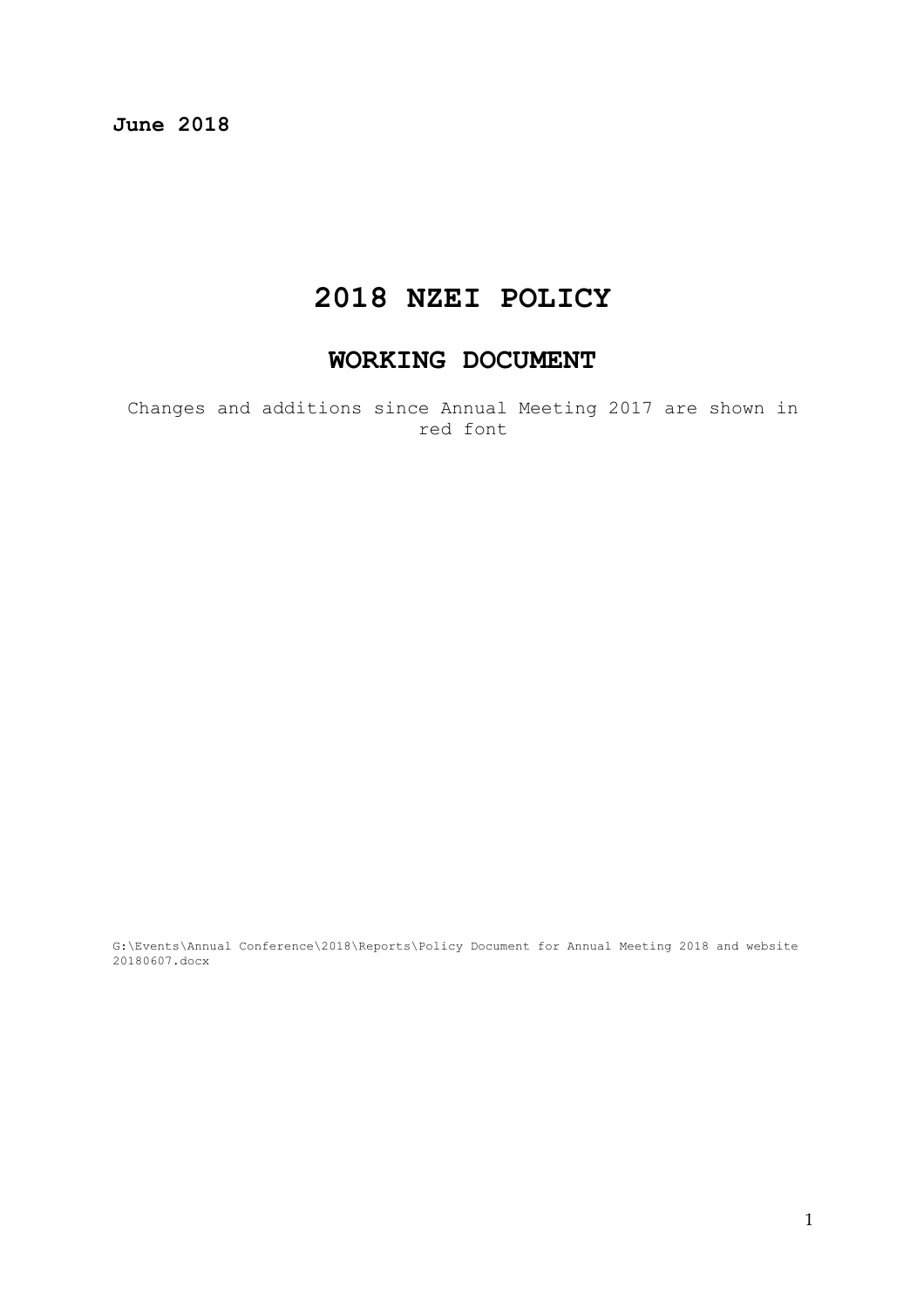**June 2018**

# 2018 NZEI POLICY

## WORKING DOCUMENT

Changes and additions since Annual Meeting 2017 are shown in red font

G:\Events\Annual Conference\2018\Reports\Policy Document for Annual Meeting 2018 and website 20180607.docx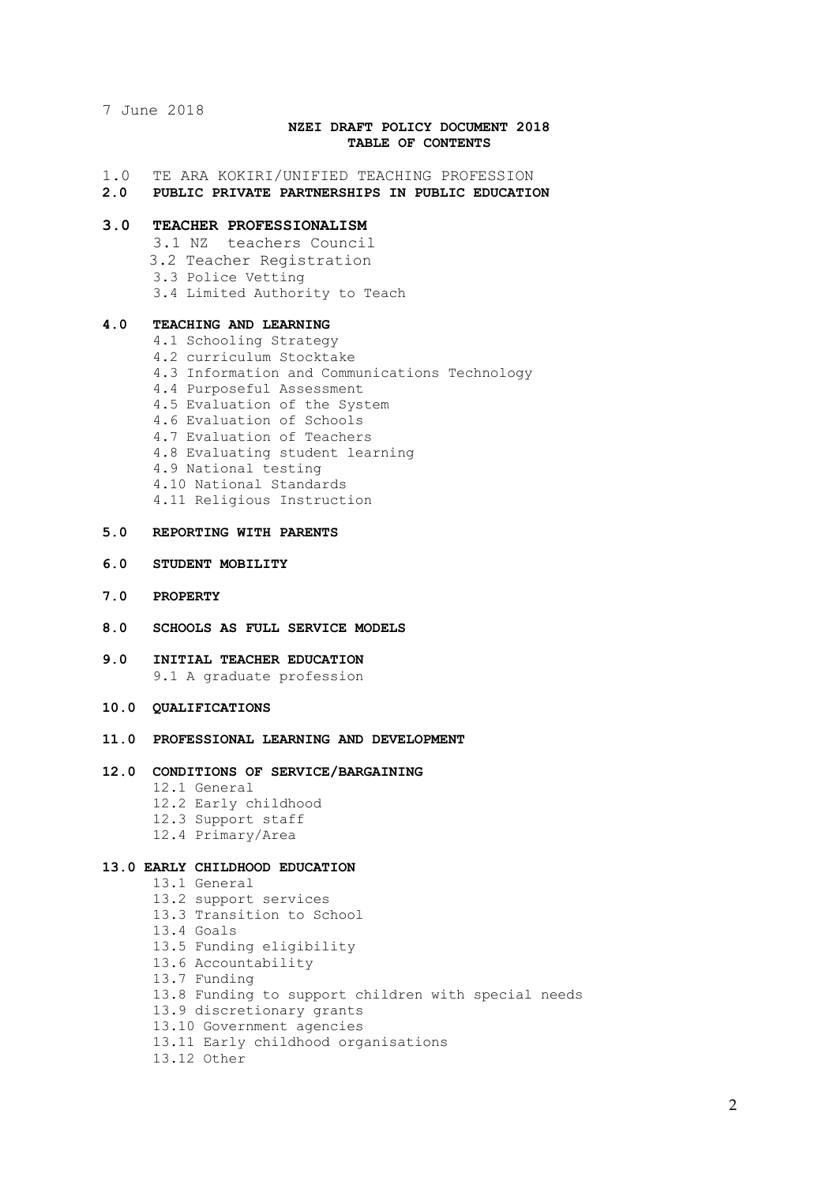7 June 2018

**NZEI DRAFT POLICY DOCUMENT 2018**
**TABLE OF CONTENTS**

1.0 TE ARA KOKIRI/UNIFIED TEACHING PROFESSION

**2.0 PUBLIC PRIVATE PARTNERSHIPS IN PUBLIC EDUCATION**

**3.0 TEACHER PROFESSIONALISM**

- 3.1 NZ teachers Council
- 3.2 Teacher Registration
- 3.3 Police Vetting
- 3.4 Limited Authority to Teach

**4.0 TEACHING AND LEARNING**

- 4.1 Schooling Strategy
- 4.2 curriculum Stocktake
- 4.3 Information and Communications Technology
- 4.4 Purposeful Assessment
- 4.5 Evaluation of the System
- 4.6 Evaluation of Schools
- 4.7 Evaluation of Teachers
- 4.8 Evaluating student learning
- 4.9 National testing
- 4.10 National Standards
- 4.11 Religious Instruction

**5.0 REPORTING WITH PARENTS**

**6.0 STUDENT MOBILITY**

**7.0 PROPERTY**

**8.0 SCHOOLS AS FULL SERVICE MODELS**

**9.0 INITIAL TEACHER EDUCATION**

- 9.1 A graduate profession

**10.0 QUALIFICATIONS**

**11.0 PROFESSIONAL LEARNING AND DEVELOPMENT**

**12.0 CONDITIONS OF SERVICE/BARGAINING**

- 12.1 General
- 12.2 Early childhood
- 12.3 Support staff
- 12.4 Primary/Area

**13.0 EARLY CHILDHOOD EDUCATION**

- 13.1 General
- 13.2 support services
- 13.3 Transition to School
- 13.4 Goals
- 13.5 Funding eligibility
- 13.6 Accountability
- 13.7 Funding
- 13.8 Funding to support children with special needs
- 13.9 discretionary grants
- 13.10 Government agencies
- 13.11 Early childhood organisations
- 13.12 Other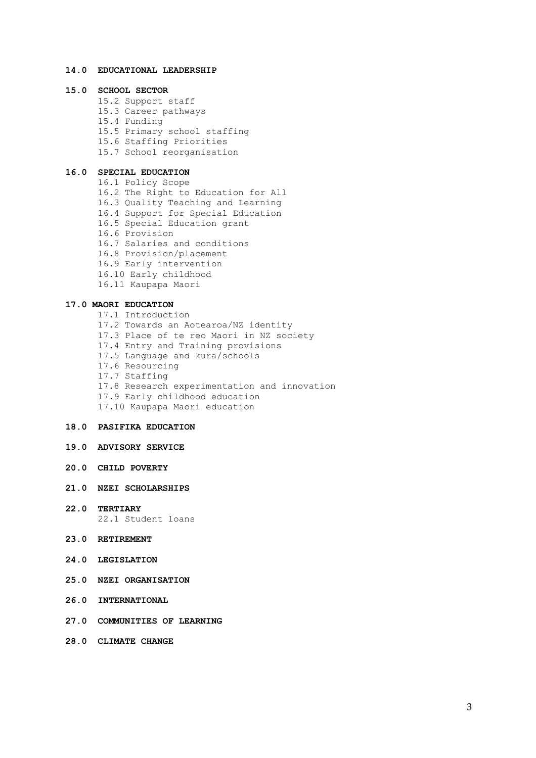**14.0 EDUCATIONAL LEADERSHIP**

**15.0 SCHOOL SECTOR**

- 15.2 Support staff
- 15.3 Career pathways
- 15.4 Funding
- 15.5 Primary school staffing
- 15.6 Staffing Priorities
- 15.7 School reorganisation

**16.0 SPECIAL EDUCATION**

- 16.1 Policy Scope
- 16.2 The Right to Education for All
- 16.3 Quality Teaching and Learning
- 16.4 Support for Special Education
- 16.5 Special Education grant
- 16.6 Provision
- 16.7 Salaries and conditions
- 16.8 Provision/placement
- 16.9 Early intervention
- 16.10 Early childhood
- 16.11 Kaupapa Maori

**17.0 MAORI EDUCATION**

- 17.1 Introduction
- 17.2 Towards an Aotearoa/NZ identity
- 17.3 Place of te reo Maori in NZ society
- 17.4 Entry and Training provisions
- 17.5 Language and kura/schools
- 17.6 Resourcing
- 17.7 Staffing
- 17.8 Research experimentation and innovation
- 17.9 Early childhood education
- 17.10 Kaupapa Maori education

**18.0 PASIFIKA EDUCATION**

**19.0 ADVISORY SERVICE**

**20.0 CHILD POVERTY**

**21.0 NZEI SCHOLARSHIPS**

**22.0 TERTIARY**

- 22.1 Student loans

**23.0 RETIREMENT**

**24.0 LEGISLATION**

**25.0 NZEI ORGANISATION**

**26.0 INTERNATIONAL**

**27.0 COMMUNITIES OF LEARNING**

**28.0 CLIMATE CHANGE**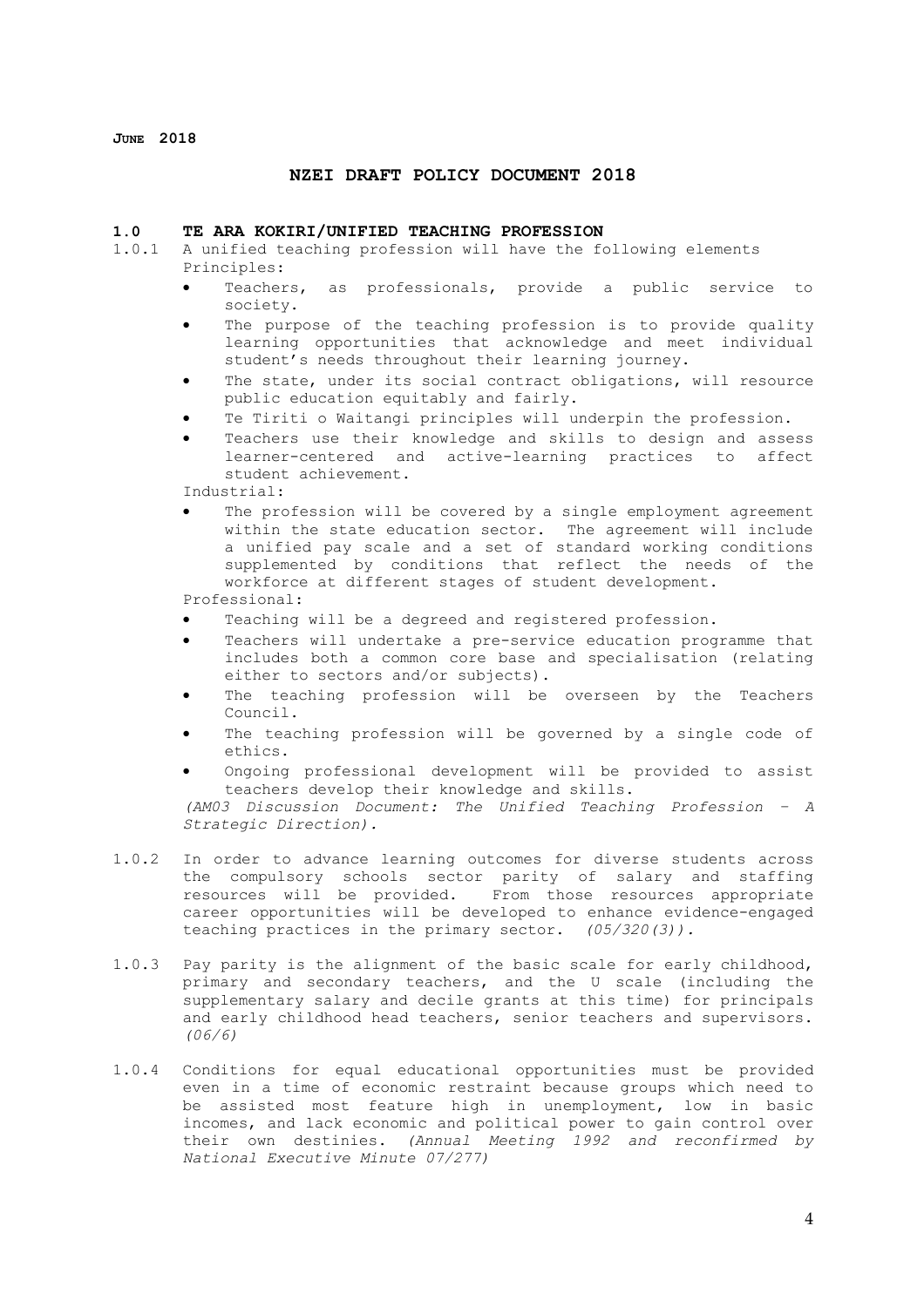**June 2018**

## NZEI DRAFT POLICY DOCUMENT 2018

### 1.0 TE ARA KOKIRI/UNIFIED TEACHING PROFESSION

1.0.1 A unified teaching profession will have the following elements

Principles:

- Teachers, as professionals, provide a public service to society.
- The purpose of the teaching profession is to provide quality learning opportunities that acknowledge and meet individual student's needs throughout their learning journey.
- The state, under its social contract obligations, will resource public education equitably and fairly.
- Te Tiriti o Waitangi principles will underpin the profession.
- Teachers use their knowledge and skills to design and assess learner-centered and active-learning practices to affect student achievement.

Industrial:

- The profession will be covered by a single employment agreement within the state education sector. The agreement will include a unified pay scale and a set of standard working conditions supplemented by conditions that reflect the needs of the workforce at different stages of student development.

Professional:

- Teaching will be a degreed and registered profession.
- Teachers will undertake a pre-service education programme that includes both a common core base and specialisation (relating either to sectors and/or subjects).
- The teaching profession will be overseen by the Teachers Council.
- The teaching profession will be governed by a single code of ethics.
- Ongoing professional development will be provided to assist teachers develop their knowledge and skills.

*(AM03 Discussion Document: The Unified Teaching Profession – A Strategic Direction).*

1.0.2 In order to advance learning outcomes for diverse students across the compulsory schools sector parity of salary and staffing resources will be provided. From those resources appropriate career opportunities will be developed to enhance evidence-engaged teaching practices in the primary sector. *(05/320(3)).*

1.0.3 Pay parity is the alignment of the basic scale for early childhood, primary and secondary teachers, and the U scale (including the supplementary salary and decile grants at this time) for principals and early childhood head teachers, senior teachers and supervisors. *(06/6)*

1.0.4 Conditions for equal educational opportunities must be provided even in a time of economic restraint because groups which need to be assisted most feature high in unemployment, low in basic incomes, and lack economic and political power to gain control over their own destinies. *(Annual Meeting 1992 and reconfirmed by National Executive Minute 07/277)*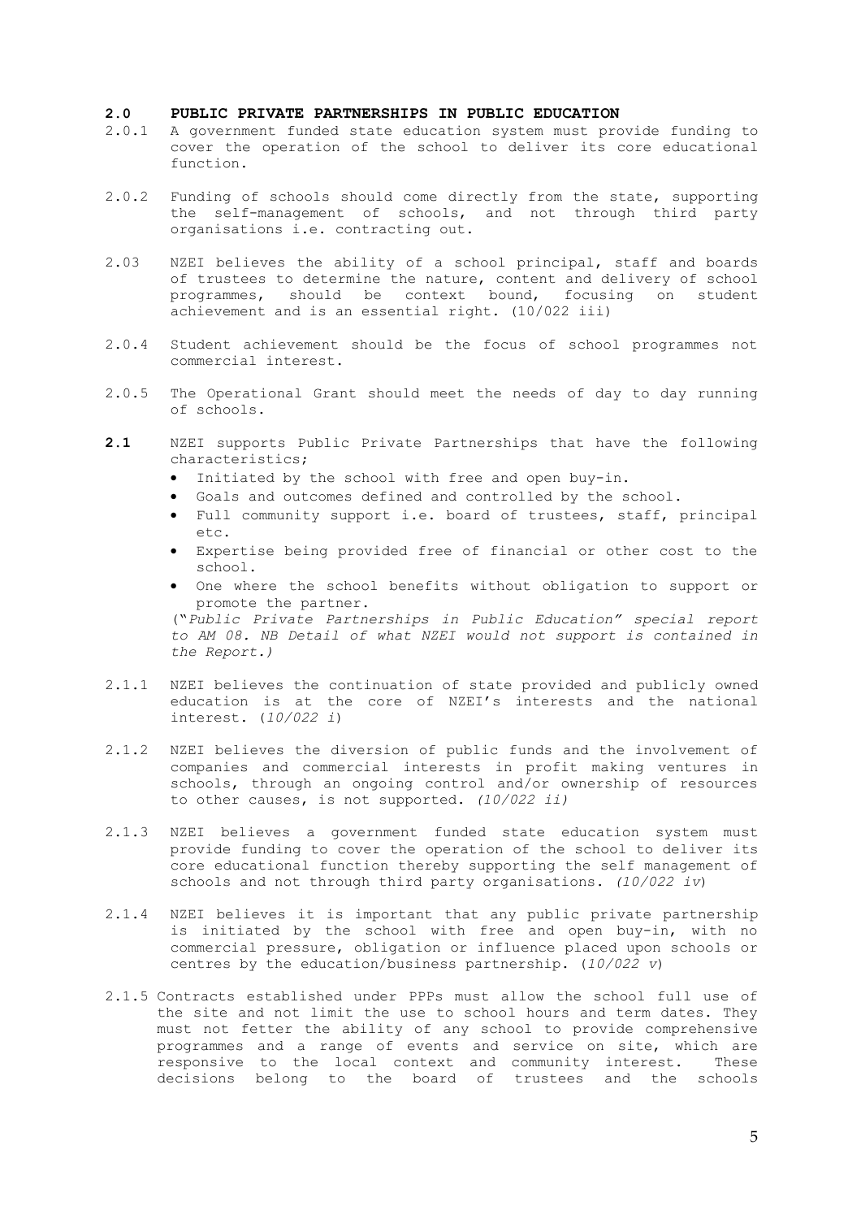## 2.0 PUBLIC PRIVATE PARTNERSHIPS IN PUBLIC EDUCATION

2.0.1 A government funded state education system must provide funding to cover the operation of the school to deliver its core educational function.

2.0.2 Funding of schools should come directly from the state, supporting the self-management of schools, and not through third party organisations i.e. contracting out.

2.03 NZEI believes the ability of a school principal, staff and boards of trustees to determine the nature, content and delivery of school programmes, should be context bound, focusing on student achievement and is an essential right. (10/022 iii)

2.0.4 Student achievement should be the focus of school programmes not commercial interest.

2.0.5 The Operational Grant should meet the needs of day to day running of schools.

**2.1** NZEI supports Public Private Partnerships that have the following characteristics;

- Initiated by the school with free and open buy-in.
- Goals and outcomes defined and controlled by the school.
- Full community support i.e. board of trustees, staff, principal etc.
- Expertise being provided free of financial or other cost to the school.
- One where the school benefits without obligation to support or promote the partner.

(*"Public Private Partnerships in Public Education" special report to AM 08. NB Detail of what NZEI would not support is contained in the Report.)*

2.1.1 NZEI believes the continuation of state provided and publicly owned education is at the core of NZEI's interests and the national interest. (*10/022 i*)

2.1.2 NZEI believes the diversion of public funds and the involvement of companies and commercial interests in profit making ventures in schools, through an ongoing control and/or ownership of resources to other causes, is not supported. *(10/022 ii)*

2.1.3 NZEI believes a government funded state education system must provide funding to cover the operation of the school to deliver its core educational function thereby supporting the self management of schools and not through third party organisations. *(10/022 iv*)

2.1.4 NZEI believes it is important that any public private partnership is initiated by the school with free and open buy-in, with no commercial pressure, obligation or influence placed upon schools or centres by the education/business partnership. (*10/022 v*)

2.1.5 Contracts established under PPPs must allow the school full use of the site and not limit the use to school hours and term dates. They must not fetter the ability of any school to provide comprehensive programmes and a range of events and service on site, which are responsive to the local context and community interest. These decisions belong to the board of trustees and the schools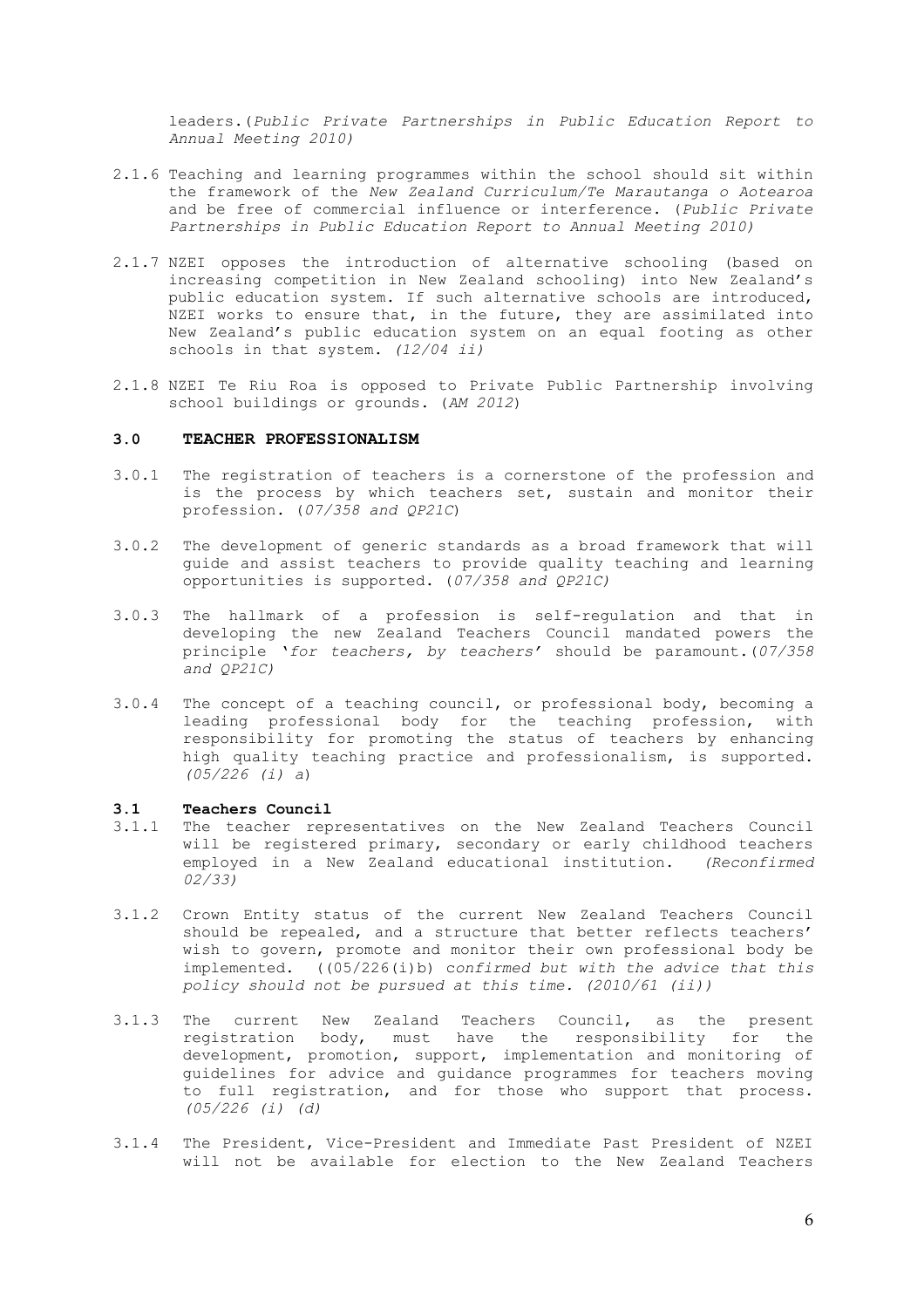leaders.(*Public Private Partnerships in Public Education Report to Annual Meeting 2010)*

2.1.6 Teaching and learning programmes within the school should sit within the framework of the *New Zealand Curriculum/Te Marautanga o Aotearoa* and be free of commercial influence or interference. (*Public Private Partnerships in Public Education Report to Annual Meeting 2010)*

2.1.7 NZEI opposes the introduction of alternative schooling (based on increasing competition in New Zealand schooling) into New Zealand's public education system. If such alternative schools are introduced, NZEI works to ensure that, in the future, they are assimilated into New Zealand's public education system on an equal footing as other schools in that system. *(12/04 ii)*

2.1.8 NZEI Te Riu Roa is opposed to Private Public Partnership involving school buildings or grounds. (*AM 2012*)

## 3.0 TEACHER PROFESSIONALISM

3.0.1 The registration of teachers is a cornerstone of the profession and is the process by which teachers set, sustain and monitor their profession. (*07/358 and QP21C*)

3.0.2 The development of generic standards as a broad framework that will guide and assist teachers to provide quality teaching and learning opportunities is supported. (*07/358 and QP21C)*

3.0.3 The hallmark of a profession is self-regulation and that in developing the new Zealand Teachers Council mandated powers the principle '*for teachers, by teachers'* should be paramount.(*07/358 and QP21C)*

3.0.4 The concept of a teaching council, or professional body, becoming a leading professional body for the teaching profession, with responsibility for promoting the status of teachers by enhancing high quality teaching practice and professionalism, is supported. *(05/226 (i) a*)

### 3.1 Teachers Council

3.1.1 The teacher representatives on the New Zealand Teachers Council will be registered primary, secondary or early childhood teachers employed in a New Zealand educational institution. *(Reconfirmed 02/33)*

3.1.2 Crown Entity status of the current New Zealand Teachers Council should be repealed, and a structure that better reflects teachers' wish to govern, promote and monitor their own professional body be implemented. ((05/226(i)b) *confirmed but with the advice that this policy should not be pursued at this time. (2010/61 (ii))*

3.1.3 The current New Zealand Teachers Council, as the present registration body, must have the responsibility for the development, promotion, support, implementation and monitoring of guidelines for advice and guidance programmes for teachers moving to full registration, and for those who support that process. *(05/226 (i) (d)*

3.1.4 The President, Vice-President and Immediate Past President of NZEI will not be available for election to the New Zealand Teachers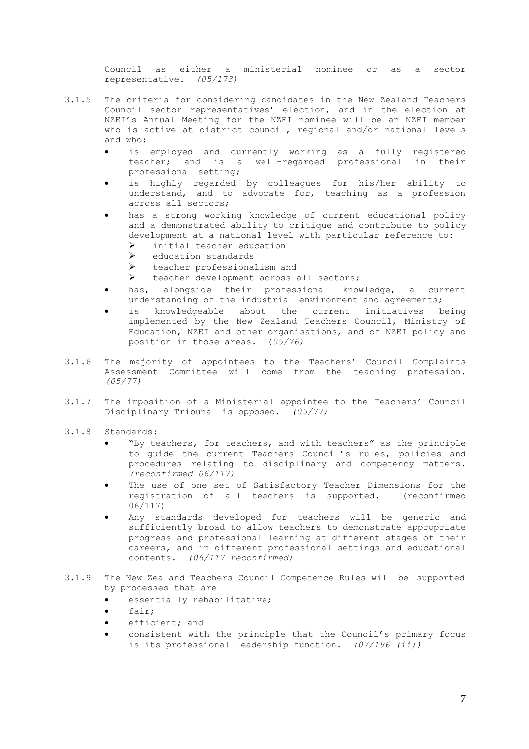Council as either a ministerial nominee or as a sector representative. *(05/173)*

3.1.5 The criteria for considering candidates in the New Zealand Teachers Council sector representatives' election, and in the election at NZEI's Annual Meeting for the NZEI nominee will be an NZEI member who is active at district council, regional and/or national levels and who:

- is employed and currently working as a fully registered teacher; and is a well-regarded professional in their professional setting;
- is highly regarded by colleagues for his/her ability to understand, and to advocate for, teaching as a profession across all sectors;
- has a strong working knowledge of current educational policy and a demonstrated ability to critique and contribute to policy development at a national level with particular reference to:
  - initial teacher education
  - education standards
  - teacher professionalism and
  - teacher development across all sectors;
- has, alongside their professional knowledge, a current understanding of the industrial environment and agreements;
- is knowledgeable about the current initiatives being implemented by the New Zealand Teachers Council, Ministry of Education, NZEI and other organisations, and of NZEI policy and position in those areas. (*05/76)*

3.1.6 The majority of appointees to the Teachers' Council Complaints Assessment Committee will come from the teaching profession. *(05/77)*

3.1.7 The imposition of a Ministerial appointee to the Teachers' Council Disciplinary Tribunal is opposed. *(05/77)*

3.1.8 Standards:

- "By teachers, for teachers, and with teachers" as the principle to guide the current Teachers Council's rules, policies and procedures relating to disciplinary and competency matters. *(reconfirmed 06/117)*
- The use of one set of Satisfactory Teacher Dimensions for the registration of all teachers is supported. (reconfirmed 06/117)
- Any standards developed for teachers will be generic and sufficiently broad to allow teachers to demonstrate appropriate progress and professional learning at different stages of their careers, and in different professional settings and educational contents. *(06/117 reconfirmed)*

3.1.9 The New Zealand Teachers Council Competence Rules will be supported by processes that are

- essentially rehabilitative;
- fair;
- efficient; and
- consistent with the principle that the Council's primary focus is its professional leadership function. *(07/196 (ii))*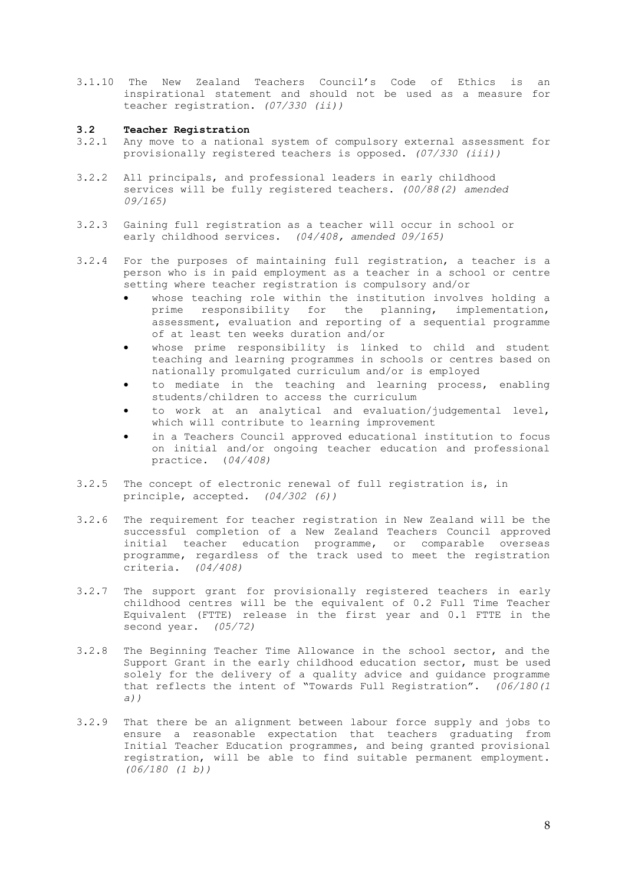3.1.10 The New Zealand Teachers Council's Code of Ethics is an inspirational statement and should not be used as a measure for teacher registration. *(07/330 (ii))*

## 3.2 Teacher Registration

3.2.1 Any move to a national system of compulsory external assessment for provisionally registered teachers is opposed. *(07/330 (iii))*

3.2.2 All principals, and professional leaders in early childhood services will be fully registered teachers. *(00/88(2) amended 09/165)*

3.2.3 Gaining full registration as a teacher will occur in school or early childhood services. *(04/408, amended 09/165)*

3.2.4 For the purposes of maintaining full registration, a teacher is a person who is in paid employment as a teacher in a school or centre setting where teacher registration is compulsory and/or

- whose teaching role within the institution involves holding a prime responsibility for the planning, implementation, assessment, evaluation and reporting of a sequential programme of at least ten weeks duration and/or
- whose prime responsibility is linked to child and student teaching and learning programmes in schools or centres based on nationally promulgated curriculum and/or is employed
- to mediate in the teaching and learning process, enabling students/children to access the curriculum
- to work at an analytical and evaluation/judgemental level, which will contribute to learning improvement
- in a Teachers Council approved educational institution to focus on initial and/or ongoing teacher education and professional practice. (*04/408)*

3.2.5 The concept of electronic renewal of full registration is, in principle, accepted. *(04/302 (6))*

3.2.6 The requirement for teacher registration in New Zealand will be the successful completion of a New Zealand Teachers Council approved initial teacher education programme, or comparable overseas programme, regardless of the track used to meet the registration criteria. *(04/408)*

3.2.7 The support grant for provisionally registered teachers in early childhood centres will be the equivalent of 0.2 Full Time Teacher Equivalent (FTTE) release in the first year and 0.1 FTTE in the second year. *(05/72)*

3.2.8 The Beginning Teacher Time Allowance in the school sector, and the Support Grant in the early childhood education sector, must be used solely for the delivery of a quality advice and guidance programme that reflects the intent of "Towards Full Registration". *(06/180(1 a))*

3.2.9 That there be an alignment between labour force supply and jobs to ensure a reasonable expectation that teachers graduating from Initial Teacher Education programmes, and being granted provisional registration, will be able to find suitable permanent employment. *(06/180 (1 b))*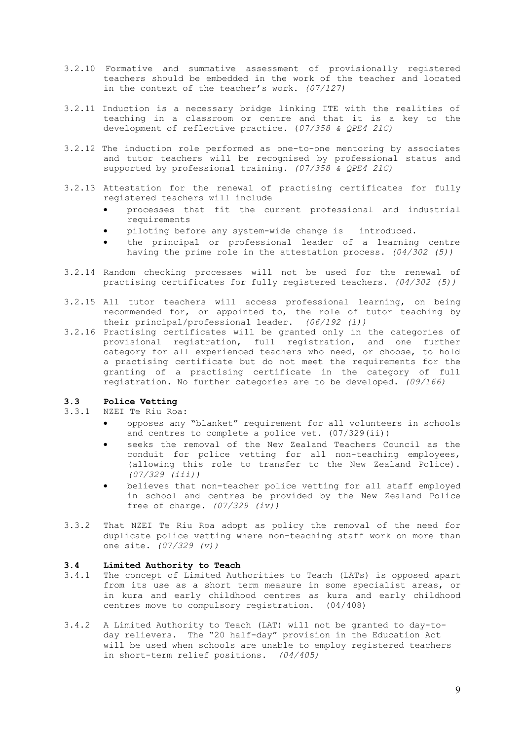3.2.10 Formative and summative assessment of provisionally registered teachers should be embedded in the work of the teacher and located in the context of the teacher's work. *(07/127)*

3.2.11 Induction is a necessary bridge linking ITE with the realities of teaching in a classroom or centre and that it is a key to the development of reflective practice. (*07/358 & QPE4 21C)*

3.2.12 The induction role performed as one-to-one mentoring by associates and tutor teachers will be recognised by professional status and supported by professional training. *(07/358 & QPE4 21C)*

3.2.13 Attestation for the renewal of practising certificates for fully registered teachers will include

- processes that fit the current professional and industrial requirements
- piloting before any system-wide change is introduced.
- the principal or professional leader of a learning centre having the prime role in the attestation process. *(04/302 (5))*

3.2.14 Random checking processes will not be used for the renewal of practising certificates for fully registered teachers. *(04/302 (5))*

3.2.15 All tutor teachers will access professional learning, on being recommended for, or appointed to, the role of tutor teaching by their principal/professional leader. *(06/192 (1))*

3.2.16 Practising certificates will be granted only in the categories of provisional registration, full registration, and one further category for all experienced teachers who need, or choose, to hold a practising certificate but do not meet the requirements for the granting of a practising certificate in the category of full registration. No further categories are to be developed. *(09/166)*

### 3.3 Police Vetting

3.3.1 NZEI Te Riu Roa:

- opposes any "blanket" requirement for all volunteers in schools and centres to complete a police vet. (07/329(ii))
- seeks the removal of the New Zealand Teachers Council as the conduit for police vetting for all non-teaching employees, (allowing this role to transfer to the New Zealand Police). *(07/329 (iii))*
- believes that non-teacher police vetting for all staff employed in school and centres be provided by the New Zealand Police free of charge. *(07/329 (iv))*

3.3.2 That NZEI Te Riu Roa adopt as policy the removal of the need for duplicate police vetting where non-teaching staff work on more than one site. *(07/329 (v))*

### 3.4 Limited Authority to Teach

3.4.1 The concept of Limited Authorities to Teach (LATs) is opposed apart from its use as a short term measure in some specialist areas, or in kura and early childhood centres as kura and early childhood centres move to compulsory registration. (04/408)

3.4.2 A Limited Authority to Teach (LAT) will not be granted to day-to-day relievers. The "20 half-day" provision in the Education Act will be used when schools are unable to employ registered teachers in short-term relief positions. *(04/405)*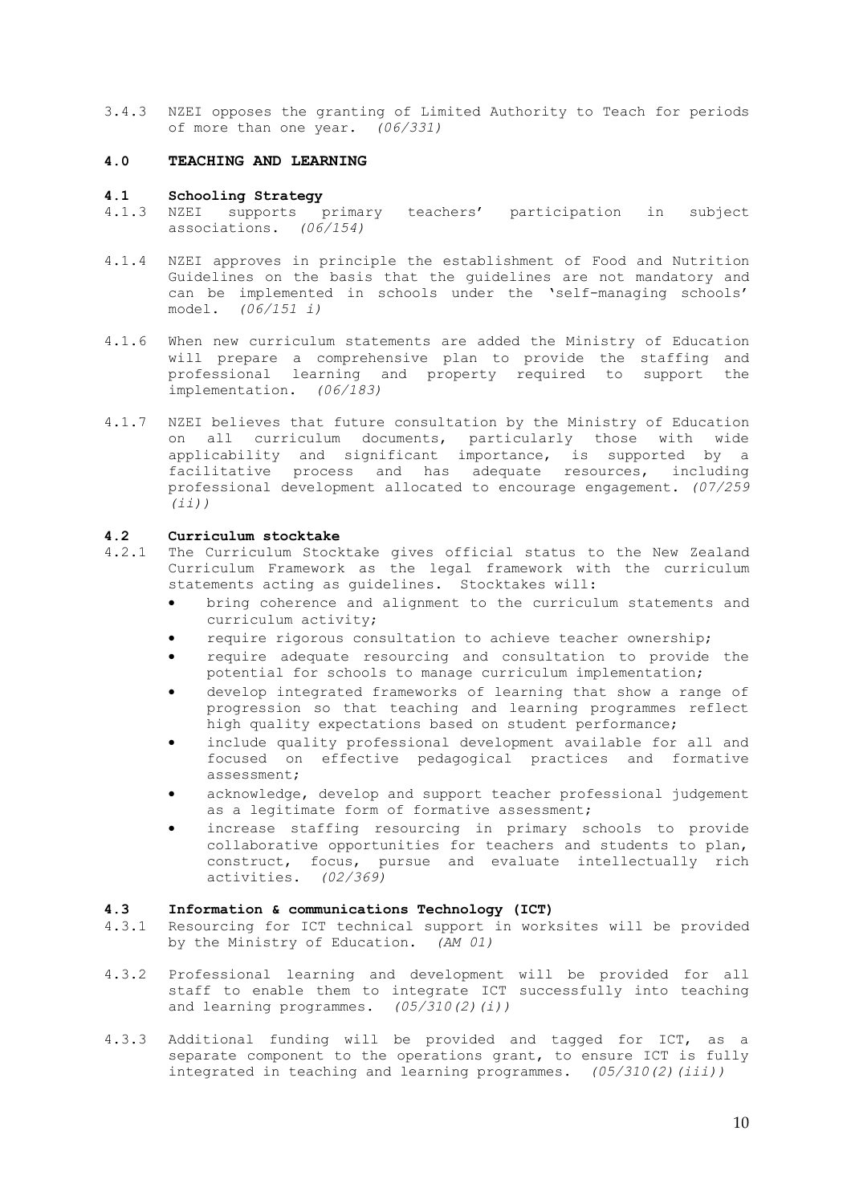3.4.3 NZEI opposes the granting of Limited Authority to Teach for periods of more than one year. *(06/331)*

## 4.0 TEACHING AND LEARNING

### 4.1 Schooling Strategy

4.1.3 NZEI supports primary teachers' participation in subject associations. *(06/154)*

4.1.4 NZEI approves in principle the establishment of Food and Nutrition Guidelines on the basis that the guidelines are not mandatory and can be implemented in schools under the 'self-managing schools' model. *(06/151 i)*

4.1.6 When new curriculum statements are added the Ministry of Education will prepare a comprehensive plan to provide the staffing and professional learning and property required to support the implementation. *(06/183)*

4.1.7 NZEI believes that future consultation by the Ministry of Education on all curriculum documents, particularly those with wide applicability and significant importance, is supported by a facilitative process and has adequate resources, including professional development allocated to encourage engagement. *(07/259 (ii))*

### 4.2 Curriculum stocktake

4.2.1 The Curriculum Stocktake gives official status to the New Zealand Curriculum Framework as the legal framework with the curriculum statements acting as guidelines. Stocktakes will:

- bring coherence and alignment to the curriculum statements and curriculum activity;
- require rigorous consultation to achieve teacher ownership;
- require adequate resourcing and consultation to provide the potential for schools to manage curriculum implementation;
- develop integrated frameworks of learning that show a range of progression so that teaching and learning programmes reflect high quality expectations based on student performance;
- include quality professional development available for all and focused on effective pedagogical practices and formative assessment;
- acknowledge, develop and support teacher professional judgement as a legitimate form of formative assessment;
- increase staffing resourcing in primary schools to provide collaborative opportunities for teachers and students to plan, construct, focus, pursue and evaluate intellectually rich activities. *(02/369)*

### 4.3 Information & communications Technology (ICT)

4.3.1 Resourcing for ICT technical support in worksites will be provided by the Ministry of Education. *(AM 01)*

4.3.2 Professional learning and development will be provided for all staff to enable them to integrate ICT successfully into teaching and learning programmes. *(05/310(2)(i))*

4.3.3 Additional funding will be provided and tagged for ICT, as a separate component to the operations grant, to ensure ICT is fully integrated in teaching and learning programmes. *(05/310(2)(iii))*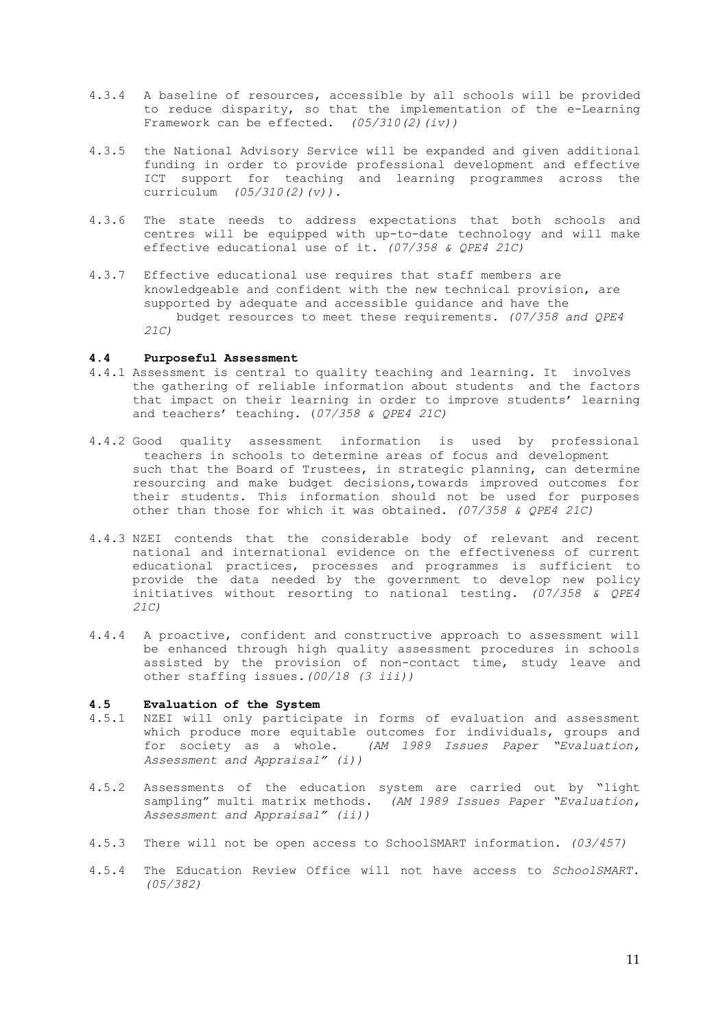4.3.4 A baseline of resources, accessible by all schools will be provided to reduce disparity, so that the implementation of the e-Learning Framework can be effected. *(05/310(2)(iv))*

4.3.5 the National Advisory Service will be expanded and given additional funding in order to provide professional development and effective ICT support for teaching and learning programmes across the curriculum *(05/310(2)(v)).*

4.3.6 The state needs to address expectations that both schools and centres will be equipped with up-to-date technology and will make effective educational use of it. *(07/358 & QPE4 21C)*

4.3.7 Effective educational use requires that staff members are knowledgeable and confident with the new technical provision, are supported by adequate and accessible guidance and have the budget resources to meet these requirements. *(07/358 and QPE4 21C)*

### 4.4 Purposeful Assessment

4.4.1 Assessment is central to quality teaching and learning. It involves the gathering of reliable information about students and the factors that impact on their learning in order to improve students' learning and teachers' teaching. (*07/358 & QPE4 21C)*

4.4.2 Good quality assessment information is used by professional teachers in schools to determine areas of focus and development such that the Board of Trustees, in strategic planning, can determine resourcing and make budget decisions,towards improved outcomes for their students. This information should not be used for purposes other than those for which it was obtained. *(07/358 & QPE4 21C)*

4.4.3 NZEI contends that the considerable body of relevant and recent national and international evidence on the effectiveness of current educational practices, processes and programmes is sufficient to provide the data needed by the government to develop new policy initiatives without resorting to national testing. *(07/358 & QPE4 21C)*

4.4.4 A proactive, confident and constructive approach to assessment will be enhanced through high quality assessment procedures in schools assisted by the provision of non-contact time, study leave and other staffing issues.*(00/18 (3 iii))*

### 4.5 Evaluation of the System

4.5.1 NZEI will only participate in forms of evaluation and assessment which produce more equitable outcomes for individuals, groups and for society as a whole. *(AM 1989 Issues Paper "Evaluation, Assessment and Appraisal" (i))*

4.5.2 Assessments of the education system are carried out by "light sampling" multi matrix methods. *(AM 1989 Issues Paper "Evaluation, Assessment and Appraisal" (ii))*

4.5.3 There will not be open access to SchoolSMART information. *(03/457)*

4.5.4 The Education Review Office will not have access to *SchoolSMART*. *(05/382)*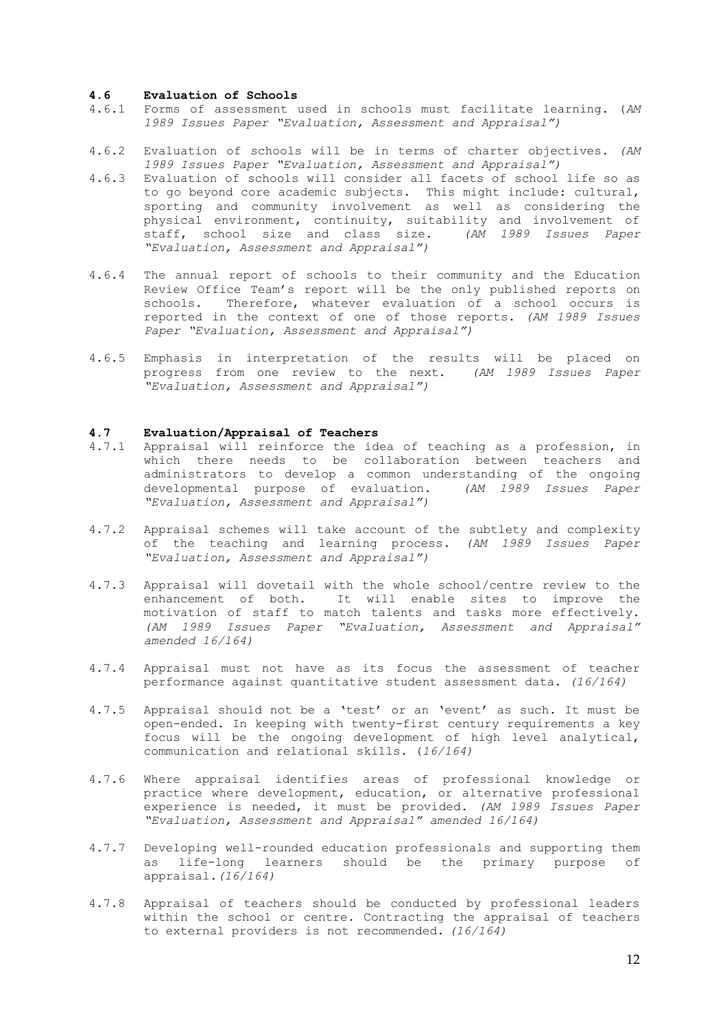### 4.6 Evaluation of Schools

4.6.1 Forms of assessment used in schools must facilitate learning. (*AM 1989 Issues Paper "Evaluation, Assessment and Appraisal")*

4.6.2 Evaluation of schools will be in terms of charter objectives. *(AM 1989 Issues Paper "Evaluation, Assessment and Appraisal")*

4.6.3 Evaluation of schools will consider all facets of school life so as to go beyond core academic subjects. This might include: cultural, sporting and community involvement as well as considering the physical environment, continuity, suitability and involvement of staff, school size and class size. *(AM 1989 Issues Paper "Evaluation, Assessment and Appraisal")*

4.6.4 The annual report of schools to their community and the Education Review Office Team's report will be the only published reports on schools. Therefore, whatever evaluation of a school occurs is reported in the context of one of those reports. *(AM 1989 Issues Paper "Evaluation, Assessment and Appraisal")*

4.6.5 Emphasis in interpretation of the results will be placed on progress from one review to the next. *(AM 1989 Issues Paper "Evaluation, Assessment and Appraisal")*

### 4.7 Evaluation/Appraisal of Teachers

4.7.1 Appraisal will reinforce the idea of teaching as a profession, in which there needs to be collaboration between teachers and administrators to develop a common understanding of the ongoing developmental purpose of evaluation. *(AM 1989 Issues Paper "Evaluation, Assessment and Appraisal")*

4.7.2 Appraisal schemes will take account of the subtlety and complexity of the teaching and learning process. *(AM 1989 Issues Paper "Evaluation, Assessment and Appraisal")*

4.7.3 Appraisal will dovetail with the whole school/centre review to the enhancement of both. It will enable sites to improve the motivation of staff to match talents and tasks more effectively. *(AM 1989 Issues Paper "Evaluation, Assessment and Appraisal" amended 16/164)*

4.7.4 Appraisal must not have as its focus the assessment of teacher performance against quantitative student assessment data. *(16/164)*

4.7.5 Appraisal should not be a 'test' or an 'event' as such. It must be open-ended. In keeping with twenty-first century requirements a key focus will be the ongoing development of high level analytical, communication and relational skills. (*16/164)*

4.7.6 Where appraisal identifies areas of professional knowledge or practice where development, education, or alternative professional experience is needed, it must be provided. *(AM 1989 Issues Paper "Evaluation, Assessment and Appraisal" amended 16/164)*

4.7.7 Developing well-rounded education professionals and supporting them as life-long learners should be the primary purpose of appraisal.*(16/164)*

4.7.8 Appraisal of teachers should be conducted by professional leaders within the school or centre. Contracting the appraisal of teachers to external providers is not recommended. *(16/164)*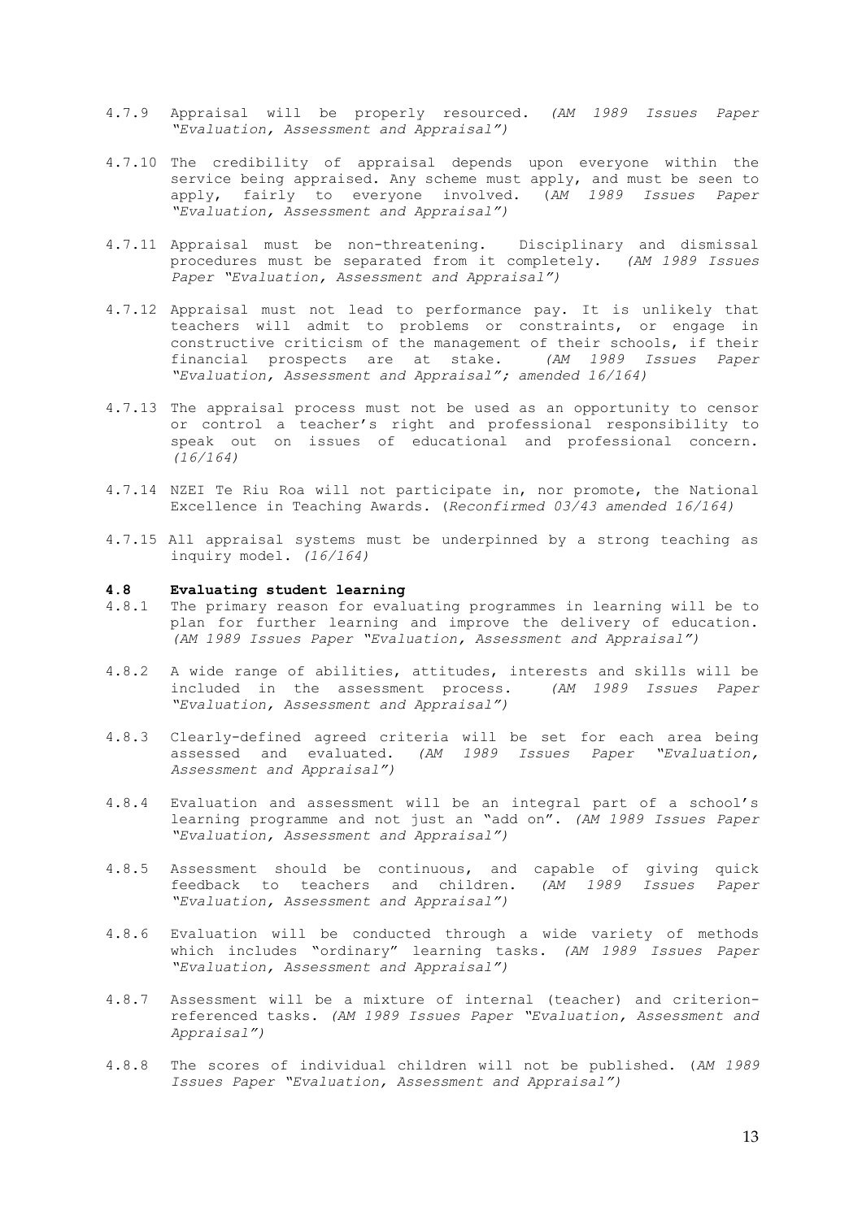4.7.9 Appraisal will be properly resourced. *(AM 1989 Issues Paper "Evaluation, Assessment and Appraisal")*

4.7.10 The credibility of appraisal depends upon everyone within the service being appraised. Any scheme must apply, and must be seen to apply, fairly to everyone involved. (*AM 1989 Issues Paper "Evaluation, Assessment and Appraisal")*

4.7.11 Appraisal must be non-threatening. Disciplinary and dismissal procedures must be separated from it completely. *(AM 1989 Issues Paper "Evaluation, Assessment and Appraisal")*

4.7.12 Appraisal must not lead to performance pay. It is unlikely that teachers will admit to problems or constraints, or engage in constructive criticism of the management of their schools, if their financial prospects are at stake. *(AM 1989 Issues Paper "Evaluation, Assessment and Appraisal"; amended 16/164)*

4.7.13 The appraisal process must not be used as an opportunity to censor or control a teacher's right and professional responsibility to speak out on issues of educational and professional concern. *(16/164)*

4.7.14 NZEI Te Riu Roa will not participate in, nor promote, the National Excellence in Teaching Awards. (*Reconfirmed 03/43 amended 16/164)*

4.7.15 All appraisal systems must be underpinned by a strong teaching as inquiry model. *(16/164)*

### 4.8 Evaluating student learning

4.8.1 The primary reason for evaluating programmes in learning will be to plan for further learning and improve the delivery of education. *(AM 1989 Issues Paper "Evaluation, Assessment and Appraisal")*

4.8.2 A wide range of abilities, attitudes, interests and skills will be included in the assessment process. *(AM 1989 Issues Paper "Evaluation, Assessment and Appraisal")*

4.8.3 Clearly-defined agreed criteria will be set for each area being assessed and evaluated. *(AM 1989 Issues Paper "Evaluation, Assessment and Appraisal")*

4.8.4 Evaluation and assessment will be an integral part of a school's learning programme and not just an "add on". *(AM 1989 Issues Paper "Evaluation, Assessment and Appraisal")*

4.8.5 Assessment should be continuous, and capable of giving quick feedback to teachers and children. *(AM 1989 Issues Paper "Evaluation, Assessment and Appraisal")*

4.8.6 Evaluation will be conducted through a wide variety of methods which includes "ordinary" learning tasks. *(AM 1989 Issues Paper "Evaluation, Assessment and Appraisal")*

4.8.7 Assessment will be a mixture of internal (teacher) and criterion-referenced tasks. *(AM 1989 Issues Paper "Evaluation, Assessment and Appraisal")*

4.8.8 The scores of individual children will not be published. (*AM 1989 Issues Paper "Evaluation, Assessment and Appraisal")*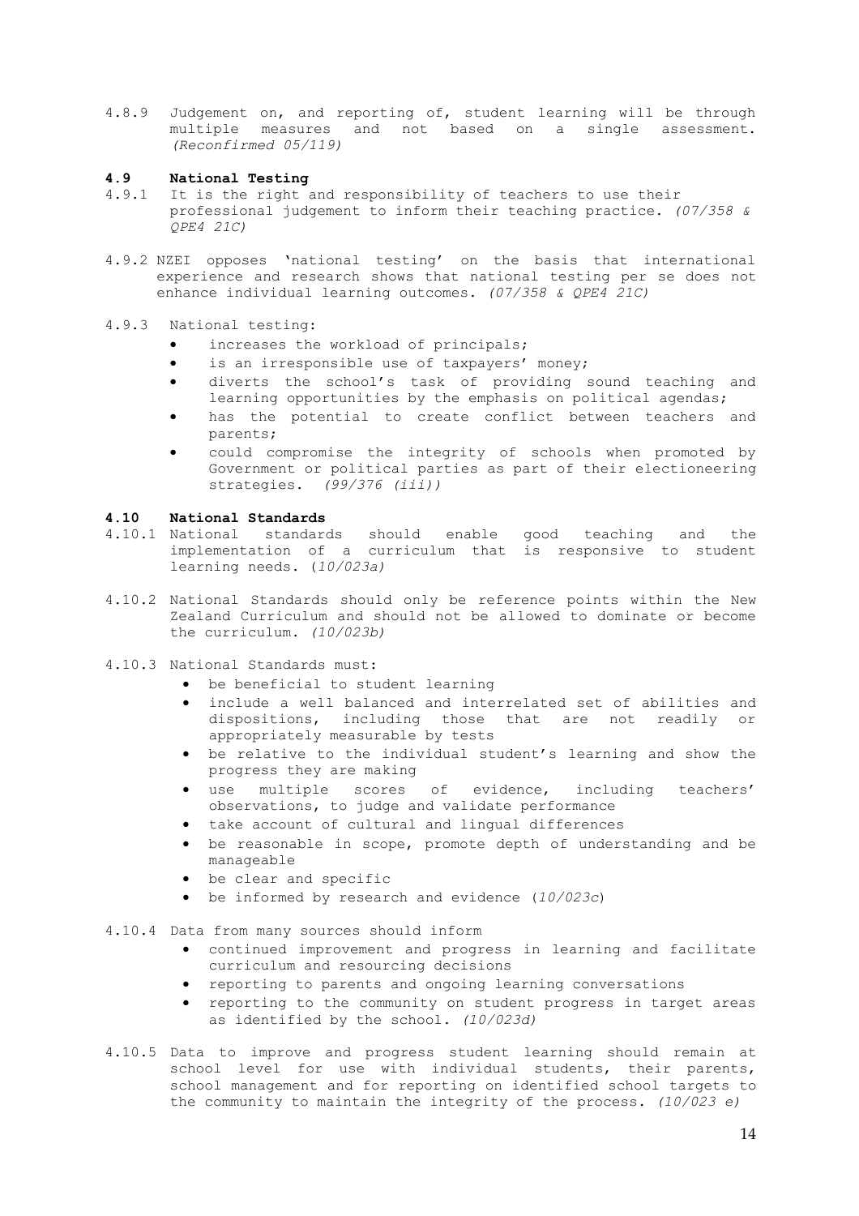4.8.9 Judgement on, and reporting of, student learning will be through multiple measures and not based on a single assessment. *(Reconfirmed 05/119)*

## 4.9 National Testing

4.9.1 It is the right and responsibility of teachers to use their professional judgement to inform their teaching practice. *(07/358 & QPE4 21C)*

4.9.2 NZEI opposes 'national testing' on the basis that international experience and research shows that national testing per se does not enhance individual learning outcomes. *(07/358 & QPE4 21C)*

4.9.3 National testing:

- increases the workload of principals;
- is an irresponsible use of taxpayers' money;
- diverts the school's task of providing sound teaching and learning opportunities by the emphasis on political agendas;
- has the potential to create conflict between teachers and parents;
- could compromise the integrity of schools when promoted by Government or political parties as part of their electioneering strategies. *(99/376 (iii))*

## 4.10 National Standards

4.10.1 National standards should enable good teaching and the implementation of a curriculum that is responsive to student learning needs. (*10/023a)*

4.10.2 National Standards should only be reference points within the New Zealand Curriculum and should not be allowed to dominate or become the curriculum. *(10/023b)*

4.10.3 National Standards must:

- be beneficial to student learning
- include a well balanced and interrelated set of abilities and dispositions, including those that are not readily or appropriately measurable by tests
- be relative to the individual student's learning and show the progress they are making
- use multiple scores of evidence, including teachers' observations, to judge and validate performance
- take account of cultural and lingual differences
- be reasonable in scope, promote depth of understanding and be manageable
- be clear and specific
- be informed by research and evidence (*10/023c*)

4.10.4 Data from many sources should inform

- continued improvement and progress in learning and facilitate curriculum and resourcing decisions
- reporting to parents and ongoing learning conversations
- reporting to the community on student progress in target areas as identified by the school. *(10/023d)*

4.10.5 Data to improve and progress student learning should remain at school level for use with individual students, their parents, school management and for reporting on identified school targets to the community to maintain the integrity of the process. *(10/023 e)*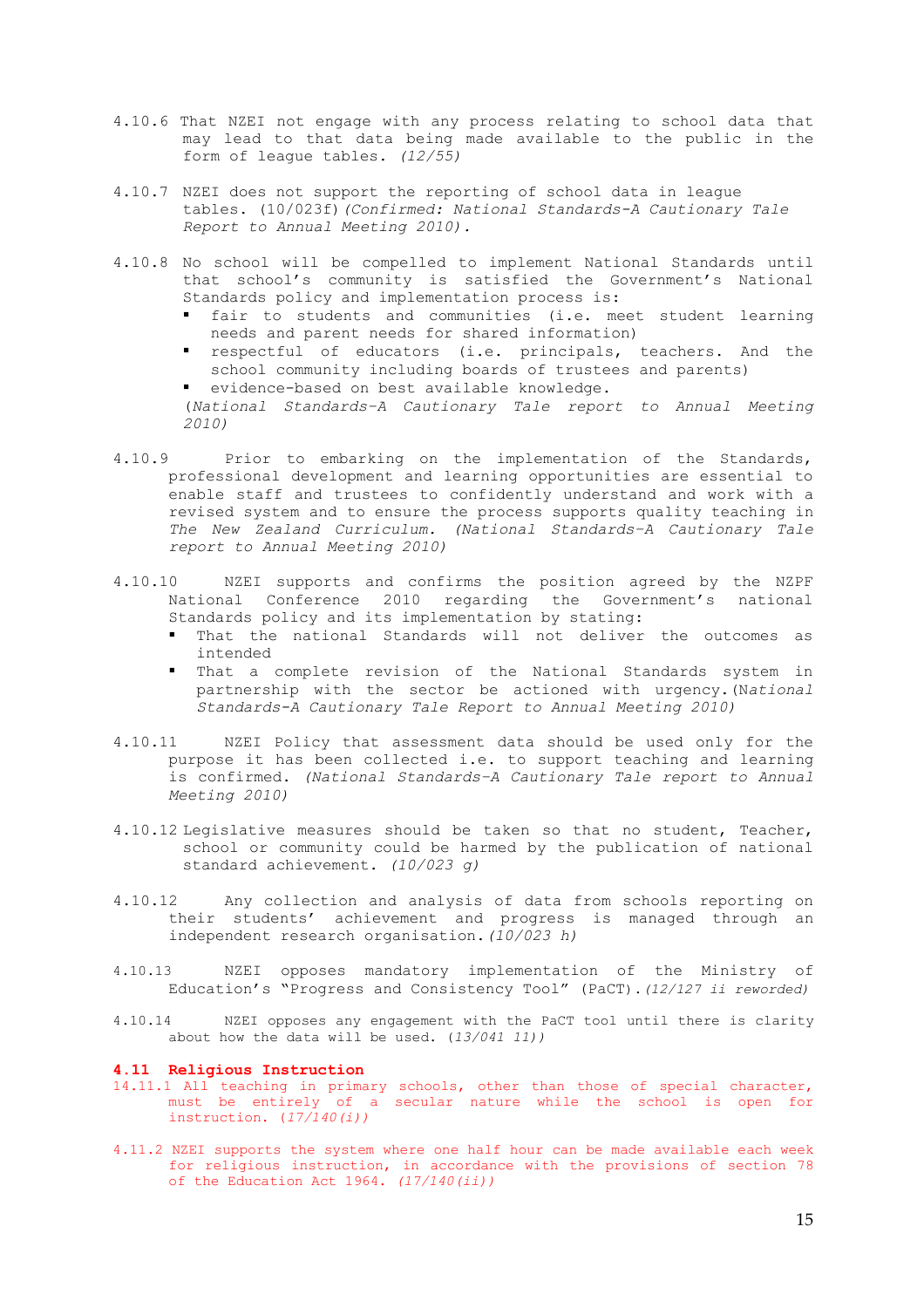4.10.6 That NZEI not engage with any process relating to school data that may lead to that data being made available to the public in the form of league tables. *(12/55)*

4.10.7 NZEI does not support the reporting of school data in league tables. (10/023f)*(Confirmed: National Standards-A Cautionary Tale Report to Annual Meeting 2010).*

4.10.8 No school will be compelled to implement National Standards until that school's community is satisfied the Government's National Standards policy and implementation process is:

- fair to students and communities (i.e. meet student learning needs and parent needs for shared information)
- respectful of educators (i.e. principals, teachers. And the school community including boards of trustees and parents)
- evidence-based on best available knowledge.

*(National Standards–A Cautionary Tale report to Annual Meeting 2010)*

4.10.9 Prior to embarking on the implementation of the Standards, professional development and learning opportunities are essential to enable staff and trustees to confidently understand and work with a revised system and to ensure the process supports quality teaching in *The New Zealand Curriculum. (National Standards–A Cautionary Tale report to Annual Meeting 2010)*

4.10.10 NZEI supports and confirms the position agreed by the NZPF National Conference 2010 regarding the Government's national Standards policy and its implementation by stating:

- That the national Standards will not deliver the outcomes as intended
- That a complete revision of the National Standards system in partnership with the sector be actioned with urgency.*(National Standards-A Cautionary Tale Report to Annual Meeting 2010)*

4.10.11 NZEI Policy that assessment data should be used only for the purpose it has been collected i.e. to support teaching and learning is confirmed. *(National Standards–A Cautionary Tale report to Annual Meeting 2010)*

4.10.12 Legislative measures should be taken so that no student, Teacher, school or community could be harmed by the publication of national standard achievement. *(10/023 g)*

4.10.12 Any collection and analysis of data from schools reporting on their students' achievement and progress is managed through an independent research organisation.*(10/023 h)*

4.10.13 NZEI opposes mandatory implementation of the Ministry of Education's "Progress and Consistency Tool" (PaCT).*(12/127 ii reworded)*

4.10.14 NZEI opposes any engagement with the PaCT tool until there is clarity about how the data will be used. (*13/041 11)*)

## 4.11 Religious Instruction

14.11.1 All teaching in primary schools, other than those of special character, must be entirely of a secular nature while the school is open for instruction. *(17/140(i))*

4.11.2 NZEI supports the system where one half hour can be made available each week for religious instruction, in accordance with the provisions of section 78 of the Education Act 1964. *(17/140(ii))*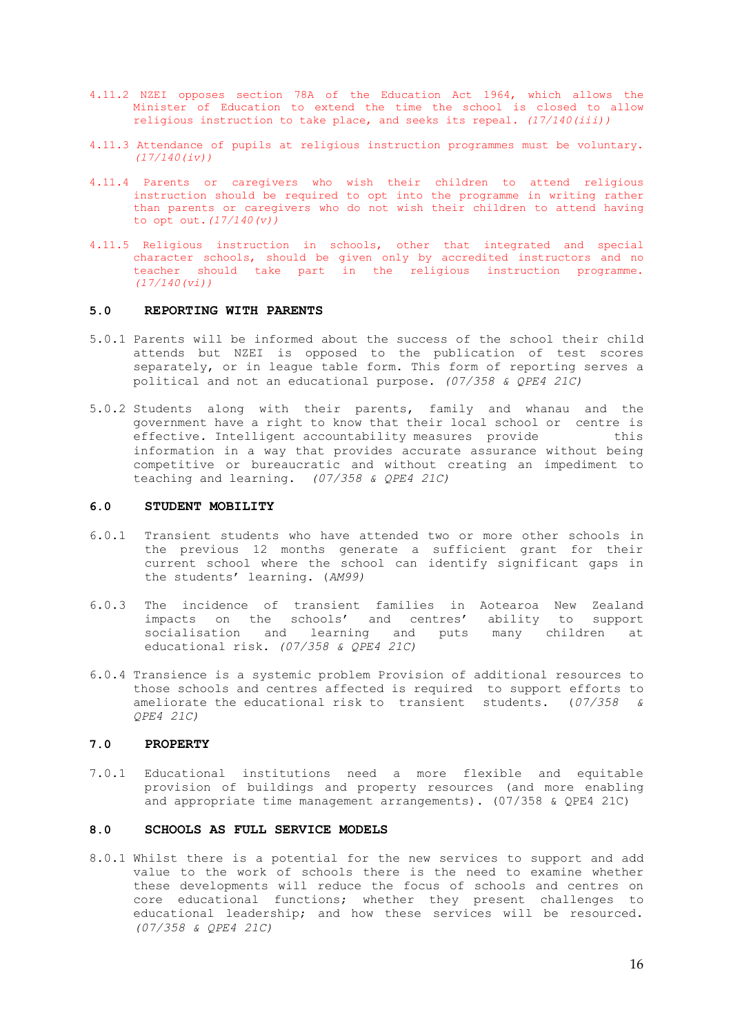4.11.2 NZEI opposes section 78A of the Education Act 1964, which allows the Minister of Education to extend the time the school is closed to allow religious instruction to take place, and seeks its repeal. *(17/140(iii))*

4.11.3 Attendance of pupils at religious instruction programmes must be voluntary. *(17/140(iv))*

4.11.4 Parents or caregivers who wish their children to attend religious instruction should be required to opt into the programme in writing rather than parents or caregivers who do not wish their children to attend having to opt out. *(17/140(v))*

4.11.5 Religious instruction in schools, other that integrated and special character schools, should be given only by accredited instructors and no teacher should take part in the religious instruction programme. *(17/140(vi))*

## 5.0 REPORTING WITH PARENTS

5.0.1 Parents will be informed about the success of the school their child attends but NZEI is opposed to the publication of test scores separately, or in league table form. This form of reporting serves a political and not an educational purpose. *(07/358 & QPE4 21C)*

5.0.2 Students along with their parents, family and whanau and the government have a right to know that their local school or centre is effective. Intelligent accountability measures provide this information in a way that provides accurate assurance without being competitive or bureaucratic and without creating an impediment to teaching and learning. *(07/358 & QPE4 21C)*

## 6.0 STUDENT MOBILITY

6.0.1 Transient students who have attended two or more other schools in the previous 12 months generate a sufficient grant for their current school where the school can identify significant gaps in the students' learning. (*AM99)*

6.0.3 The incidence of transient families in Aotearoa New Zealand impacts on the schools' and centres' ability to support socialisation and learning and puts many children at educational risk. *(07/358 & QPE4 21C)*

6.0.4 Transience is a systemic problem Provision of additional resources to those schools and centres affected is required to support efforts to ameliorate the educational risk to transient students. (*07/358 & QPE4 21C)*

## 7.0 PROPERTY

7.0.1 Educational institutions need a more flexible and equitable provision of buildings and property resources (and more enabling and appropriate time management arrangements). (07/358 & QPE4 21C)

## 8.0 SCHOOLS AS FULL SERVICE MODELS

8.0.1 Whilst there is a potential for the new services to support and add value to the work of schools there is the need to examine whether these developments will reduce the focus of schools and centres on core educational functions; whether they present challenges to educational leadership; and how these services will be resourced. *(07/358 & QPE4 21C)*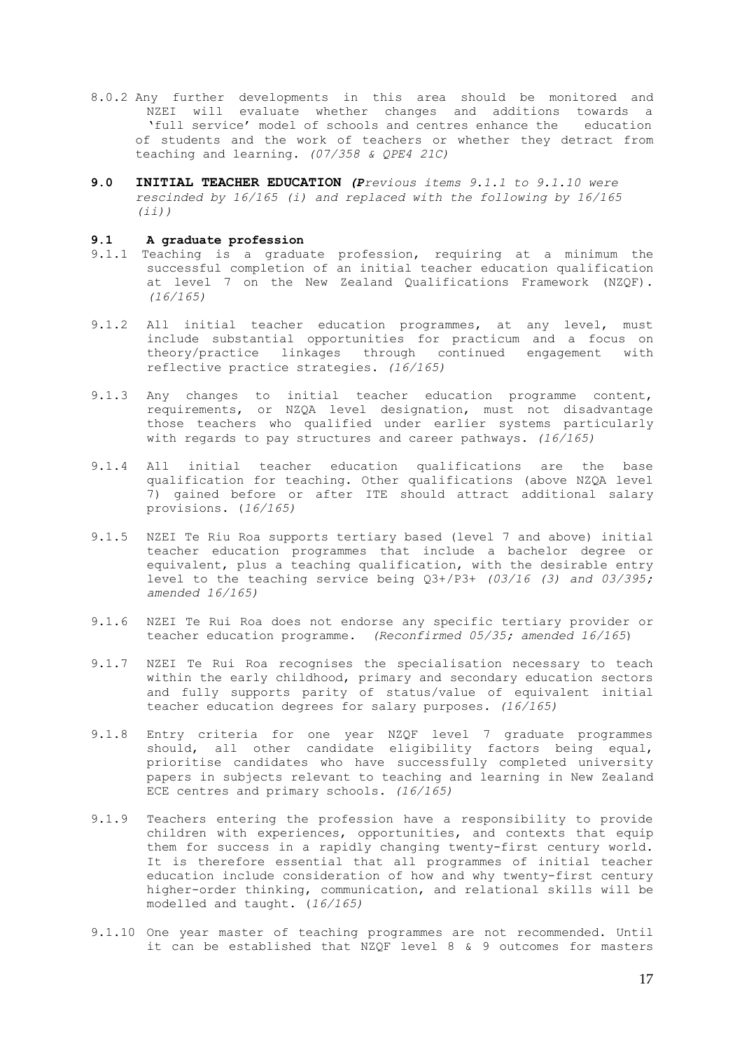8.0.2 Any further developments in this area should be monitored and NZEI will evaluate whether changes and additions towards a 'full service' model of schools and centres enhance the education of students and the work of teachers or whether they detract from teaching and learning. *(07/358 & QPE4 21C)*

## 9.0 INITIAL TEACHER EDUCATION *(Previous items 9.1.1 to 9.1.10 were rescinded by 16/165 (i) and replaced with the following by 16/165 (ii))*

### 9.1 A graduate profession

9.1.1 Teaching is a graduate profession, requiring at a minimum the successful completion of an initial teacher education qualification at level 7 on the New Zealand Qualifications Framework (NZQF). *(16/165)*

9.1.2 All initial teacher education programmes, at any level, must include substantial opportunities for practicum and a focus on theory/practice linkages through continued engagement with reflective practice strategies. *(16/165)*

9.1.3 Any changes to initial teacher education programme content, requirements, or NZQA level designation, must not disadvantage those teachers who qualified under earlier systems particularly with regards to pay structures and career pathways. *(16/165)*

9.1.4 All initial teacher education qualifications are the base qualification for teaching. Other qualifications (above NZQA level 7) gained before or after ITE should attract additional salary provisions. (*16/165)*

9.1.5 NZEI Te Riu Roa supports tertiary based (level 7 and above) initial teacher education programmes that include a bachelor degree or equivalent, plus a teaching qualification, with the desirable entry level to the teaching service being Q3+/P3+ *(03/16 (3) and 03/395; amended 16/165)*

9.1.6 NZEI Te Rui Roa does not endorse any specific tertiary provider or teacher education programme. *(Reconfirmed 05/35; amended 16/165*)

9.1.7 NZEI Te Rui Roa recognises the specialisation necessary to teach within the early childhood, primary and secondary education sectors and fully supports parity of status/value of equivalent initial teacher education degrees for salary purposes. *(16/165)*

9.1.8 Entry criteria for one year NZQF level 7 graduate programmes should, all other candidate eligibility factors being equal, prioritise candidates who have successfully completed university papers in subjects relevant to teaching and learning in New Zealand ECE centres and primary schools. *(16/165)*

9.1.9 Teachers entering the profession have a responsibility to provide children with experiences, opportunities, and contexts that equip them for success in a rapidly changing twenty-first century world. It is therefore essential that all programmes of initial teacher education include consideration of how and why twenty-first century higher-order thinking, communication, and relational skills will be modelled and taught. (*16/165)*

9.1.10 One year master of teaching programmes are not recommended. Until it can be established that NZQF level 8 & 9 outcomes for masters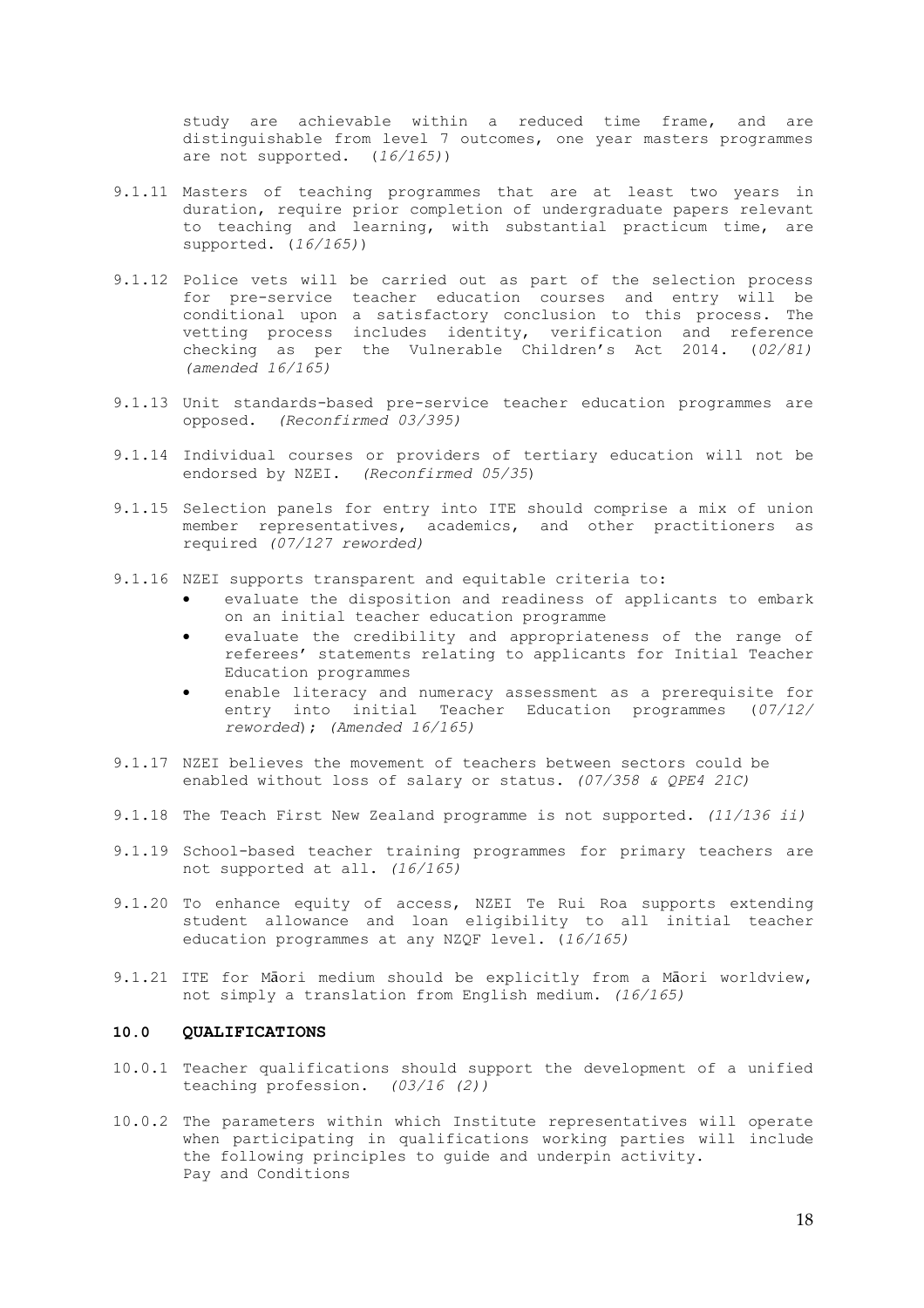study are achievable within a reduced time frame, and are distinguishable from level 7 outcomes, one year masters programmes are not supported. (*16/165)*)

9.1.11 Masters of teaching programmes that are at least two years in duration, require prior completion of undergraduate papers relevant to teaching and learning, with substantial practicum time, are supported. (*16/165)*)

9.1.12 Police vets will be carried out as part of the selection process for pre-service teacher education courses and entry will be conditional upon a satisfactory conclusion to this process. The vetting process includes identity, verification and reference checking as per the Vulnerable Children's Act 2014. (*02/81) (amended 16/165)*

9.1.13 Unit standards-based pre-service teacher education programmes are opposed. *(Reconfirmed 03/395)*

9.1.14 Individual courses or providers of tertiary education will not be endorsed by NZEI. *(Reconfirmed 05/35*)

9.1.15 Selection panels for entry into ITE should comprise a mix of union member representatives, academics, and other practitioners as required *(07/127 reworded)*

9.1.16 NZEI supports transparent and equitable criteria to:

- evaluate the disposition and readiness of applicants to embark on an initial teacher education programme
- evaluate the credibility and appropriateness of the range of referees' statements relating to applicants for Initial Teacher Education programmes
- enable literacy and numeracy assessment as a prerequisite for entry into initial Teacher Education programmes (*07/12/ reworded*); *(Amended 16/165)*

9.1.17 NZEI believes the movement of teachers between sectors could be enabled without loss of salary or status. *(07/358 & QPE4 21C)*

9.1.18 The Teach First New Zealand programme is not supported. *(11/136 ii)*

9.1.19 School-based teacher training programmes for primary teachers are not supported at all. *(16/165)*

9.1.20 To enhance equity of access, NZEI Te Rui Roa supports extending student allowance and loan eligibility to all initial teacher education programmes at any NZQF level. (*16/165)*

9.1.21 ITE for Māori medium should be explicitly from a Māori worldview, not simply a translation from English medium. *(16/165)*

## 10.0 QUALIFICATIONS

10.0.1 Teacher qualifications should support the development of a unified teaching profession. *(03/16 (2))*

10.0.2 The parameters within which Institute representatives will operate when participating in qualifications working parties will include the following principles to guide and underpin activity.
Pay and Conditions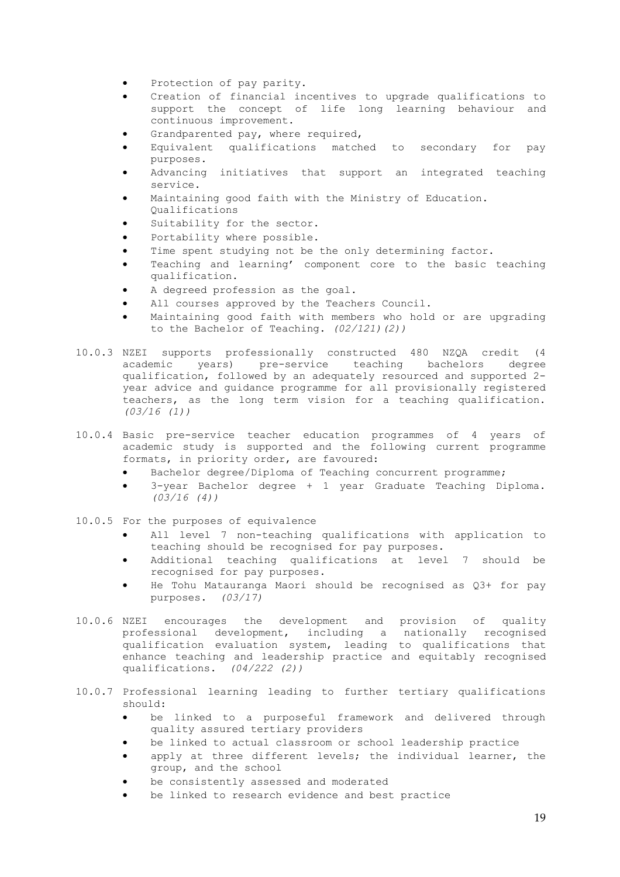- Protection of pay parity.
- Creation of financial incentives to upgrade qualifications to support the concept of life long learning behaviour and continuous improvement.
- Grandparented pay, where required,
- Equivalent qualifications matched to secondary for pay purposes.
- Advancing initiatives that support an integrated teaching service.
- Maintaining good faith with the Ministry of Education.

Qualifications

- Suitability for the sector.
- Portability where possible.
- Time spent studying not be the only determining factor.
- Teaching and learning' component core to the basic teaching qualification.
- A degreed profession as the goal.
- All courses approved by the Teachers Council.
- Maintaining good faith with members who hold or are upgrading to the Bachelor of Teaching. *(02/121)(2))*

10.0.3 NZEI supports professionally constructed 480 NZQA credit (4 academic years) pre-service teaching bachelors degree qualification, followed by an adequately resourced and supported 2-year advice and guidance programme for all provisionally registered teachers, as the long term vision for a teaching qualification. *(03/16 (1))*

10.0.4 Basic pre-service teacher education programmes of 4 years of academic study is supported and the following current programme formats, in priority order, are favoured:

- Bachelor degree/Diploma of Teaching concurrent programme;
- 3-year Bachelor degree + 1 year Graduate Teaching Diploma. *(03/16 (4))*

10.0.5 For the purposes of equivalence

- All level 7 non-teaching qualifications with application to teaching should be recognised for pay purposes.
- Additional teaching qualifications at level 7 should be recognised for pay purposes.
- He Tohu Matauranga Maori should be recognised as Q3+ for pay purposes. *(03/17)*

10.0.6 NZEI encourages the development and provision of quality professional development, including a nationally recognised qualification evaluation system, leading to qualifications that enhance teaching and leadership practice and equitably recognised qualifications. *(04/222 (2))*

10.0.7 Professional learning leading to further tertiary qualifications should:

- be linked to a purposeful framework and delivered through quality assured tertiary providers
- be linked to actual classroom or school leadership practice
- apply at three different levels; the individual learner, the group, and the school
- be consistently assessed and moderated
- be linked to research evidence and best practice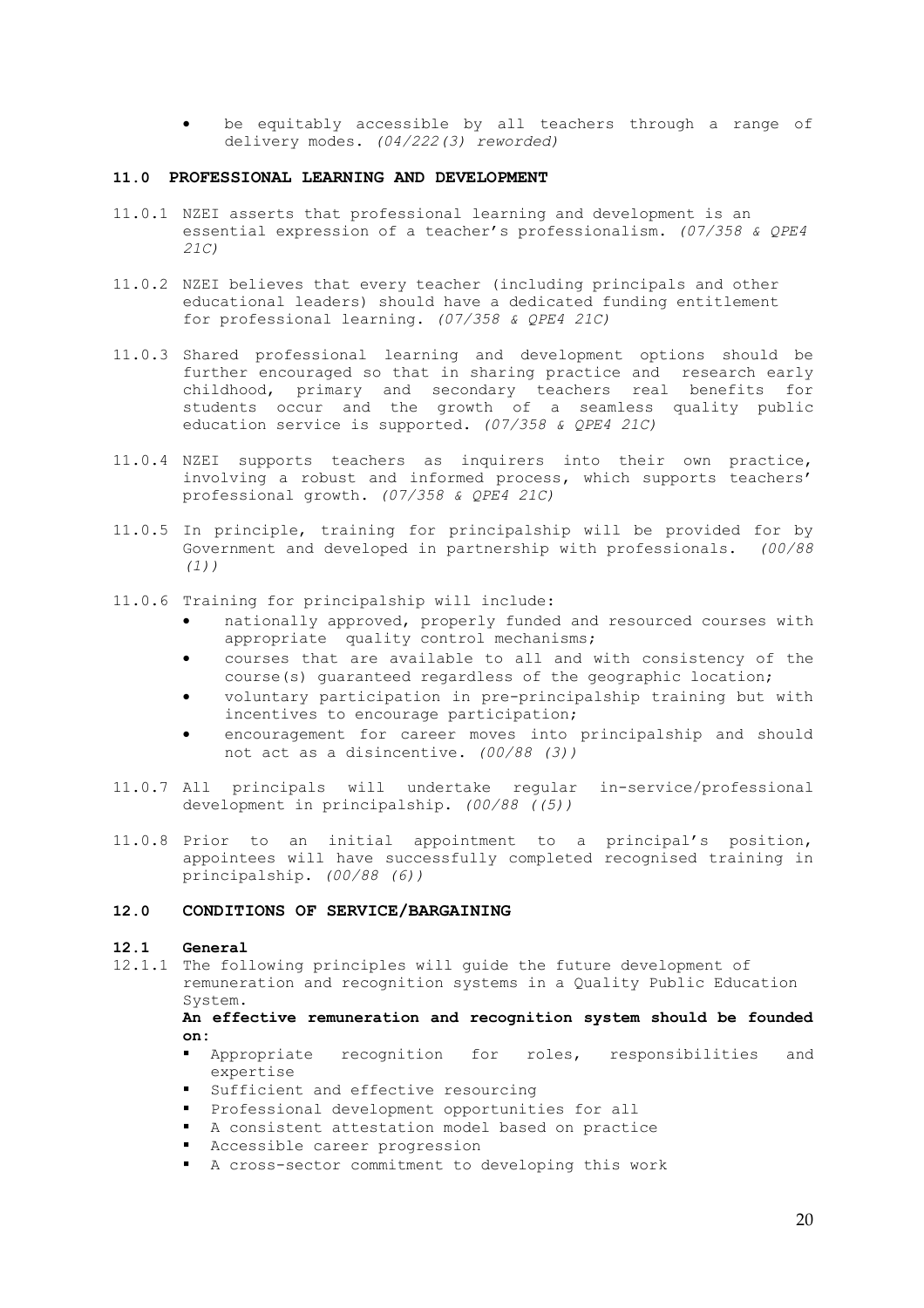- be equitably accessible by all teachers through a range of delivery modes. *(04/222(3) reworded)*

## 11.0 PROFESSIONAL LEARNING AND DEVELOPMENT

11.0.1 NZEI asserts that professional learning and development is an essential expression of a teacher's professionalism. *(07/358 & QPE4 21C)*

11.0.2 NZEI believes that every teacher (including principals and other educational leaders) should have a dedicated funding entitlement for professional learning. *(07/358 & QPE4 21C)*

11.0.3 Shared professional learning and development options should be further encouraged so that in sharing practice and research early childhood, primary and secondary teachers real benefits for students occur and the growth of a seamless quality public education service is supported. *(07/358 & QPE4 21C)*

11.0.4 NZEI supports teachers as inquirers into their own practice, involving a robust and informed process, which supports teachers' professional growth. *(07/358 & QPE4 21C)*

11.0.5 In principle, training for principalship will be provided for by Government and developed in partnership with professionals. *(00/88 (1))*

11.0.6 Training for principalship will include:

- nationally approved, properly funded and resourced courses with appropriate quality control mechanisms;
- courses that are available to all and with consistency of the course(s) guaranteed regardless of the geographic location;
- voluntary participation in pre-principalship training but with incentives to encourage participation;
- encouragement for career moves into principalship and should not act as a disincentive. *(00/88 (3))*

11.0.7 All principals will undertake regular in-service/professional development in principalship. *(00/88 ((5))*

11.0.8 Prior to an initial appointment to a principal's position, appointees will have successfully completed recognised training in principalship. *(00/88 (6))*

## 12.0 CONDITIONS OF SERVICE/BARGAINING

### 12.1 General

12.1.1 The following principles will guide the future development of remuneration and recognition systems in a Quality Public Education System.

**An effective remuneration and recognition system should be founded on:**

- Appropriate recognition for roles, responsibilities and expertise
- Sufficient and effective resourcing
- Professional development opportunities for all
- A consistent attestation model based on practice
- Accessible career progression
- A cross-sector commitment to developing this work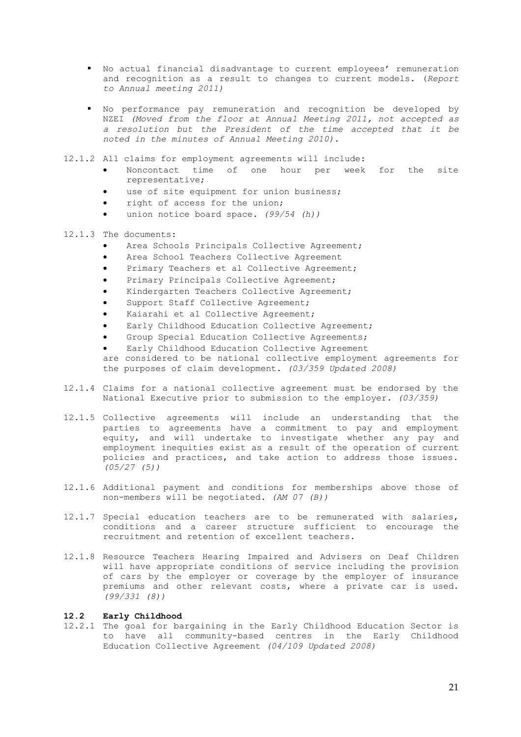- No actual financial disadvantage to current employees' remuneration and recognition as a result to changes to current models. (*Report to Annual meeting 2011)*

- No performance pay remuneration and recognition be developed by NZEI *(Moved from the floor at Annual Meeting 2011, not accepted as a resolution but the President of the time accepted that it be noted in the minutes of Annual Meeting 2010).*

12.1.2 All claims for employment agreements will include:

- Noncontact time of one hour per week for the site representative;
- use of site equipment for union business;
- right of access for the union;
- union notice board space. *(99/54 (h))*

12.1.3 The documents:

- Area Schools Principals Collective Agreement;
- Area School Teachers Collective Agreement
- Primary Teachers et al Collective Agreement;
- Primary Principals Collective Agreement;
- Kindergarten Teachers Collective Agreement;
- Support Staff Collective Agreement;
- Kaiarahi et al Collective Agreement;
- Early Childhood Education Collective Agreement;
- Group Special Education Collective Agreements;
- Early Childhood Education Collective Agreement

are considered to be national collective employment agreements for the purposes of claim development. *(03/359 Updated 2008)*

12.1.4 Claims for a national collective agreement must be endorsed by the National Executive prior to submission to the employer. *(03/359)*

12.1.5 Collective agreements will include an understanding that the parties to agreements have a commitment to pay and employment equity, and will undertake to investigate whether any pay and employment inequities exist as a result of the operation of current policies and practices, and take action to address those issues. *(05/27 (5))*

12.1.6 Additional payment and conditions for memberships above those of non-members will be negotiated. *(AM 07 (B))*

12.1.7 Special education teachers are to be remunerated with salaries, conditions and a career structure sufficient to encourage the recruitment and retention of excellent teachers.

12.1.8 Resource Teachers Hearing Impaired and Advisers on Deaf Children will have appropriate conditions of service including the provision of cars by the employer or coverage by the employer of insurance premiums and other relevant costs, where a private car is used. *(99/331 (8))*

### 12.2 Early Childhood

12.2.1 The goal for bargaining in the Early Childhood Education Sector is to have all community-based centres in the Early Childhood Education Collective Agreement *(04/109 Updated 2008)*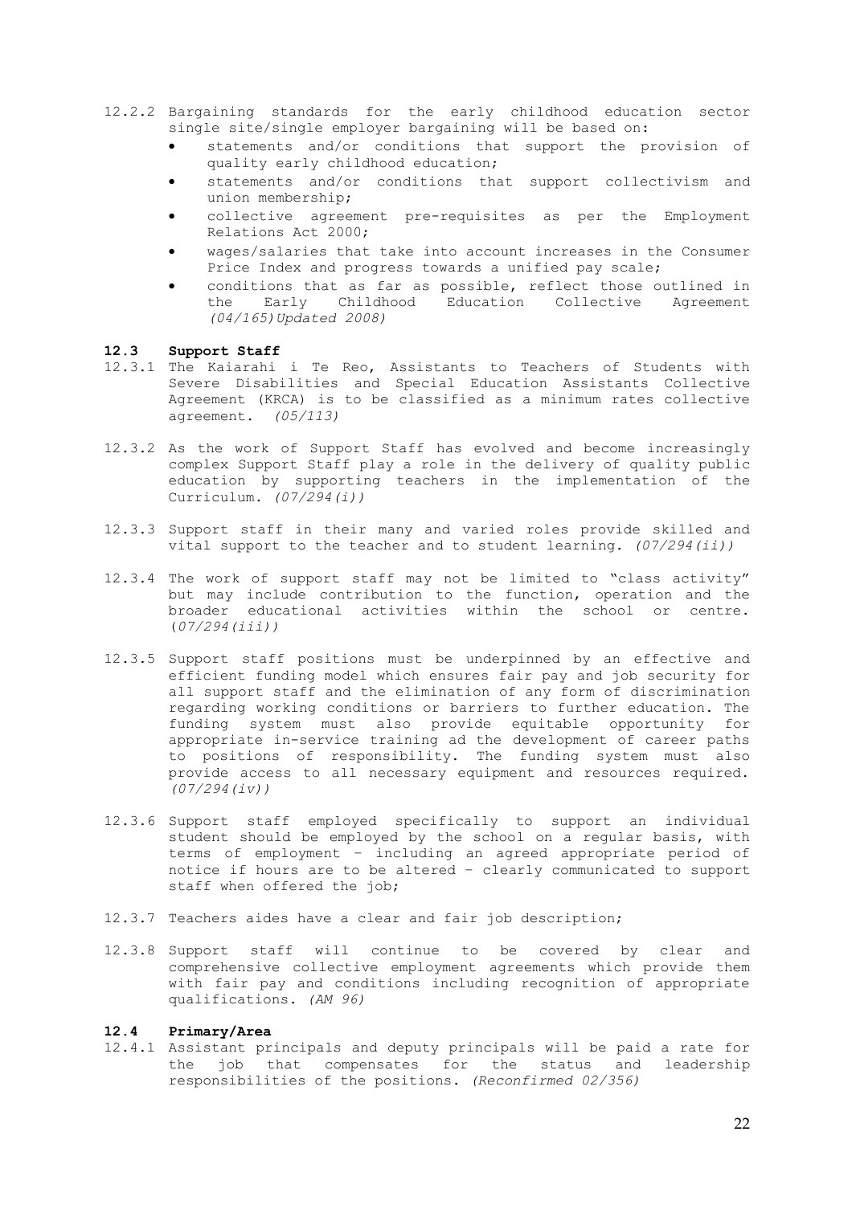12.2.2 Bargaining standards for the early childhood education sector single site/single employer bargaining will be based on:

- statements and/or conditions that support the provision of quality early childhood education;
- statements and/or conditions that support collectivism and union membership;
- collective agreement pre-requisites as per the Employment Relations Act 2000;
- wages/salaries that take into account increases in the Consumer Price Index and progress towards a unified pay scale;
- conditions that as far as possible, reflect those outlined in the Early Childhood Education Collective Agreement *(04/165)Updated 2008)*

### 12.3 Support Staff

12.3.1 The Kaiarahi i Te Reo, Assistants to Teachers of Students with Severe Disabilities and Special Education Assistants Collective Agreement (KRCA) is to be classified as a minimum rates collective agreement. *(05/113)*

12.3.2 As the work of Support Staff has evolved and become increasingly complex Support Staff play a role in the delivery of quality public education by supporting teachers in the implementation of the Curriculum. *(07/294(i))*

12.3.3 Support staff in their many and varied roles provide skilled and vital support to the teacher and to student learning. *(07/294(ii))*

12.3.4 The work of support staff may not be limited to "class activity" but may include contribution to the function, operation and the broader educational activities within the school or centre. *(07/294(iii))*

12.3.5 Support staff positions must be underpinned by an effective and efficient funding model which ensures fair pay and job security for all support staff and the elimination of any form of discrimination regarding working conditions or barriers to further education. The funding system must also provide equitable opportunity for appropriate in-service training ad the development of career paths to positions of responsibility. The funding system must also provide access to all necessary equipment and resources required. *(07/294(iv))*

12.3.6 Support staff employed specifically to support an individual student should be employed by the school on a regular basis, with terms of employment – including an agreed appropriate period of notice if hours are to be altered – clearly communicated to support staff when offered the job;

12.3.7 Teachers aides have a clear and fair job description;

12.3.8 Support staff will continue to be covered by clear and comprehensive collective employment agreements which provide them with fair pay and conditions including recognition of appropriate qualifications. *(AM 96)*

### 12.4 Primary/Area

12.4.1 Assistant principals and deputy principals will be paid a rate for the job that compensates for the status and leadership responsibilities of the positions. *(Reconfirmed 02/356)*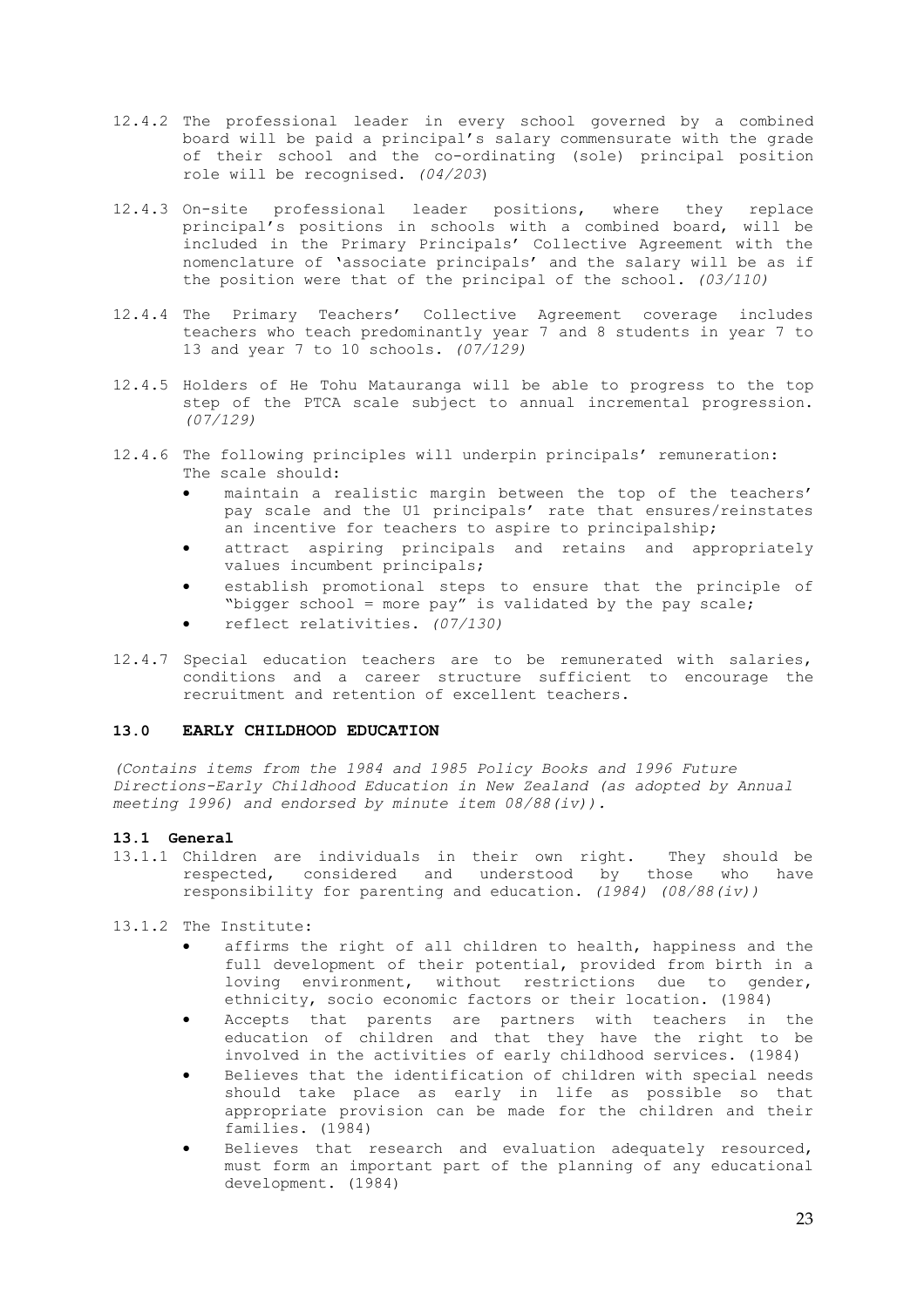12.4.2 The professional leader in every school governed by a combined board will be paid a principal's salary commensurate with the grade of their school and the co-ordinating (sole) principal position role will be recognised. *(04/203)*

12.4.3 On-site professional leader positions, where they replace principal's positions in schools with a combined board, will be included in the Primary Principals' Collective Agreement with the nomenclature of 'associate principals' and the salary will be as if the position were that of the principal of the school. *(03/110)*

12.4.4 The Primary Teachers' Collective Agreement coverage includes teachers who teach predominantly year 7 and 8 students in year 7 to 13 and year 7 to 10 schools. *(07/129)*

12.4.5 Holders of He Tohu Matauranga will be able to progress to the top step of the PTCA scale subject to annual incremental progression. *(07/129)*

12.4.6 The following principles will underpin principals' remuneration: The scale should:

- maintain a realistic margin between the top of the teachers' pay scale and the U1 principals' rate that ensures/reinstates an incentive for teachers to aspire to principalship;
- attract aspiring principals and retains and appropriately values incumbent principals;
- establish promotional steps to ensure that the principle of "bigger school = more pay" is validated by the pay scale;
- reflect relativities. *(07/130)*

12.4.7 Special education teachers are to be remunerated with salaries, conditions and a career structure sufficient to encourage the recruitment and retention of excellent teachers.

## 13.0 EARLY CHILDHOOD EDUCATION

*(Contains items from the 1984 and 1985 Policy Books and 1996 Future Directions-Early Childhood Education in New Zealand (as adopted by Annual meeting 1996) and endorsed by minute item 08/88(iv)).*

### 13.1 General

13.1.1 Children are individuals in their own right. They should be respected, considered and understood by those who have responsibility for parenting and education. *(1984) (08/88(iv))*

13.1.2 The Institute:

- affirms the right of all children to health, happiness and the full development of their potential, provided from birth in a loving environment, without restrictions due to gender, ethnicity, socio economic factors or their location. (1984)
- Accepts that parents are partners with teachers in the education of children and that they have the right to be involved in the activities of early childhood services. (1984)
- Believes that the identification of children with special needs should take place as early in life as possible so that appropriate provision can be made for the children and their families. (1984)
- Believes that research and evaluation adequately resourced, must form an important part of the planning of any educational development. (1984)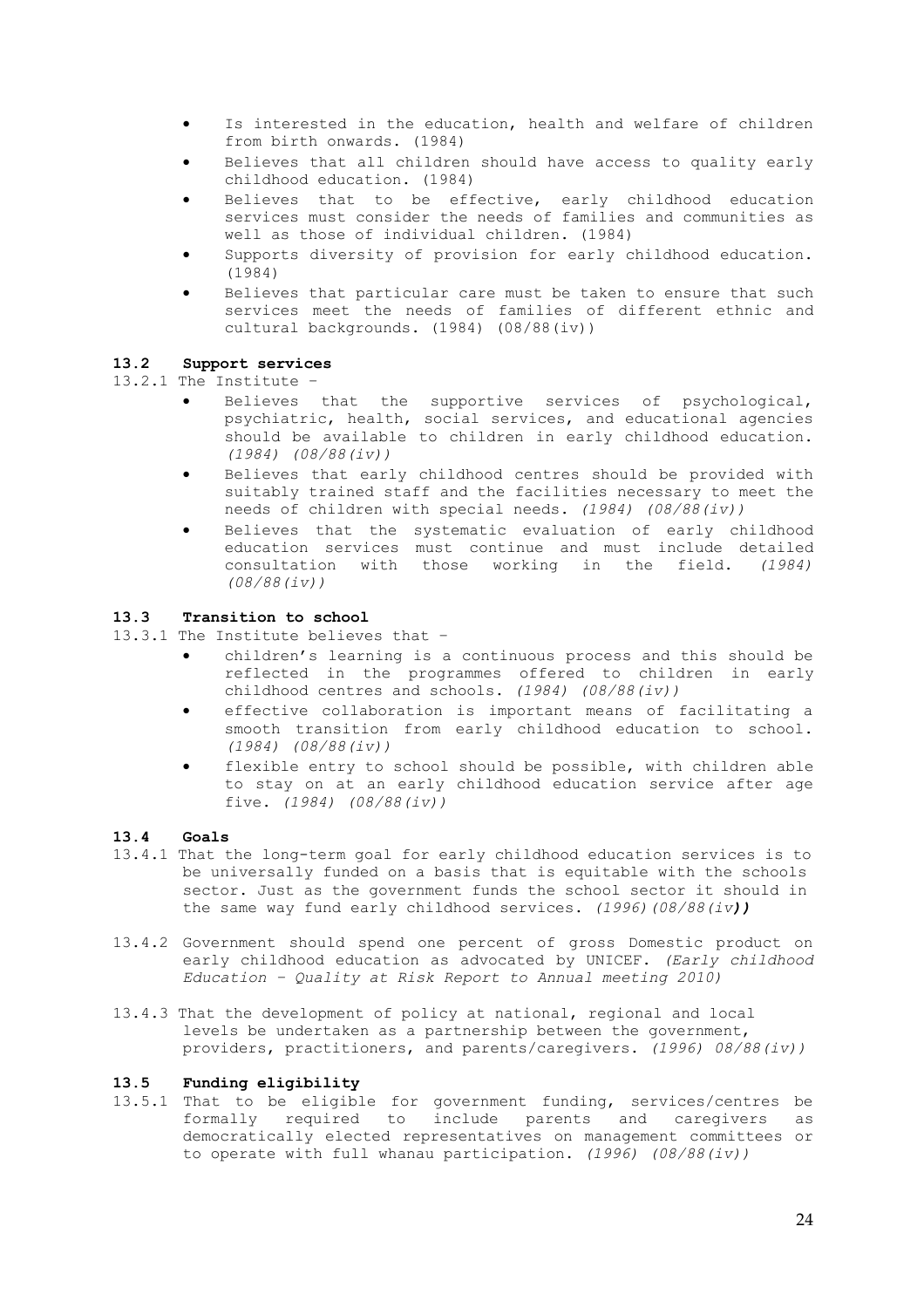- Is interested in the education, health and welfare of children from birth onwards. (1984)
- Believes that all children should have access to quality early childhood education. (1984)
- Believes that to be effective, early childhood education services must consider the needs of families and communities as well as those of individual children. (1984)
- Supports diversity of provision for early childhood education. (1984)
- Believes that particular care must be taken to ensure that such services meet the needs of families of different ethnic and cultural backgrounds. (1984) (08/88(iv))

### 13.2 Support services

13.2.1 The Institute –

- Believes that the supportive services of psychological, psychiatric, health, social services, and educational agencies should be available to children in early childhood education. *(1984) (08/88(iv))*
- Believes that early childhood centres should be provided with suitably trained staff and the facilities necessary to meet the needs of children with special needs. *(1984) (08/88(iv))*
- Believes that the systematic evaluation of early childhood education services must continue and must include detailed consultation with those working in the field. *(1984) (08/88(iv))*

### 13.3 Transition to school

13.3.1 The Institute believes that –

- children's learning is a continuous process and this should be reflected in the programmes offered to children in early childhood centres and schools. *(1984) (08/88(iv))*
- effective collaboration is important means of facilitating a smooth transition from early childhood education to school. *(1984) (08/88(iv))*
- flexible entry to school should be possible, with children able to stay on at an early childhood education service after age five. *(1984) (08/88(iv))*

### 13.4 Goals

13.4.1 That the long-term goal for early childhood education services is to be universally funded on a basis that is equitable with the schools sector. Just as the government funds the school sector it should in the same way fund early childhood services. *(1996)(08/88(iv****))***

13.4.2 Government should spend one percent of gross Domestic product on early childhood education as advocated by UNICEF. *(Early childhood Education – Quality at Risk Report to Annual meeting 2010)*

13.4.3 That the development of policy at national, regional and local levels be undertaken as a partnership between the government, providers, practitioners, and parents/caregivers. *(1996) 08/88(iv))*

### 13.5 Funding eligibility

13.5.1 That to be eligible for government funding, services/centres be formally required to include parents and caregivers as democratically elected representatives on management committees or to operate with full whanau participation. *(1996) (08/88(iv))*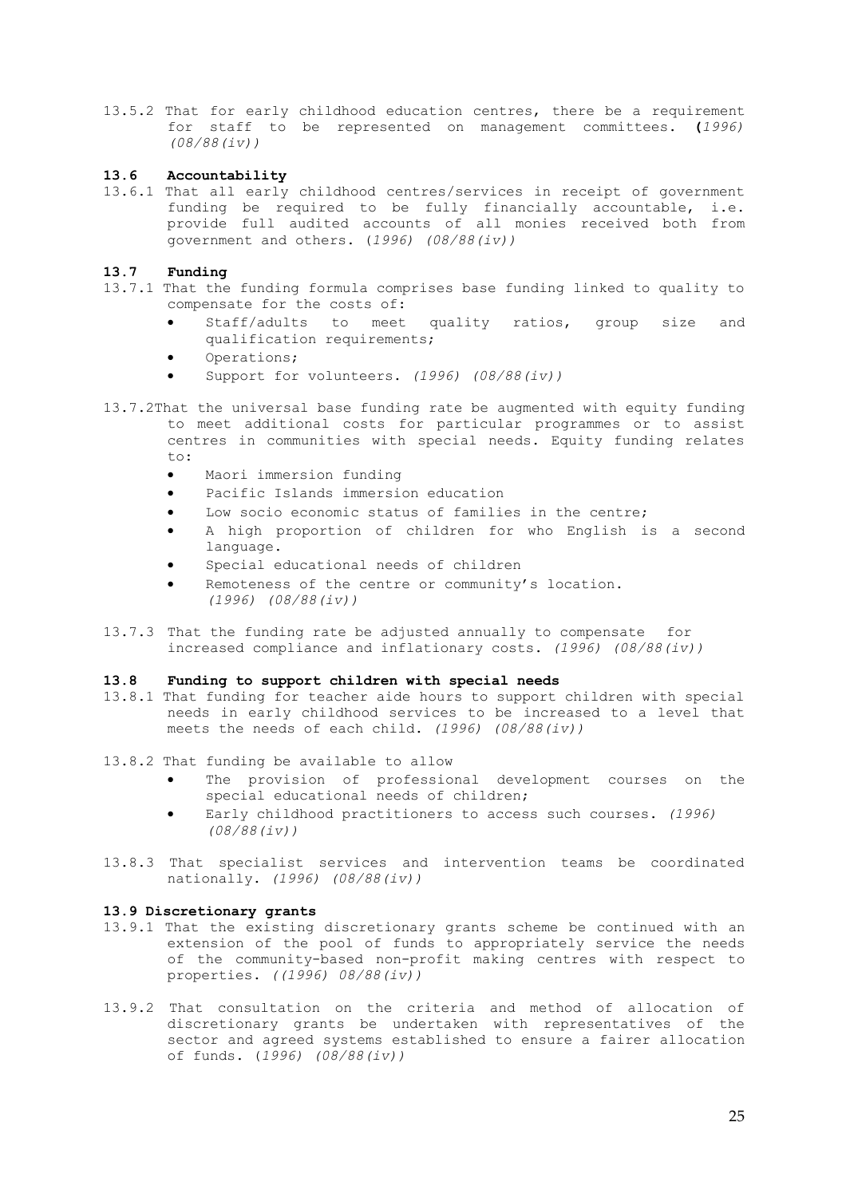13.5.2 That for early childhood education centres, there be a requirement for staff to be represented on management committees. **(***1996) (08/88(iv))*

### 13.6 Accountability

13.6.1 That all early childhood centres/services in receipt of government funding be required to be fully financially accountable, i.e. provide full audited accounts of all monies received both from government and others. (*1996) (08/88(iv))*

### 13.7 Funding

13.7.1 That the funding formula comprises base funding linked to quality to compensate for the costs of:

- Staff/adults to meet quality ratios, group size and qualification requirements;
- Operations;
- Support for volunteers. *(1996) (08/88(iv))*

13.7.2That the universal base funding rate be augmented with equity funding to meet additional costs for particular programmes or to assist centres in communities with special needs. Equity funding relates to:

- Maori immersion funding
- Pacific Islands immersion education
- Low socio economic status of families in the centre;
- A high proportion of children for who English is a second language.
- Special educational needs of children
- Remoteness of the centre or community's location. *(1996) (08/88(iv))*

13.7.3 That the funding rate be adjusted annually to compensate for increased compliance and inflationary costs. *(1996) (08/88(iv))*

### 13.8 Funding to support children with special needs

13.8.1 That funding for teacher aide hours to support children with special needs in early childhood services to be increased to a level that meets the needs of each child. *(1996) (08/88(iv))*

13.8.2 That funding be available to allow

- The provision of professional development courses on the special educational needs of children;
- Early childhood practitioners to access such courses. *(1996) (08/88(iv))*

13.8.3 That specialist services and intervention teams be coordinated nationally. *(1996) (08/88(iv))*

### 13.9 Discretionary grants

13.9.1 That the existing discretionary grants scheme be continued with an extension of the pool of funds to appropriately service the needs of the community-based non-profit making centres with respect to properties. *((1996) 08/88(iv))*

13.9.2 That consultation on the criteria and method of allocation of discretionary grants be undertaken with representatives of the sector and agreed systems established to ensure a fairer allocation of funds. (*1996) (08/88(iv))*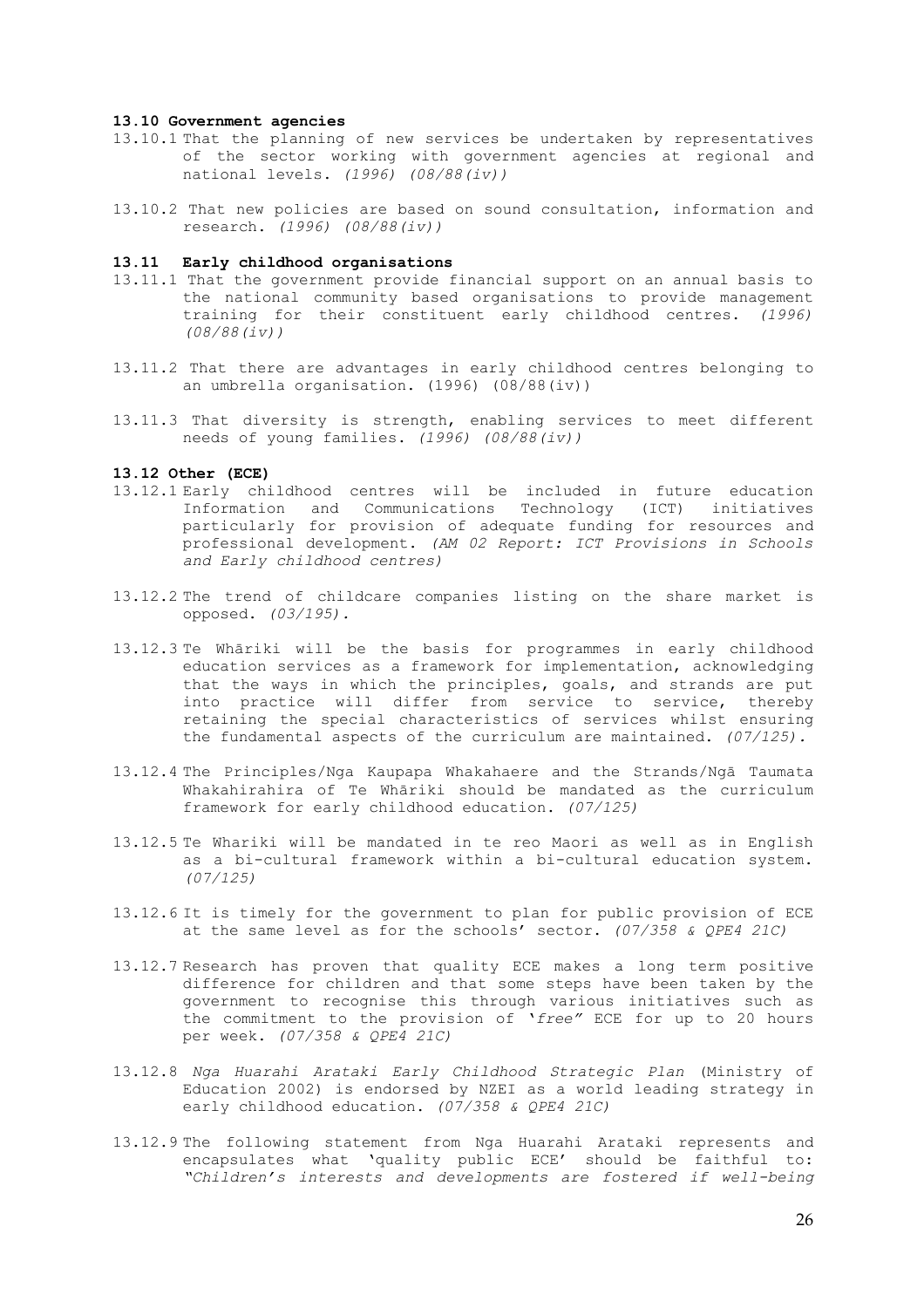### 13.10 Government agencies

13.10.1 That the planning of new services be undertaken by representatives of the sector working with government agencies at regional and national levels. *(1996) (08/88(iv))*

13.10.2 That new policies are based on sound consultation, information and research. *(1996) (08/88(iv))*

### 13.11 Early childhood organisations

13.11.1 That the government provide financial support on an annual basis to the national community based organisations to provide management training for their constituent early childhood centres. *(1996) (08/88(iv))*

13.11.2 That there are advantages in early childhood centres belonging to an umbrella organisation. (1996) (08/88(iv))

13.11.3 That diversity is strength, enabling services to meet different needs of young families. *(1996) (08/88(iv))*

### 13.12 Other (ECE)

13.12.1 Early childhood centres will be included in future education Information and Communications Technology (ICT) initiatives particularly for provision of adequate funding for resources and professional development. *(AM 02 Report: ICT Provisions in Schools and Early childhood centres)*

13.12.2 The trend of childcare companies listing on the share market is opposed. *(03/195).*

13.12.3 Te Whāriki will be the basis for programmes in early childhood education services as a framework for implementation, acknowledging that the ways in which the principles, goals, and strands are put into practice will differ from service to service, thereby retaining the special characteristics of services whilst ensuring the fundamental aspects of the curriculum are maintained. *(07/125).*

13.12.4 The Principles/Nga Kaupapa Whakahaere and the Strands/Ngā Taumata Whakahirahira of Te Whāriki should be mandated as the curriculum framework for early childhood education. *(07/125)*

13.12.5 Te Whariki will be mandated in te reo Maori as well as in English as a bi-cultural framework within a bi-cultural education system. *(07/125)*

13.12.6 It is timely for the government to plan for public provision of ECE at the same level as for the schools' sector. *(07/358 & QPE4 21C)*

13.12.7 Research has proven that quality ECE makes a long term positive difference for children and that some steps have been taken by the government to recognise this through various initiatives such as the commitment to the provision of '*free"* ECE for up to 20 hours per week. *(07/358 & QPE4 21C)*

13.12.8 *Nga Huarahi Arataki Early Childhood Strategic Plan* (Ministry of Education 2002) is endorsed by NZEI as a world leading strategy in early childhood education. *(07/358 & QPE4 21C)*

13.12.9 The following statement from Nga Huarahi Arataki represents and encapsulates what 'quality public ECE' should be faithful to: *"Children's interests and developments are fostered if well-being*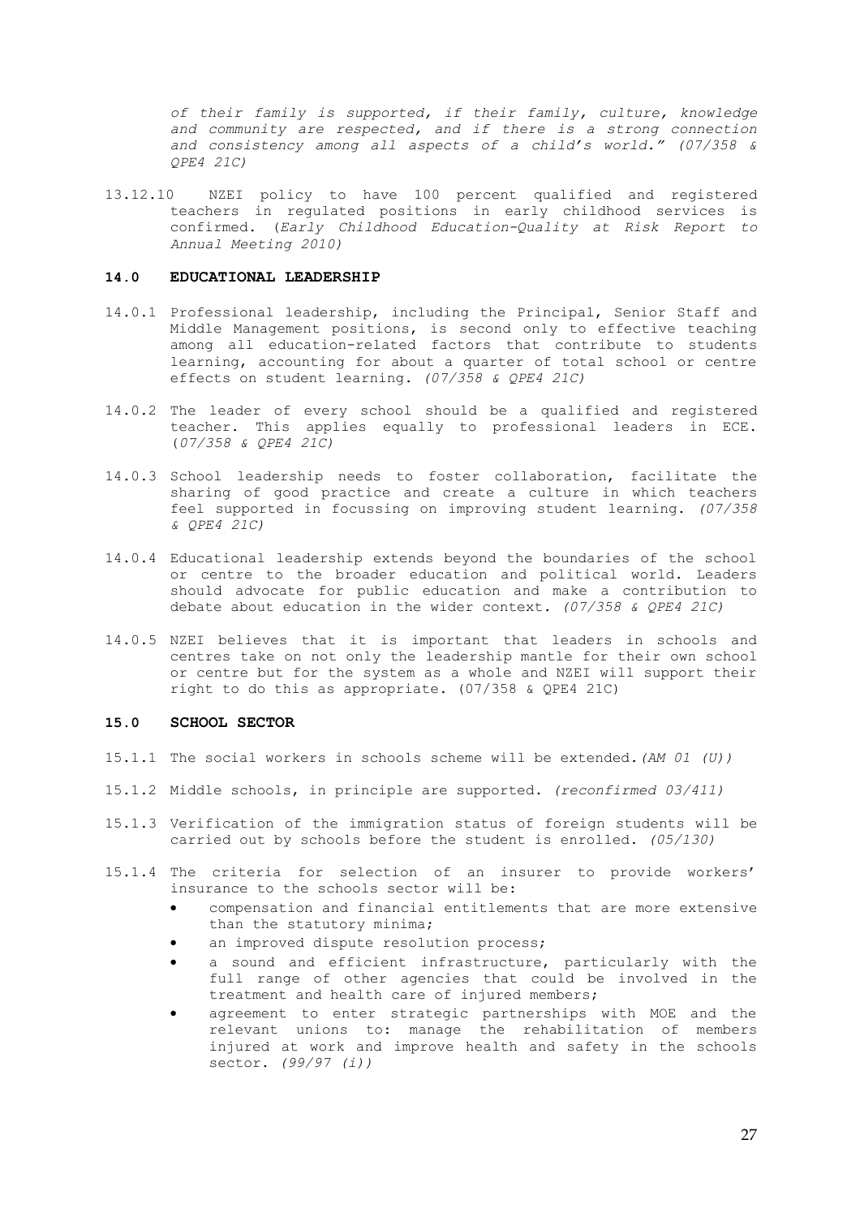*of their family is supported, if their family, culture, knowledge and community are respected, and if there is a strong connection and consistency among all aspects of a child's world." (07/358 & QPE4 21C)*

13.12.10 NZEI policy to have 100 percent qualified and registered teachers in regulated positions in early childhood services is confirmed. (*Early Childhood Education-Quality at Risk Report to Annual Meeting 2010)*

## 14.0 EDUCATIONAL LEADERSHIP

14.0.1 Professional leadership, including the Principal, Senior Staff and Middle Management positions, is second only to effective teaching among all education-related factors that contribute to students learning, accounting for about a quarter of total school or centre effects on student learning. *(07/358 & QPE4 21C)*

14.0.2 The leader of every school should be a qualified and registered teacher. This applies equally to professional leaders in ECE. (*07/358 & QPE4 21C)*

14.0.3 School leadership needs to foster collaboration, facilitate the sharing of good practice and create a culture in which teachers feel supported in focussing on improving student learning. *(07/358 & QPE4 21C)*

14.0.4 Educational leadership extends beyond the boundaries of the school or centre to the broader education and political world. Leaders should advocate for public education and make a contribution to debate about education in the wider context. *(07/358 & QPE4 21C)*

14.0.5 NZEI believes that it is important that leaders in schools and centres take on not only the leadership mantle for their own school or centre but for the system as a whole and NZEI will support their right to do this as appropriate. (07/358 & QPE4 21C)

## 15.0 SCHOOL SECTOR

15.1.1 The social workers in schools scheme will be extended.*(AM 01 (U))*

15.1.2 Middle schools, in principle are supported. *(reconfirmed 03/411)*

15.1.3 Verification of the immigration status of foreign students will be carried out by schools before the student is enrolled. *(05/130)*

15.1.4 The criteria for selection of an insurer to provide workers' insurance to the schools sector will be:

- compensation and financial entitlements that are more extensive than the statutory minima;
- an improved dispute resolution process;
- a sound and efficient infrastructure, particularly with the full range of other agencies that could be involved in the treatment and health care of injured members;
- agreement to enter strategic partnerships with MOE and the relevant unions to: manage the rehabilitation of members injured at work and improve health and safety in the schools sector. *(99/97 (i))*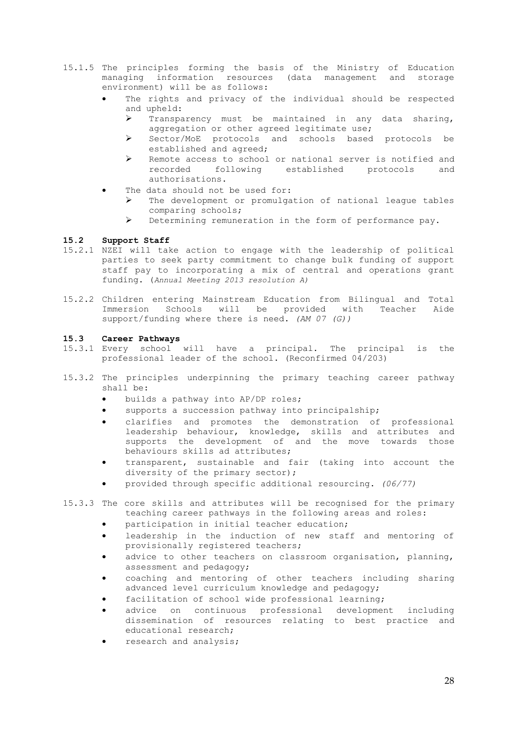15.1.5 The principles forming the basis of the Ministry of Education managing information resources (data management and storage environment) will be as follows:

- The rights and privacy of the individual should be respected and upheld:
  - Transparency must be maintained in any data sharing, aggregation or other agreed legitimate use;
  - Sector/MoE protocols and schools based protocols be established and agreed;
  - Remote access to school or national server is notified and recorded following established protocols and authorisations.
- The data should not be used for:
  - The development or promulgation of national league tables comparing schools;
  - Determining remuneration in the form of performance pay.

### 15.2 Support Staff

15.2.1 NZEI will take action to engage with the leadership of political parties to seek party commitment to change bulk funding of support staff pay to incorporating a mix of central and operations grant funding. (*Annual Meeting 2013 resolution A*)

15.2.2 Children entering Mainstream Education from Bilingual and Total Immersion Schools will be provided with Teacher Aide support/funding where there is need. *(AM 07 (G))*

### 15.3 Career Pathways

15.3.1 Every school will have a principal. The principal is the professional leader of the school. (Reconfirmed 04/203)

15.3.2 The principles underpinning the primary teaching career pathway shall be:

- builds a pathway into AP/DP roles;
- supports a succession pathway into principalship;
- clarifies and promotes the demonstration of professional leadership behaviour, knowledge, skills and attributes and supports the development of and the move towards those behaviours skills ad attributes;
- transparent, sustainable and fair (taking into account the diversity of the primary sector);
- provided through specific additional resourcing. *(06/77)*

15.3.3 The core skills and attributes will be recognised for the primary teaching career pathways in the following areas and roles:

- participation in initial teacher education;
- leadership in the induction of new staff and mentoring of provisionally registered teachers;
- advice to other teachers on classroom organisation, planning, assessment and pedagogy;
- coaching and mentoring of other teachers including sharing advanced level curriculum knowledge and pedagogy;
- facilitation of school wide professional learning;
- advice on continuous professional development including dissemination of resources relating to best practice and educational research;
- research and analysis;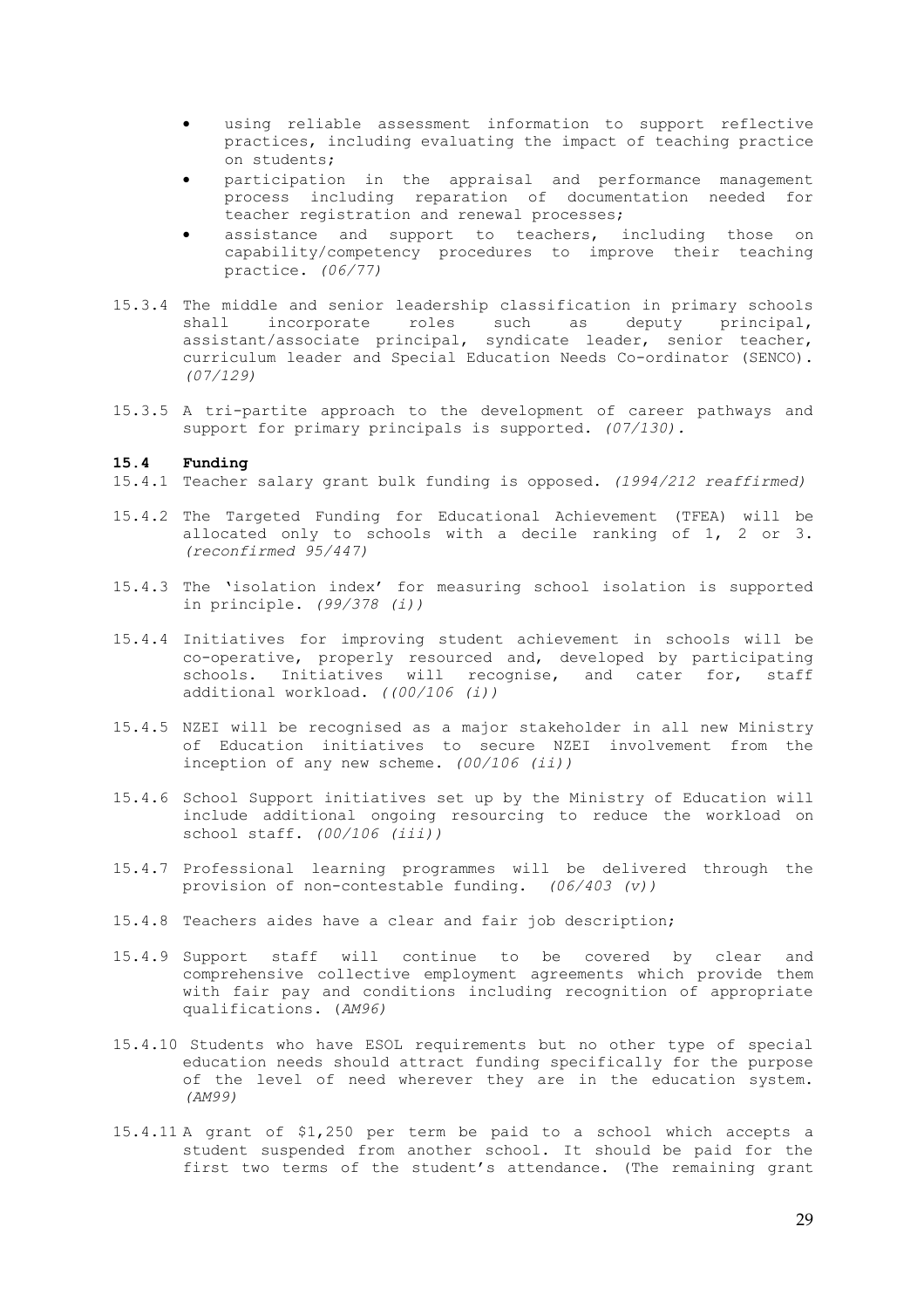- using reliable assessment information to support reflective practices, including evaluating the impact of teaching practice on students;
- participation in the appraisal and performance management process including reparation of documentation needed for teacher registration and renewal processes;
- assistance and support to teachers, including those on capability/competency procedures to improve their teaching practice. *(06/77)*

15.3.4 The middle and senior leadership classification in primary schools shall incorporate roles such as deputy principal, assistant/associate principal, syndicate leader, senior teacher, curriculum leader and Special Education Needs Co-ordinator (SENCO). *(07/129)*

15.3.5 A tri-partite approach to the development of career pathways and support for primary principals is supported. *(07/130)*.

**15.4 Funding**

15.4.1 Teacher salary grant bulk funding is opposed. *(1994/212 reaffirmed)*

15.4.2 The Targeted Funding for Educational Achievement (TFEA) will be allocated only to schools with a decile ranking of 1, 2 or 3. *(reconfirmed 95/447)*

15.4.3 The 'isolation index' for measuring school isolation is supported in principle. *(99/378 (i))*

15.4.4 Initiatives for improving student achievement in schools will be co-operative, properly resourced and, developed by participating schools. Initiatives will recognise, and cater for, staff additional workload. *((00/106 (i))*

15.4.5 NZEI will be recognised as a major stakeholder in all new Ministry of Education initiatives to secure NZEI involvement from the inception of any new scheme. *(00/106 (ii))*

15.4.6 School Support initiatives set up by the Ministry of Education will include additional ongoing resourcing to reduce the workload on school staff. *(00/106 (iii))*

15.4.7 Professional learning programmes will be delivered through the provision of non-contestable funding. *(06/403 (v))*

15.4.8 Teachers aides have a clear and fair job description;

15.4.9 Support staff will continue to be covered by clear and comprehensive collective employment agreements which provide them with fair pay and conditions including recognition of appropriate qualifications. (*AM96)*

15.4.10 Students who have ESOL requirements but no other type of special education needs should attract funding specifically for the purpose of the level of need wherever they are in the education system. *(AM99)*

15.4.11 A grant of $1,250 per term be paid to a school which accepts a student suspended from another school. It should be paid for the first two terms of the student's attendance. (The remaining grant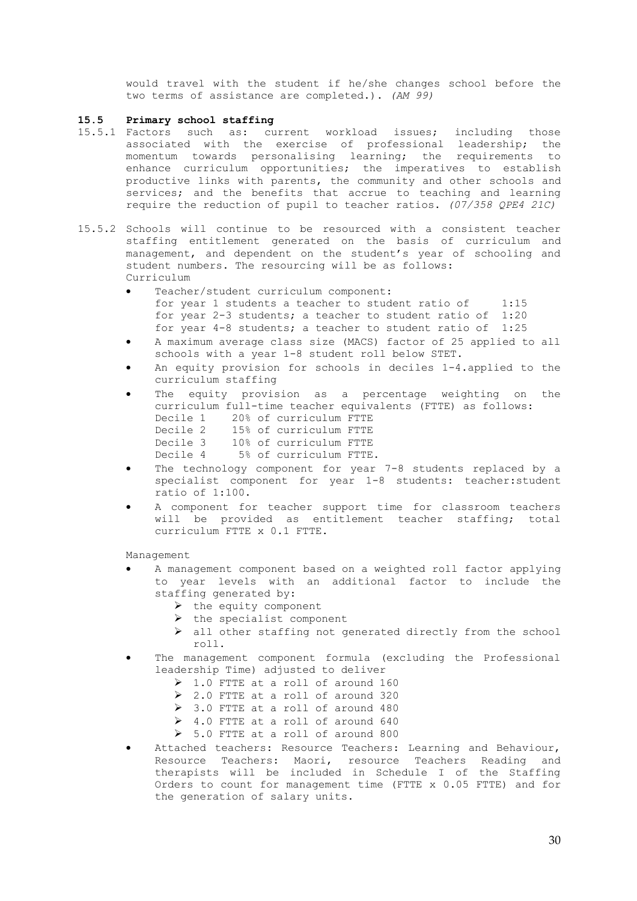would travel with the student if he/she changes school before the two terms of assistance are completed.). *(AM 99)*

### 15.5 Primary school staffing

15.5.1 Factors such as: current workload issues; including those associated with the exercise of professional leadership; the momentum towards personalising learning; the requirements to enhance curriculum opportunities; the imperatives to establish productive links with parents, the community and other schools and services; and the benefits that accrue to teaching and learning require the reduction of pupil to teacher ratios. *(07/358 QPE4 21C)*

15.5.2 Schools will continue to be resourced with a consistent teacher staffing entitlement generated on the basis of curriculum and management, and dependent on the student's year of schooling and student numbers. The resourcing will be as follows:

Curriculum

- Teacher/student curriculum component:
  for year 1 students a teacher to student ratio of 1:15
  for year 2-3 students; a teacher to student ratio of 1:20
  for year 4-8 students; a teacher to student ratio of 1:25
- A maximum average class size (MACS) factor of 25 applied to all schools with a year 1-8 student roll below STET.
- An equity provision for schools in deciles 1-4.applied to the curriculum staffing
- The equity provision as a percentage weighting on the curriculum full-time teacher equivalents (FTTE) as follows:
  Decile 1 20% of curriculum FTTE
  Decile 2 15% of curriculum FTTE
  Decile 3 10% of curriculum FTTE
  Decile 4 5% of curriculum FTTE.
- The technology component for year 7-8 students replaced by a specialist component for year 1-8 students: teacher:student ratio of 1:100.
- A component for teacher support time for classroom teachers will be provided as entitlement teacher staffing; total curriculum FTTE x 0.1 FTTE.

Management

- A management component based on a weighted roll factor applying to year levels with an additional factor to include the staffing generated by:
  - the equity component
  - the specialist component
  - all other staffing not generated directly from the school roll.
- The management component formula (excluding the Professional leadership Time) adjusted to deliver
  - 1.0 FTTE at a roll of around 160
  - 2.0 FTTE at a roll of around 320
  - 3.0 FTTE at a roll of around 480
  - 4.0 FTTE at a roll of around 640
  - 5.0 FTTE at a roll of around 800
- Attached teachers: Resource Teachers: Learning and Behaviour, Resource Teachers: Maori, resource Teachers Reading and therapists will be included in Schedule I of the Staffing Orders to count for management time (FTTE x 0.05 FTTE) and for the generation of salary units.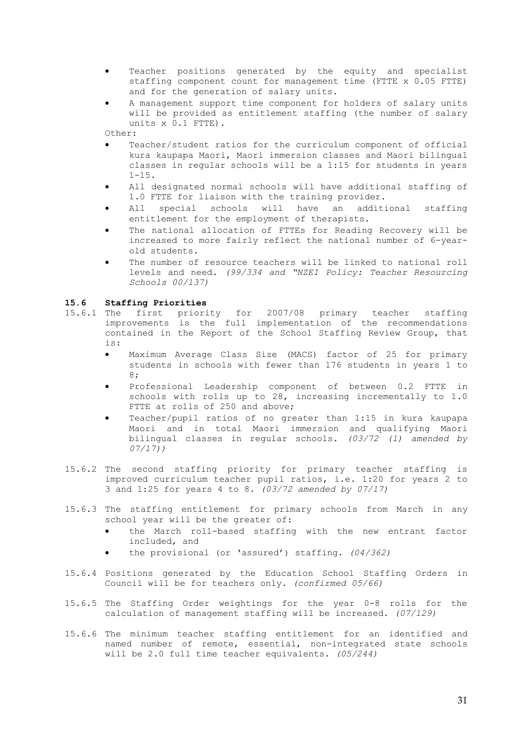- Teacher positions generated by the equity and specialist staffing component count for management time (FTTE x 0.05 FTTE) and for the generation of salary units.
- A management support time component for holders of salary units will be provided as entitlement staffing (the number of salary units x 0.1 FTTE).

Other:

- Teacher/student ratios for the curriculum component of official kura kaupapa Maori, Maori immersion classes and Maori bilingual classes in regular schools will be a 1:15 for students in years 1-15.
- All designated normal schools will have additional staffing of 1.0 FTTE for liaison with the training provider.
- All special schools will have an additional staffing entitlement for the employment of therapists.
- The national allocation of FTTEs for Reading Recovery will be increased to more fairly reflect the national number of 6-year-old students.
- The number of resource teachers will be linked to national roll levels and need. *(99/334 and "NZEI Policy: Teacher Resourcing Schools 00/137)*

### 15.6 Staffing Priorities

15.6.1 The first priority for 2007/08 primary teacher staffing improvements is the full implementation of the recommendations contained in the Report of the School Staffing Review Group, that is:

- Maximum Average Class Size (MACS) factor of 25 for primary students in schools with fewer than 176 students in years 1 to 8;
- Professional Leadership component of between 0.2 FTTE in schools with rolls up to 28, increasing incrementally to 1.0 FTTE at rolls of 250 and above;
- Teacher/pupil ratios of no greater than 1:15 in kura kaupapa Maori and in total Maori immersion and qualifying Maori bilingual classes in regular schools. *(03/72 (1) amended by 07/17))*

15.6.2 The second staffing priority for primary teacher staffing is improved curriculum teacher pupil ratios, i.e. 1:20 for years 2 to 3 and 1:25 for years 4 to 8. *(03/72 amended by 07/17)*

15.6.3 The staffing entitlement for primary schools from March in any school year will be the greater of:

- the March roll-based staffing with the new entrant factor included, and
- the provisional (or 'assured') staffing. *(04/362)*

15.6.4 Positions generated by the Education School Staffing Orders in Council will be for teachers only. *(confirmed 05/66)*

15.6.5 The Staffing Order weightings for the year 0-8 rolls for the calculation of management staffing will be increased. *(07/129)*

15.6.6 The minimum teacher staffing entitlement for an identified and named number of remote, essential, non-integrated state schools will be 2.0 full time teacher equivalents. *(05/244)*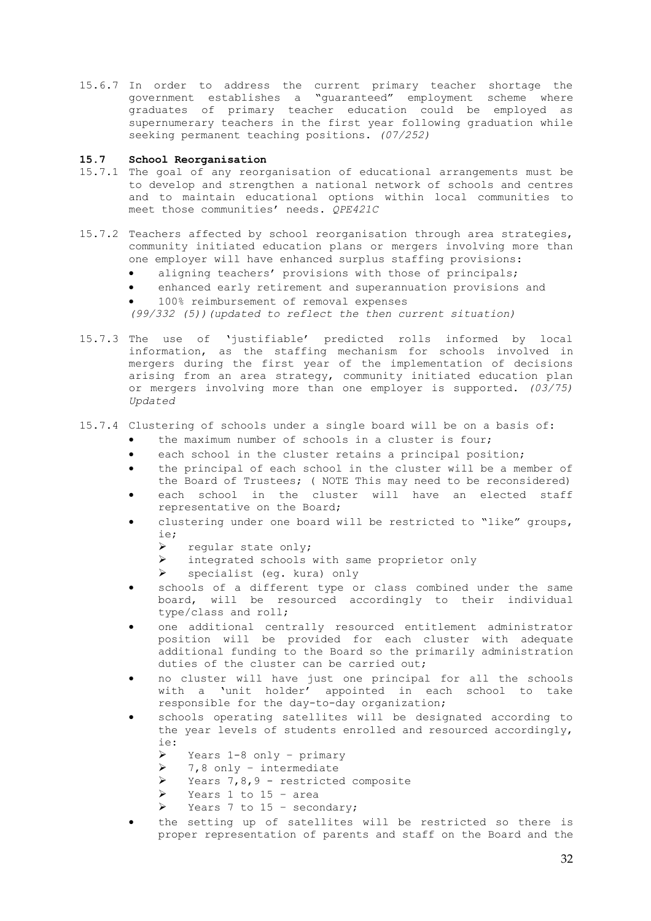15.6.7 In order to address the current primary teacher shortage the government establishes a "guaranteed" employment scheme where graduates of primary teacher education could be employed as supernumerary teachers in the first year following graduation while seeking permanent teaching positions. *(07/252)*

## 15.7 School Reorganisation

15.7.1 The goal of any reorganisation of educational arrangements must be to develop and strengthen a national network of schools and centres and to maintain educational options within local communities to meet those communities' needs. *QPE421C*

15.7.2 Teachers affected by school reorganisation through area strategies, community initiated education plans or mergers involving more than one employer will have enhanced surplus staffing provisions:

- aligning teachers' provisions with those of principals;
- enhanced early retirement and superannuation provisions and
- 100% reimbursement of removal expenses

*(99/332 (5))(updated to reflect the then current situation)*

15.7.3 The use of 'justifiable' predicted rolls informed by local information, as the staffing mechanism for schools involved in mergers during the first year of the implementation of decisions arising from an area strategy, community initiated education plan or mergers involving more than one employer is supported. *(03/75) Updated*

15.7.4 Clustering of schools under a single board will be on a basis of:

- the maximum number of schools in a cluster is four;
- each school in the cluster retains a principal position;
- the principal of each school in the cluster will be a member of the Board of Trustees; ( NOTE This may need to be reconsidered)
- each school in the cluster will have an elected staff representative on the Board;
- clustering under one board will be restricted to "like" groups, ie;
  - regular state only;
  - integrated schools with same proprietor only
  - specialist (eg. kura) only
- schools of a different type or class combined under the same board, will be resourced accordingly to their individual type/class and roll;
- one additional centrally resourced entitlement administrator position will be provided for each cluster with adequate additional funding to the Board so the primarily administration duties of the cluster can be carried out;
- no cluster will have just one principal for all the schools with a 'unit holder' appointed in each school to take responsible for the day-to-day organization;
- schools operating satellites will be designated according to the year levels of students enrolled and resourced accordingly, ie:
  - Years 1-8 only – primary
  - 7,8 only – intermediate
  - Years 7,8,9 - restricted composite
  - Years 1 to 15 – area
  - Years 7 to 15 – secondary;
- the setting up of satellites will be restricted so there is proper representation of parents and staff on the Board and the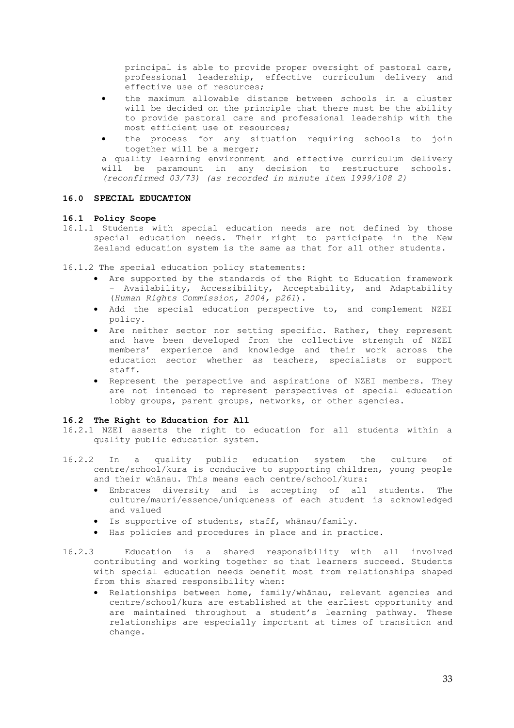principal is able to provide proper oversight of pastoral care, professional leadership, effective curriculum delivery and effective use of resources;

- the maximum allowable distance between schools in a cluster will be decided on the principle that there must be the ability to provide pastoral care and professional leadership with the most efficient use of resources;
- the process for any situation requiring schools to join together will be a merger;

a quality learning environment and effective curriculum delivery will be paramount in any decision to restructure schools. *(reconfirmed 03/73) (as recorded in minute item 1999/108 2)*

## 16.0 SPECIAL EDUCATION

### 16.1 Policy Scope

16.1.1 Students with special education needs are not defined by those special education needs. Their right to participate in the New Zealand education system is the same as that for all other students.

16.1.2 The special education policy statements:

- Are supported by the standards of the Right to Education framework – Availability, Accessibility, Acceptability, and Adaptability (*Human Rights Commission, 2004, p261*).
- Add the special education perspective to, and complement NZEI policy.
- Are neither sector nor setting specific. Rather, they represent and have been developed from the collective strength of NZEI members' experience and knowledge and their work across the education sector whether as teachers, specialists or support staff.
- Represent the perspective and aspirations of NZEI members. They are not intended to represent perspectives of special education lobby groups, parent groups, networks, or other agencies.

### 16.2 The Right to Education for All

16.2.1 NZEI asserts the right to education for all students within a quality public education system.

16.2.2 In a quality public education system the culture of centre/school/kura is conducive to supporting children, young people and their whānau. This means each centre/school/kura:

- Embraces diversity and is accepting of all students. The culture/mauri/essence/uniqueness of each student is acknowledged and valued
- Is supportive of students, staff, whānau/family.
- Has policies and procedures in place and in practice.

16.2.3 Education is a shared responsibility with all involved contributing and working together so that learners succeed. Students with special education needs benefit most from relationships shaped from this shared responsibility when:

- Relationships between home, family/whānau, relevant agencies and centre/school/kura are established at the earliest opportunity and are maintained throughout a student's learning pathway. These relationships are especially important at times of transition and change.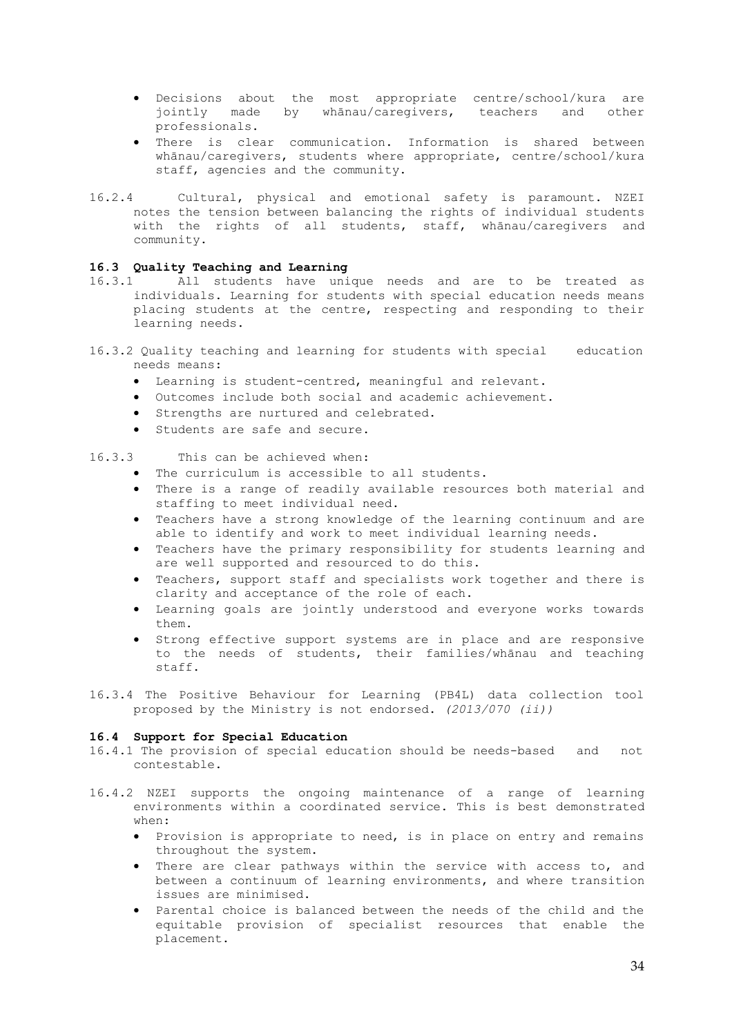- Decisions about the most appropriate centre/school/kura are jointly made by whānau/caregivers, teachers and other professionals.
- There is clear communication. Information is shared between whānau/caregivers, students where appropriate, centre/school/kura staff, agencies and the community.

16.2.4 Cultural, physical and emotional safety is paramount. NZEI notes the tension between balancing the rights of individual students with the rights of all students, staff, whānau/caregivers and community.

### 16.3 Quality Teaching and Learning

16.3.1 All students have unique needs and are to be treated as individuals. Learning for students with special education needs means placing students at the centre, respecting and responding to their learning needs.

16.3.2 Quality teaching and learning for students with special education needs means:

- Learning is student-centred, meaningful and relevant.
- Outcomes include both social and academic achievement.
- Strengths are nurtured and celebrated.
- Students are safe and secure.

16.3.3 This can be achieved when:

- The curriculum is accessible to all students.
- There is a range of readily available resources both material and staffing to meet individual need.
- Teachers have a strong knowledge of the learning continuum and are able to identify and work to meet individual learning needs.
- Teachers have the primary responsibility for students learning and are well supported and resourced to do this.
- Teachers, support staff and specialists work together and there is clarity and acceptance of the role of each.
- Learning goals are jointly understood and everyone works towards them.
- Strong effective support systems are in place and are responsive to the needs of students, their families/whānau and teaching staff.

16.3.4 The Positive Behaviour for Learning (PB4L) data collection tool proposed by the Ministry is not endorsed. *(2013/070 (ii))*

### 16.4 Support for Special Education

16.4.1 The provision of special education should be needs-based and not contestable.

16.4.2 NZEI supports the ongoing maintenance of a range of learning environments within a coordinated service. This is best demonstrated when:

- Provision is appropriate to need, is in place on entry and remains throughout the system.
- There are clear pathways within the service with access to, and between a continuum of learning environments, and where transition issues are minimised.
- Parental choice is balanced between the needs of the child and the equitable provision of specialist resources that enable the placement.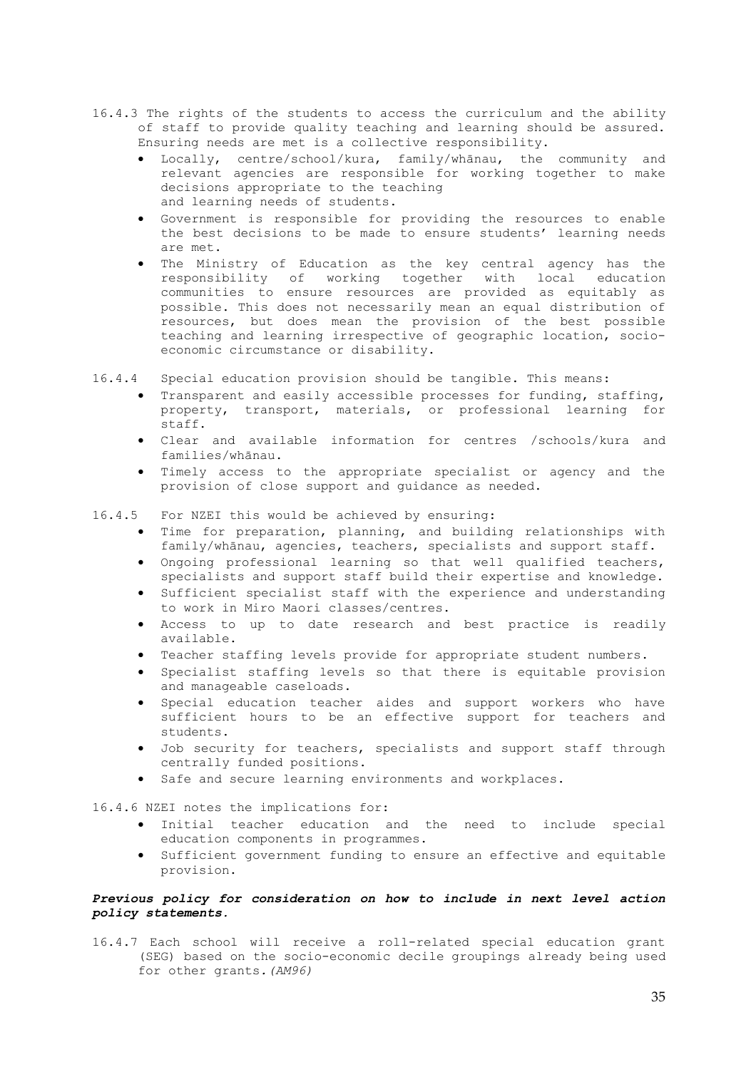16.4.3 The rights of the students to access the curriculum and the ability of staff to provide quality teaching and learning should be assured. Ensuring needs are met is a collective responsibility.

- Locally, centre/school/kura, family/whānau, the community and relevant agencies are responsible for working together to make decisions appropriate to the teaching and learning needs of students.
- Government is responsible for providing the resources to enable the best decisions to be made to ensure students' learning needs are met.
- The Ministry of Education as the key central agency has the responsibility of working together with local education communities to ensure resources are provided as equitably as possible. This does not necessarily mean an equal distribution of resources, but does mean the provision of the best possible teaching and learning irrespective of geographic location, socio-economic circumstance or disability.

16.4.4 Special education provision should be tangible. This means:

- Transparent and easily accessible processes for funding, staffing, property, transport, materials, or professional learning for staff.
- Clear and available information for centres /schools/kura and families/whānau.
- Timely access to the appropriate specialist or agency and the provision of close support and guidance as needed.

16.4.5 For NZEI this would be achieved by ensuring:

- Time for preparation, planning, and building relationships with family/whānau, agencies, teachers, specialists and support staff.
- Ongoing professional learning so that well qualified teachers, specialists and support staff build their expertise and knowledge.
- Sufficient specialist staff with the experience and understanding to work in Miro Maori classes/centres.
- Access to up to date research and best practice is readily available.
- Teacher staffing levels provide for appropriate student numbers.
- Specialist staffing levels so that there is equitable provision and manageable caseloads.
- Special education teacher aides and support workers who have sufficient hours to be an effective support for teachers and students.
- Job security for teachers, specialists and support staff through centrally funded positions.
- Safe and secure learning environments and workplaces.

16.4.6 NZEI notes the implications for:

- Initial teacher education and the need to include special education components in programmes.
- Sufficient government funding to ensure an effective and equitable provision.

***Previous policy for consideration on how to include in next level action policy statements.***

16.4.7 Each school will receive a roll-related special education grant (SEG) based on the socio-economic decile groupings already being used for other grants.*(AM96)*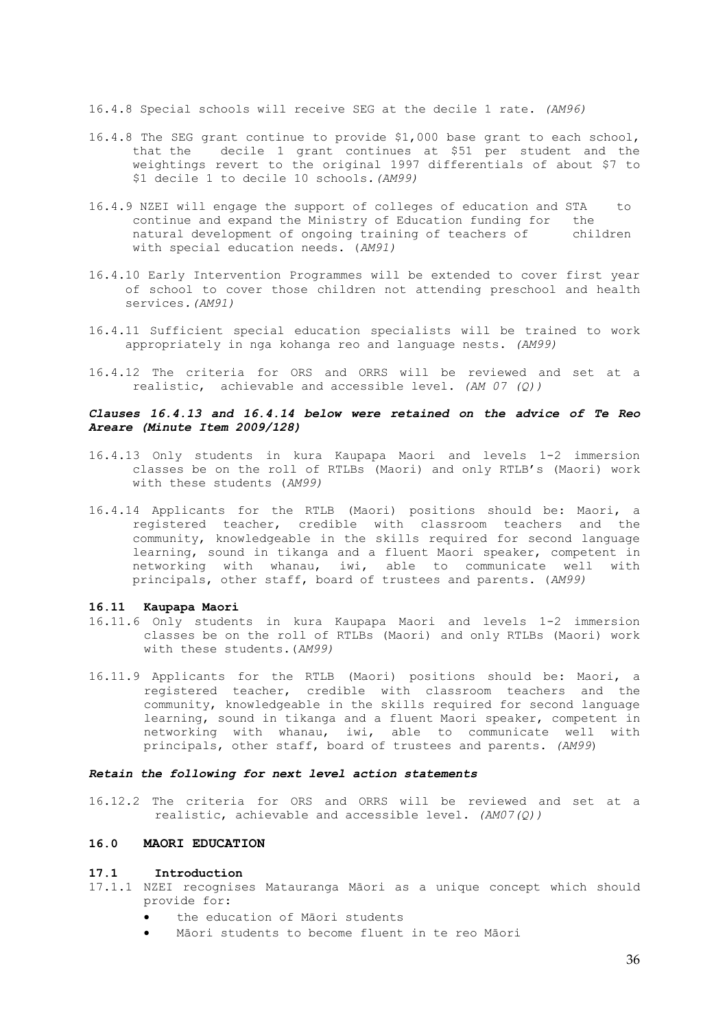16.4.8 Special schools will receive SEG at the decile 1 rate. *(AM96)*

16.4.8 The SEG grant continue to provide $1,000 base grant to each school, that the decile 1 grant continues at $51 per student and the weightings revert to the original 1997 differentials of about $7 to $1 decile 1 to decile 10 schools. *(AM99)*

16.4.9 NZEI will engage the support of colleges of education and STA to continue and expand the Ministry of Education funding for the natural development of ongoing training of teachers of children with special education needs. (*AM91)*

16.4.10 Early Intervention Programmes will be extended to cover first year of school to cover those children not attending preschool and health services. *(AM91)*

16.4.11 Sufficient special education specialists will be trained to work appropriately in nga kohanga reo and language nests. *(AM99)*

16.4.12 The criteria for ORS and ORRS will be reviewed and set at a realistic, achievable and accessible level. *(AM 07 (Q))*

***Clauses 16.4.13 and 16.4.14 below were retained on the advice of Te Reo Areare (Minute Item 2009/128)***

16.4.13 Only students in kura Kaupapa Maori and levels 1-2 immersion classes be on the roll of RTLBs (Maori) and only RTLB's (Maori) work with these students (*AM99)*

16.4.14 Applicants for the RTLB (Maori) positions should be: Maori, a registered teacher, credible with classroom teachers and the community, knowledgeable in the skills required for second language learning, sound in tikanga and a fluent Maori speaker, competent in networking with whanau, iwi, able to communicate well with principals, other staff, board of trustees and parents. (*AM99)*

**16.11 Kaupapa Maori**

16.11.6 Only students in kura Kaupapa Maori and levels 1-2 immersion classes be on the roll of RTLBs (Maori) and only RTLBs (Maori) work with these students.(*AM99)*

16.11.9 Applicants for the RTLB (Maori) positions should be: Maori, a registered teacher, credible with classroom teachers and the community, knowledgeable in the skills required for second language learning, sound in tikanga and a fluent Maori speaker, competent in networking with whanau, iwi, able to communicate well with principals, other staff, board of trustees and parents. *(AM99)*

***Retain the following for next level action statements***

16.12.2 The criteria for ORS and ORRS will be reviewed and set at a realistic, achievable and accessible level. *(AM07(Q))*

## 16.0 MAORI EDUCATION

### 17.1 Introduction

17.1.1 NZEI recognises Matauranga Māori as a unique concept which should provide for:

- the education of Māori students
- Māori students to become fluent in te reo Māori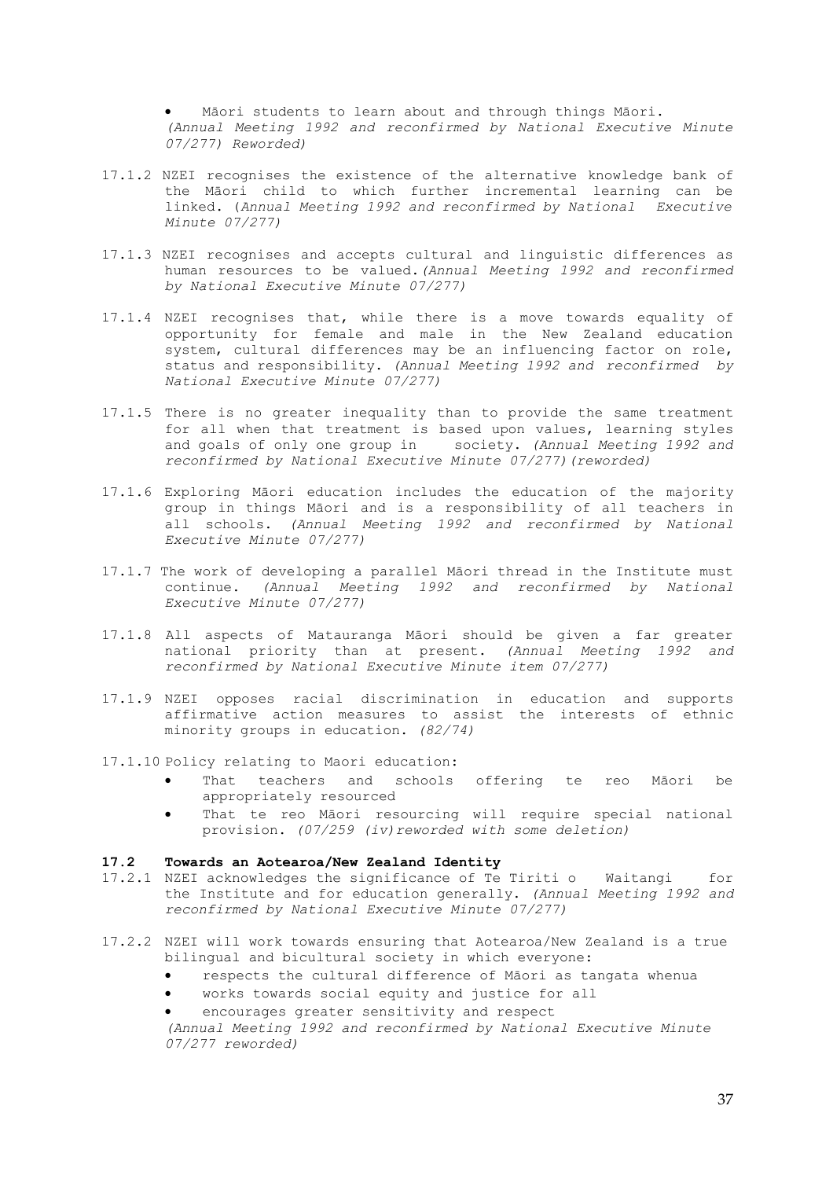- Māori students to learn about and through things Māori.

*(Annual Meeting 1992 and reconfirmed by National Executive Minute 07/277) Reworded)*

17.1.2 NZEI recognises the existence of the alternative knowledge bank of the Māori child to which further incremental learning can be linked. (*Annual Meeting 1992 and reconfirmed by National Executive Minute 07/277)*

17.1.3 NZEI recognises and accepts cultural and linguistic differences as human resources to be valued.*(Annual Meeting 1992 and reconfirmed by National Executive Minute 07/277)*

17.1.4 NZEI recognises that, while there is a move towards equality of opportunity for female and male in the New Zealand education system, cultural differences may be an influencing factor on role, status and responsibility. *(Annual Meeting 1992 and reconfirmed by National Executive Minute 07/277)*

17.1.5 There is no greater inequality than to provide the same treatment for all when that treatment is based upon values, learning styles and goals of only one group in society. *(Annual Meeting 1992 and reconfirmed by National Executive Minute 07/277)(reworded)*

17.1.6 Exploring Māori education includes the education of the majority group in things Māori and is a responsibility of all teachers in all schools. *(Annual Meeting 1992 and reconfirmed by National Executive Minute 07/277)*

17.1.7 The work of developing a parallel Māori thread in the Institute must continue. *(Annual Meeting 1992 and reconfirmed by National Executive Minute 07/277)*

17.1.8 All aspects of Matauranga Māori should be given a far greater national priority than at present. *(Annual Meeting 1992 and reconfirmed by National Executive Minute item 07/277)*

17.1.9 NZEI opposes racial discrimination in education and supports affirmative action measures to assist the interests of ethnic minority groups in education. *(82/74)*

17.1.10 Policy relating to Maori education:

- That teachers and schools offering te reo Māori be appropriately resourced
- That te reo Māori resourcing will require special national provision. *(07/259 (iv)reworded with some deletion)*

**17.2 Towards an Aotearoa/New Zealand Identity**

17.2.1 NZEI acknowledges the significance of Te Tiriti o Waitangi for the Institute and for education generally. *(Annual Meeting 1992 and reconfirmed by National Executive Minute 07/277)*

17.2.2 NZEI will work towards ensuring that Aotearoa/New Zealand is a true bilingual and bicultural society in which everyone:

- respects the cultural difference of Māori as tangata whenua
- works towards social equity and justice for all
- encourages greater sensitivity and respect

*(Annual Meeting 1992 and reconfirmed by National Executive Minute 07/277 reworded)*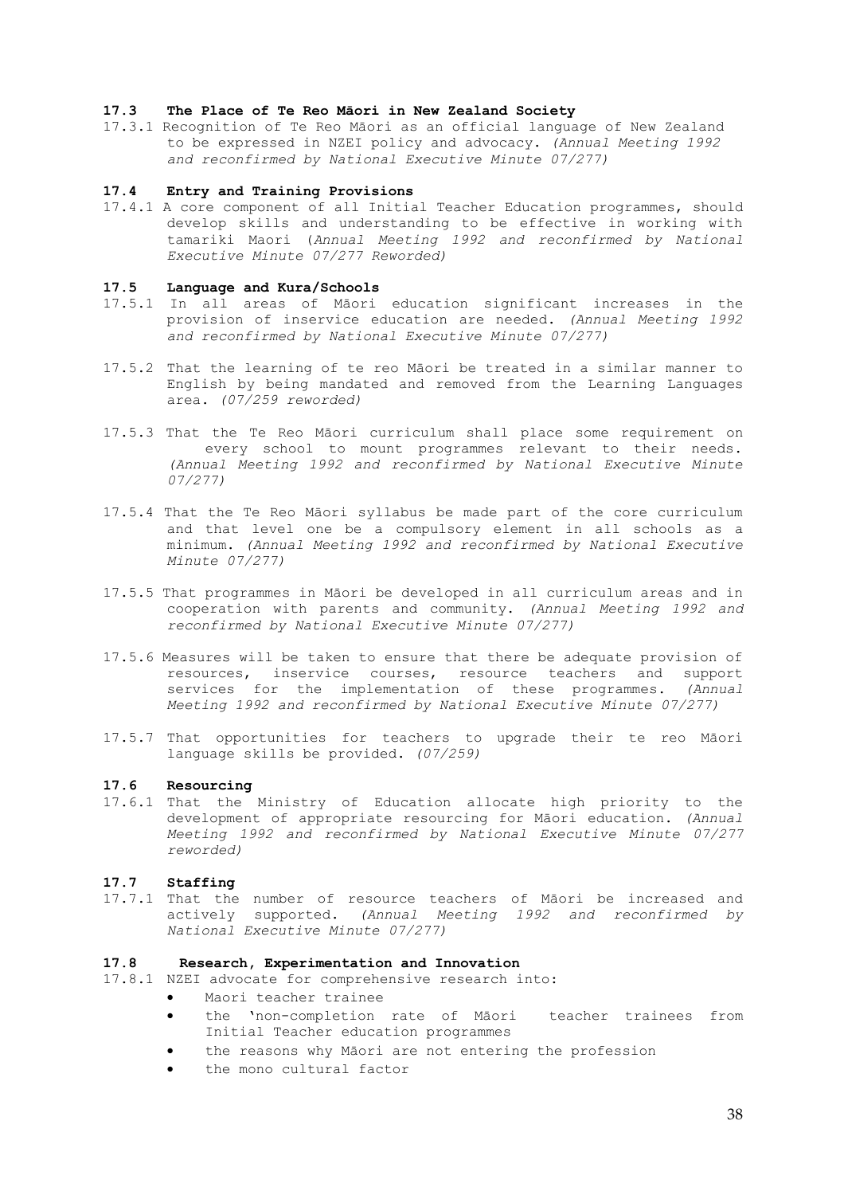### 17.3 The Place of Te Reo Māori in New Zealand Society

17.3.1 Recognition of Te Reo Māori as an official language of New Zealand to be expressed in NZEI policy and advocacy. *(Annual Meeting 1992 and reconfirmed by National Executive Minute 07/277)*

### 17.4 Entry and Training Provisions

17.4.1 A core component of all Initial Teacher Education programmes, should develop skills and understanding to be effective in working with tamariki Maori (*Annual Meeting 1992 and reconfirmed by National Executive Minute 07/277 Reworded)*

### 17.5 Language and Kura/Schools

17.5.1 In all areas of Māori education significant increases in the provision of inservice education are needed. *(Annual Meeting 1992 and reconfirmed by National Executive Minute 07/277)*

17.5.2 That the learning of te reo Māori be treated in a similar manner to English by being mandated and removed from the Learning Languages area. *(07/259 reworded)*

17.5.3 That the Te Reo Māori curriculum shall place some requirement on every school to mount programmes relevant to their needs. *(Annual Meeting 1992 and reconfirmed by National Executive Minute 07/277)*

17.5.4 That the Te Reo Māori syllabus be made part of the core curriculum and that level one be a compulsory element in all schools as a minimum. *(Annual Meeting 1992 and reconfirmed by National Executive Minute 07/277)*

17.5.5 That programmes in Māori be developed in all curriculum areas and in cooperation with parents and community. *(Annual Meeting 1992 and reconfirmed by National Executive Minute 07/277)*

17.5.6 Measures will be taken to ensure that there be adequate provision of resources, inservice courses, resource teachers and support services for the implementation of these programmes. *(Annual Meeting 1992 and reconfirmed by National Executive Minute 07/277)*

17.5.7 That opportunities for teachers to upgrade their te reo Māori language skills be provided. *(07/259)*

### 17.6 Resourcing

17.6.1 That the Ministry of Education allocate high priority to the development of appropriate resourcing for Māori education. *(Annual Meeting 1992 and reconfirmed by National Executive Minute 07/277 reworded)*

### 17.7 Staffing

17.7.1 That the number of resource teachers of Māori be increased and actively supported. *(Annual Meeting 1992 and reconfirmed by National Executive Minute 07/277)*

### 17.8 Research, Experimentation and Innovation

17.8.1 NZEI advocate for comprehensive research into:

- Maori teacher trainee
- the 'non-completion rate of Māori teacher trainees from Initial Teacher education programmes
- the reasons why Māori are not entering the profession
- the mono cultural factor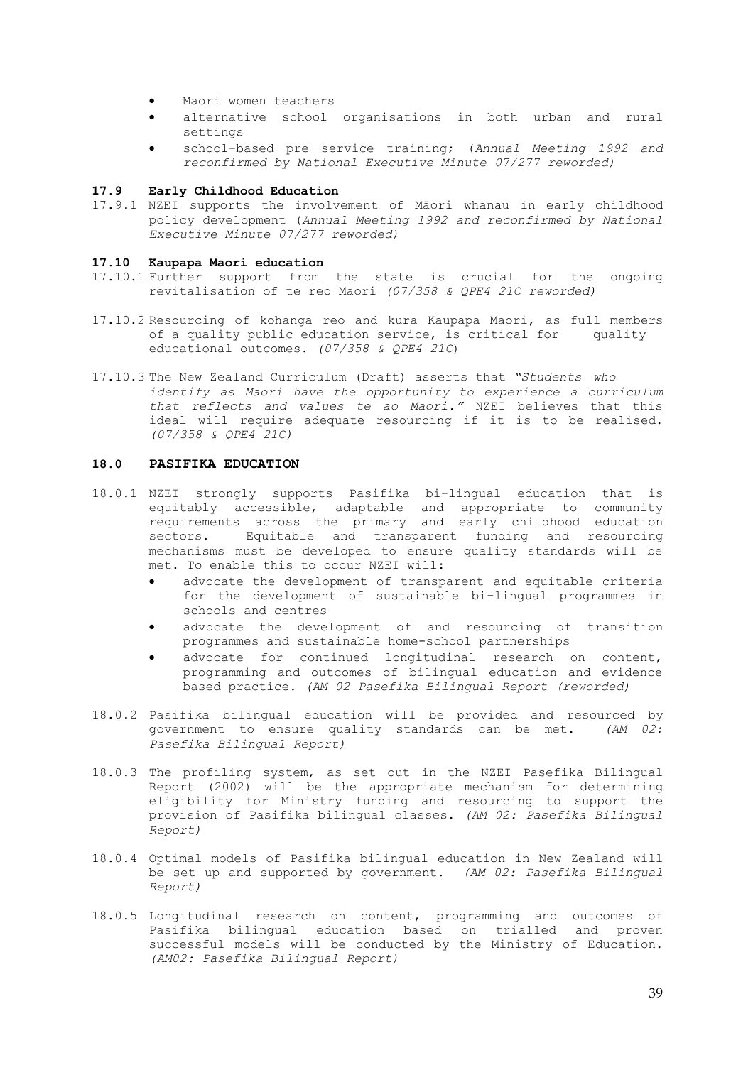- Maori women teachers
- alternative school organisations in both urban and rural settings
- school-based pre service training; (*Annual Meeting 1992 and reconfirmed by National Executive Minute 07/277 reworded)*

### 17.9 Early Childhood Education

17.9.1 NZEI supports the involvement of Māori whanau in early childhood policy development (*Annual Meeting 1992 and reconfirmed by National Executive Minute 07/277 reworded)*

### 17.10 Kaupapa Maori education

17.10.1 Further support from the state is crucial for the ongoing revitalisation of te reo Maori *(07/358 & QPE4 21C reworded)*

17.10.2 Resourcing of kohanga reo and kura Kaupapa Maori, as full members of a quality public education service, is critical for quality educational outcomes. *(07/358 & QPE4 21C*)

17.10.3 The New Zealand Curriculum (Draft) asserts that *"Students who identify as Maori have the opportunity to experience a curriculum that reflects and values te ao Maori."* NZEI believes that this ideal will require adequate resourcing if it is to be realised. *(07/358 & QPE4 21C)*

## 18.0 PASIFIKA EDUCATION

18.0.1 NZEI strongly supports Pasifika bi-lingual education that is equitably accessible, adaptable and appropriate to community requirements across the primary and early childhood education sectors. Equitable and transparent funding and resourcing mechanisms must be developed to ensure quality standards will be met. To enable this to occur NZEI will:

- advocate the development of transparent and equitable criteria for the development of sustainable bi-lingual programmes in schools and centres
- advocate the development of and resourcing of transition programmes and sustainable home-school partnerships
- advocate for continued longitudinal research on content, programming and outcomes of bilingual education and evidence based practice. *(AM 02 Pasefika Bilingual Report (reworded)*

18.0.2 Pasifika bilingual education will be provided and resourced by government to ensure quality standards can be met. *(AM 02: Pasefika Bilingual Report)*

18.0.3 The profiling system, as set out in the NZEI Pasefika Bilingual Report (2002) will be the appropriate mechanism for determining eligibility for Ministry funding and resourcing to support the provision of Pasifika bilingual classes. *(AM 02: Pasefika Bilingual Report)*

18.0.4 Optimal models of Pasifika bilingual education in New Zealand will be set up and supported by government. *(AM 02: Pasefika Bilingual Report)*

18.0.5 Longitudinal research on content, programming and outcomes of Pasifika bilingual education based on trialled and proven successful models will be conducted by the Ministry of Education. *(AM02: Pasefika Bilingual Report)*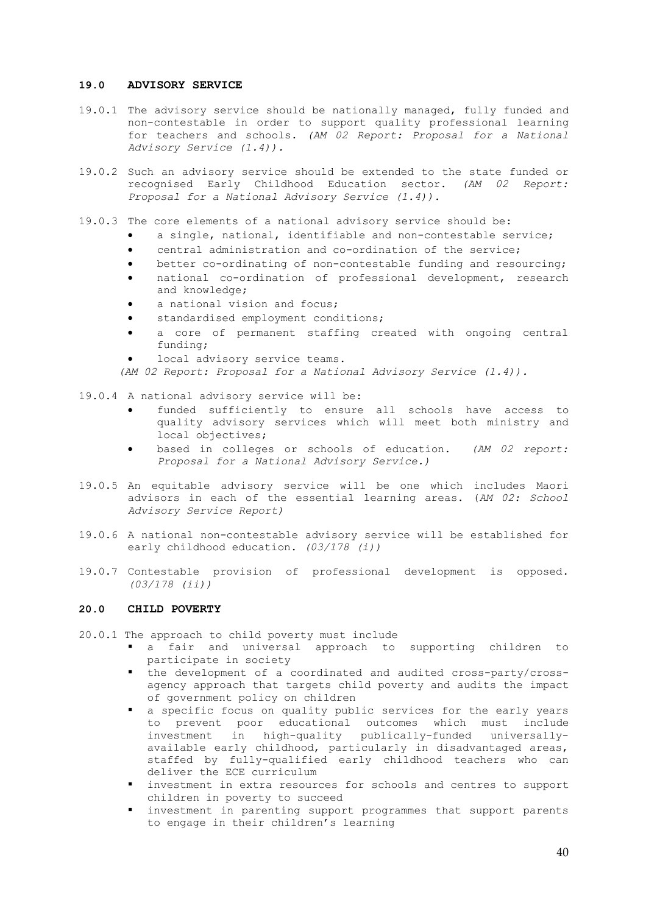## 19.0 ADVISORY SERVICE

19.0.1 The advisory service should be nationally managed, fully funded and non-contestable in order to support quality professional learning for teachers and schools. *(AM 02 Report: Proposal for a National Advisory Service (1.4)).*

19.0.2 Such an advisory service should be extended to the state funded or recognised Early Childhood Education sector. *(AM 02 Report: Proposal for a National Advisory Service (1.4)).*

19.0.3 The core elements of a national advisory service should be:

- a single, national, identifiable and non-contestable service;
- central administration and co-ordination of the service;
- better co-ordinating of non-contestable funding and resourcing;
- national co-ordination of professional development, research and knowledge;
- a national vision and focus;
- standardised employment conditions;
- a core of permanent staffing created with ongoing central funding;
- local advisory service teams.

*(AM 02 Report: Proposal for a National Advisory Service (1.4)).*

19.0.4 A national advisory service will be:

- funded sufficiently to ensure all schools have access to quality advisory services which will meet both ministry and local objectives;
- based in colleges or schools of education. *(AM 02 report: Proposal for a National Advisory Service.)*

19.0.5 An equitable advisory service will be one which includes Maori advisors in each of the essential learning areas. (*AM 02: School Advisory Service Report*)

19.0.6 A national non-contestable advisory service will be established for early childhood education. *(03/178 (i))*

19.0.7 Contestable provision of professional development is opposed. *(03/178 (ii))*

## 20.0 CHILD POVERTY

20.0.1 The approach to child poverty must include

- a fair and universal approach to supporting children to participate in society
- the development of a coordinated and audited cross-party/cross-agency approach that targets child poverty and audits the impact of government policy on children
- a specific focus on quality public services for the early years to prevent poor educational outcomes which must include investment in high-quality publically-funded universally-available early childhood, particularly in disadvantaged areas, staffed by fully-qualified early childhood teachers who can deliver the ECE curriculum
- investment in extra resources for schools and centres to support children in poverty to succeed
- investment in parenting support programmes that support parents to engage in their children's learning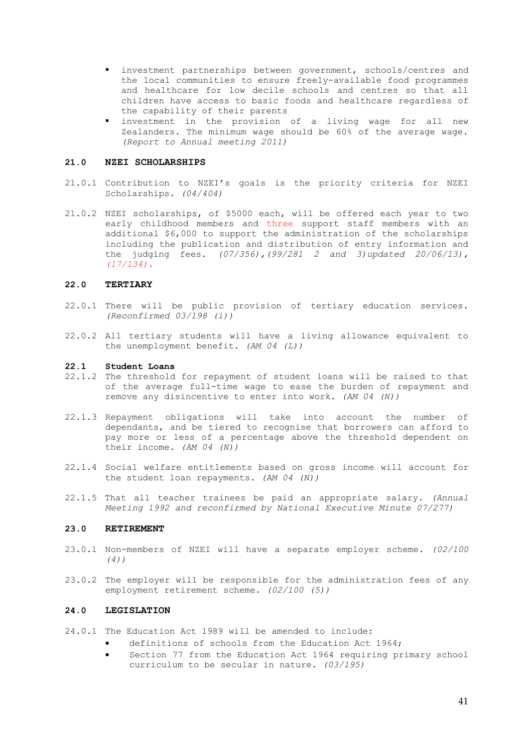- investment partnerships between government, schools/centres and the local communities to ensure freely-available food programmes and healthcare for low decile schools and centres so that all children have access to basic foods and healthcare regardless of the capability of their parents
- investment in the provision of a living wage for all new Zealanders. The minimum wage should be 60% of the average wage. *(Report to Annual meeting 2011)*

## 21.0 NZEI SCHOLARSHIPS

21.0.1 Contribution to NZEI's goals is the priority criteria for NZEI Scholarships. *(04/404)*

21.0.2 NZEI scholarships, of $5000 each, will be offered each year to two early childhood members and three support staff members with an additional $6,000 to support the administration of the scholarships including the publication and distribution of entry information and the judging fees. *(07/356),(99/281 2 and 3)updated 20/06/13), (17/134).*

## 22.0 TERTIARY

22.0.1 There will be public provision of tertiary education services. *(Reconfirmed 03/198 (i))*

22.0.2 All tertiary students will have a living allowance equivalent to the unemployment benefit. *(AM 04 (L))*

### 22.1 Student Loans

22.1.2 The threshold for repayment of student loans will be raised to that of the average full-time wage to ease the burden of repayment and remove any disincentive to enter into work. *(AM 04 (N))*

22.1.3 Repayment obligations will take into account the number of dependants, and be tiered to recognise that borrowers can afford to pay more or less of a percentage above the threshold dependent on their income. *(AM 04 (N))*

22.1.4 Social welfare entitlements based on gross income will account for the student loan repayments. *(AM 04 (N))*

22.1.5 That all teacher trainees be paid an appropriate salary. *(Annual Meeting 1992 and reconfirmed by National Executive Minute 07/277)*

## 23.0 RETIREMENT

23.0.1 Non-members of NZEI will have a separate employer scheme. *(02/100 (4))*

23.0.2 The employer will be responsible for the administration fees of any employment retirement scheme. *(02/100 (5))*

## 24.0 LEGISLATION

24.0.1 The Education Act 1989 will be amended to include:

- definitions of schools from the Education Act 1964;
- Section 77 from the Education Act 1964 requiring primary school curriculum to be secular in nature. *(03/195)*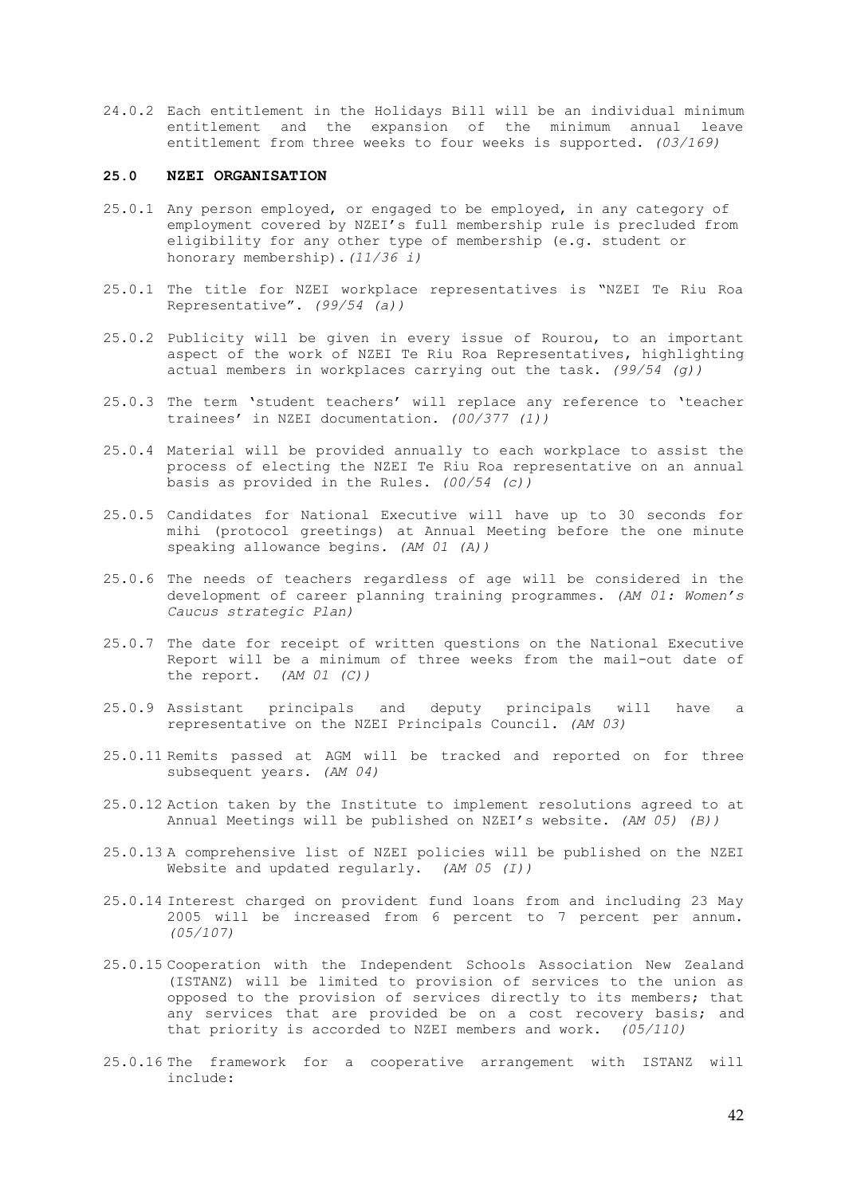24.0.2 Each entitlement in the Holidays Bill will be an individual minimum entitlement and the expansion of the minimum annual leave entitlement from three weeks to four weeks is supported. *(03/169)*

## 25.0 NZEI ORGANISATION

25.0.1 Any person employed, or engaged to be employed, in any category of employment covered by NZEI's full membership rule is precluded from eligibility for any other type of membership (e.g. student or honorary membership). *(11/36 i)*

25.0.1 The title for NZEI workplace representatives is "NZEI Te Riu Roa Representative". *(99/54 (a))*

25.0.2 Publicity will be given in every issue of Rourou, to an important aspect of the work of NZEI Te Riu Roa Representatives, highlighting actual members in workplaces carrying out the task. *(99/54 (g))*

25.0.3 The term 'student teachers' will replace any reference to 'teacher trainees' in NZEI documentation. *(00/377 (1))*

25.0.4 Material will be provided annually to each workplace to assist the process of electing the NZEI Te Riu Roa representative on an annual basis as provided in the Rules. *(00/54 (c))*

25.0.5 Candidates for National Executive will have up to 30 seconds for mihi (protocol greetings) at Annual Meeting before the one minute speaking allowance begins. *(AM 01 (A))*

25.0.6 The needs of teachers regardless of age will be considered in the development of career planning training programmes. *(AM 01: Women's Caucus strategic Plan)*

25.0.7 The date for receipt of written questions on the National Executive Report will be a minimum of three weeks from the mail-out date of the report. *(AM 01 (C))*

25.0.9 Assistant principals and deputy principals will have a representative on the NZEI Principals Council. *(AM 03)*

25.0.11 Remits passed at AGM will be tracked and reported on for three subsequent years. *(AM 04)*

25.0.12 Action taken by the Institute to implement resolutions agreed to at Annual Meetings will be published on NZEI's website. *(AM 05) (B))*

25.0.13 A comprehensive list of NZEI policies will be published on the NZEI Website and updated regularly. *(AM 05 (I))*

25.0.14 Interest charged on provident fund loans from and including 23 May 2005 will be increased from 6 percent to 7 percent per annum. *(05/107)*

25.0.15 Cooperation with the Independent Schools Association New Zealand (ISTANZ) will be limited to provision of services to the union as opposed to the provision of services directly to its members; that any services that are provided be on a cost recovery basis; and that priority is accorded to NZEI members and work. *(05/110)*

25.0.16 The framework for a cooperative arrangement with ISTANZ will include: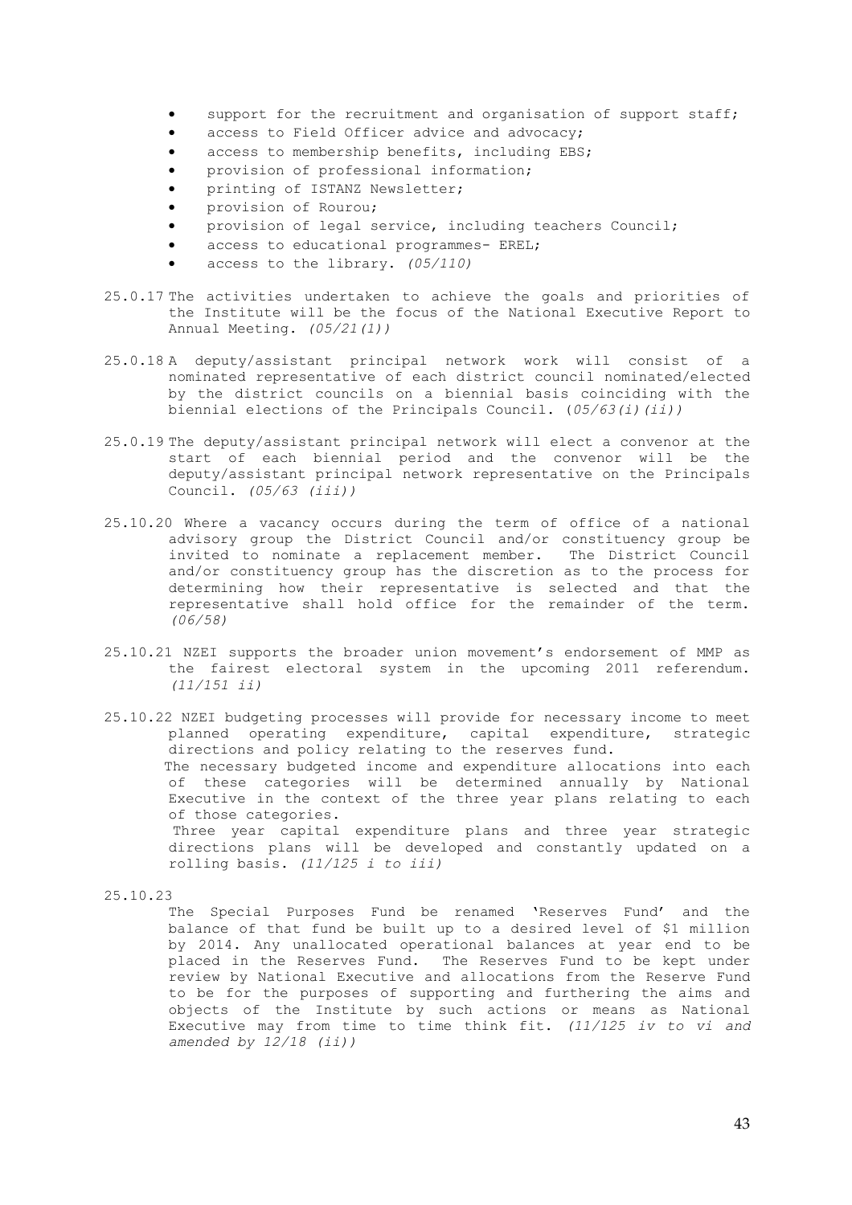- support for the recruitment and organisation of support staff;
- access to Field Officer advice and advocacy;
- access to membership benefits, including EBS;
- provision of professional information;
- printing of ISTANZ Newsletter;
- provision of Rourou;
- provision of legal service, including teachers Council;
- access to educational programmes- EREL;
- access to the library. *(05/110)*

25.0.17 The activities undertaken to achieve the goals and priorities of the Institute will be the focus of the National Executive Report to Annual Meeting. *(05/21(1))*

25.0.18 A deputy/assistant principal network work will consist of a nominated representative of each district council nominated/elected by the district councils on a biennial basis coinciding with the biennial elections of the Principals Council. (*05/63(i)(ii))*

25.0.19 The deputy/assistant principal network will elect a convenor at the start of each biennial period and the convenor will be the deputy/assistant principal network representative on the Principals Council. *(05/63 (iii))*

25.10.20 Where a vacancy occurs during the term of office of a national advisory group the District Council and/or constituency group be invited to nominate a replacement member. The District Council and/or constituency group has the discretion as to the process for determining how their representative is selected and that the representative shall hold office for the remainder of the term. *(06/58)*

25.10.21 NZEI supports the broader union movement's endorsement of MMP as the fairest electoral system in the upcoming 2011 referendum. *(11/151 ii)*

25.10.22 NZEI budgeting processes will provide for necessary income to meet planned operating expenditure, capital expenditure, strategic directions and policy relating to the reserves fund.

The necessary budgeted income and expenditure allocations into each of these categories will be determined annually by National Executive in the context of the three year plans relating to each of those categories.

Three year capital expenditure plans and three year strategic directions plans will be developed and constantly updated on a rolling basis. *(11/125 i to iii)*

25.10.23

The Special Purposes Fund be renamed 'Reserves Fund' and the balance of that fund be built up to a desired level of $1 million by 2014. Any unallocated operational balances at year end to be placed in the Reserves Fund. The Reserves Fund to be kept under review by National Executive and allocations from the Reserve Fund to be for the purposes of supporting and furthering the aims and objects of the Institute by such actions or means as National Executive may from time to time think fit. *(11/125 iv to vi and amended by 12/18 (ii))*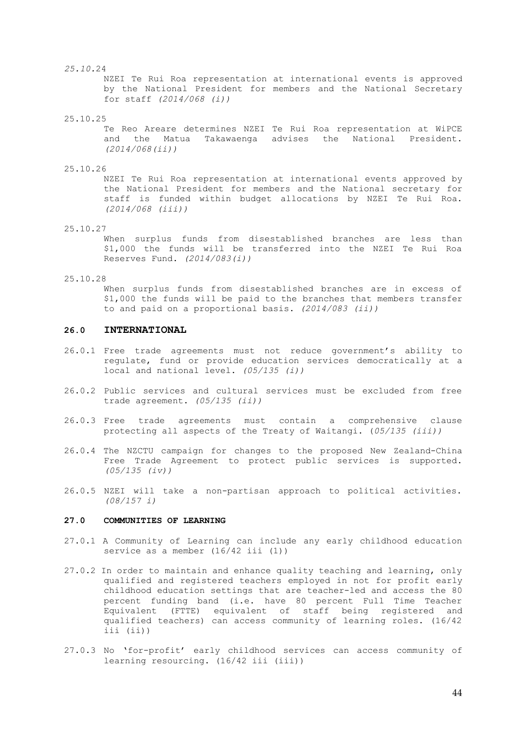*25.10.*24

NZEI Te Rui Roa representation at international events is approved by the National President for members and the National Secretary for staff *(2014/068 (i))*

25.10.25

Te Reo Areare determines NZEI Te Rui Roa representation at WiPCE and the Matua Takawaenga advises the National President. *(2014/068(ii))*

25.10.26

NZEI Te Rui Roa representation at international events approved by the National President for members and the National secretary for staff is funded within budget allocations by NZEI Te Rui Roa. *(2014/068 (iii))*

25.10.27

When surplus funds from disestablished branches are less than $1,000 the funds will be transferred into the NZEI Te Rui Roa Reserves Fund. *(2014/083(i))*

25.10.28

When surplus funds from disestablished branches are in excess of $1,000 the funds will be paid to the branches that members transfer to and paid on a proportional basis. *(2014/083 (ii))*

## 26.0 INTERNATIONAL

26.0.1 Free trade agreements must not reduce government's ability to regulate, fund or provide education services democratically at a local and national level. *(05/135 (i))*

26.0.2 Public services and cultural services must be excluded from free trade agreement. *(05/135 (ii))*

26.0.3 Free trade agreements must contain a comprehensive clause protecting all aspects of the Treaty of Waitangi. (*05/135 (iii))*

26.0.4 The NZCTU campaign for changes to the proposed New Zealand-China Free Trade Agreement to protect public services is supported. *(05/135 (iv))*

26.0.5 NZEI will take a non-partisan approach to political activities. *(08/157 i)*

## 27.0 COMMUNITIES OF LEARNING

27.0.1 A Community of Learning can include any early childhood education service as a member (16/42 iii (1))

27.0.2 In order to maintain and enhance quality teaching and learning, only qualified and registered teachers employed in not for profit early childhood education settings that are teacher-led and access the 80 percent funding band (i.e. have 80 percent Full Time Teacher Equivalent (FTTE) equivalent of staff being registered and qualified teachers) can access community of learning roles. (16/42 iii (ii))

27.0.3 No 'for-profit' early childhood services can access community of learning resourcing. (16/42 iii (iii))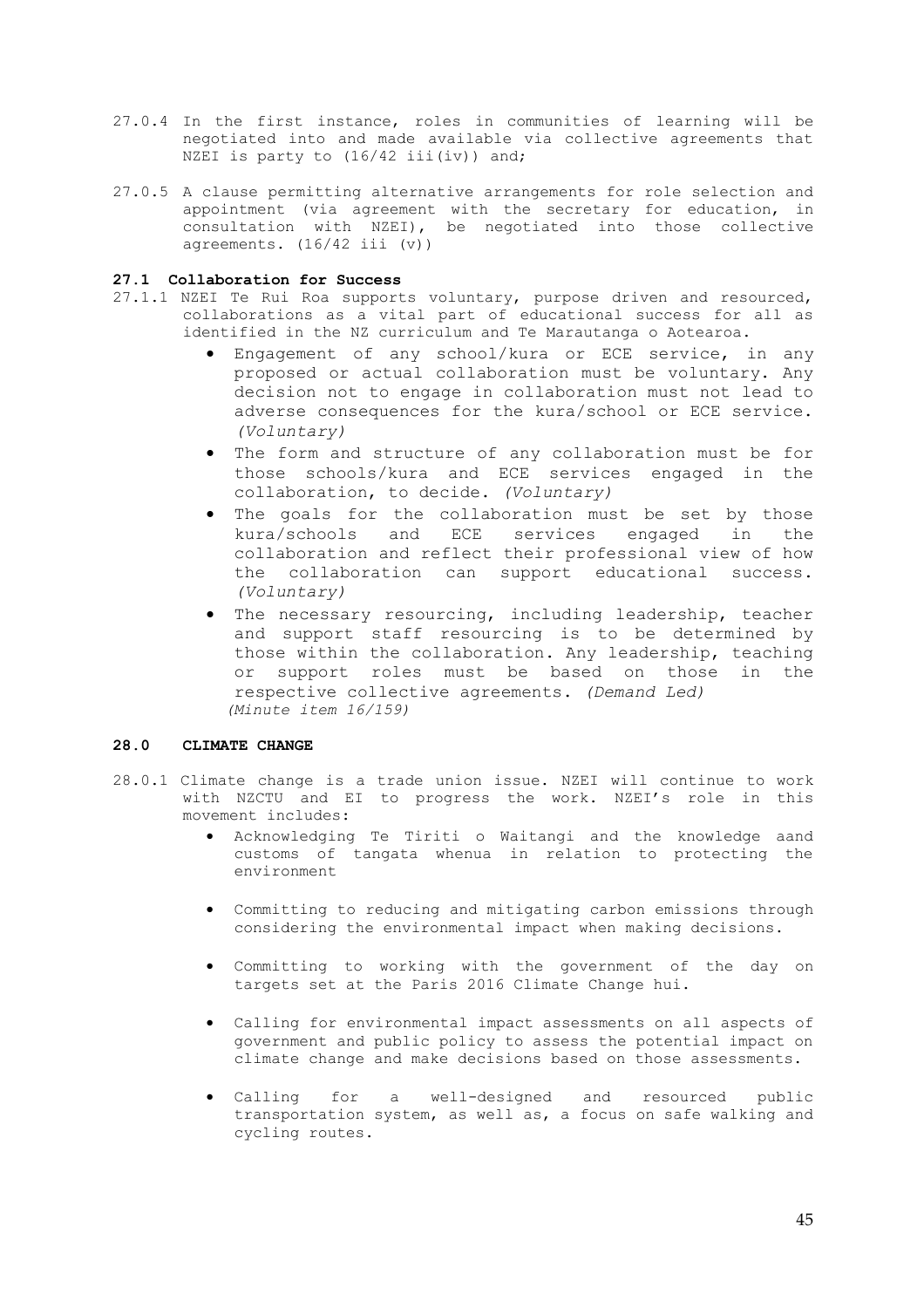27.0.4 In the first instance, roles in communities of learning will be negotiated into and made available via collective agreements that NZEI is party to (16/42 iii(iv)) and;

27.0.5 A clause permitting alternative arrangements for role selection and appointment (via agreement with the secretary for education, in consultation with NZEI), be negotiated into those collective agreements. (16/42 iii (v))

### 27.1 Collaboration for Success

27.1.1 NZEI Te Rui Roa supports voluntary, purpose driven and resourced, collaborations as a vital part of educational success for all as identified in the NZ curriculum and Te Marautanga o Aotearoa.

- Engagement of any school/kura or ECE service, in any proposed or actual collaboration must be voluntary. Any decision not to engage in collaboration must not lead to adverse consequences for the kura/school or ECE service. *(Voluntary)*
- The form and structure of any collaboration must be for those schools/kura and ECE services engaged in the collaboration, to decide. *(Voluntary)*
- The goals for the collaboration must be set by those kura/schools and ECE services engaged in the collaboration and reflect their professional view of how the collaboration can support educational success. *(Voluntary)*
- The necessary resourcing, including leadership, teacher and support staff resourcing is to be determined by those within the collaboration. Any leadership, teaching or support roles must be based on those in the respective collective agreements. *(Demand Led)*

*(Minute item 16/159)*

## 28.0 CLIMATE CHANGE

28.0.1 Climate change is a trade union issue. NZEI will continue to work with NZCTU and EI to progress the work. NZEI's role in this movement includes:

- Acknowledging Te Tiriti o Waitangi and the knowledge aand customs of tangata whenua in relation to protecting the environment
- Committing to reducing and mitigating carbon emissions through considering the environmental impact when making decisions.
- Committing to working with the government of the day on targets set at the Paris 2016 Climate Change hui.
- Calling for environmental impact assessments on all aspects of government and public policy to assess the potential impact on climate change and make decisions based on those assessments.
- Calling for a well-designed and resourced public transportation system, as well as, a focus on safe walking and cycling routes.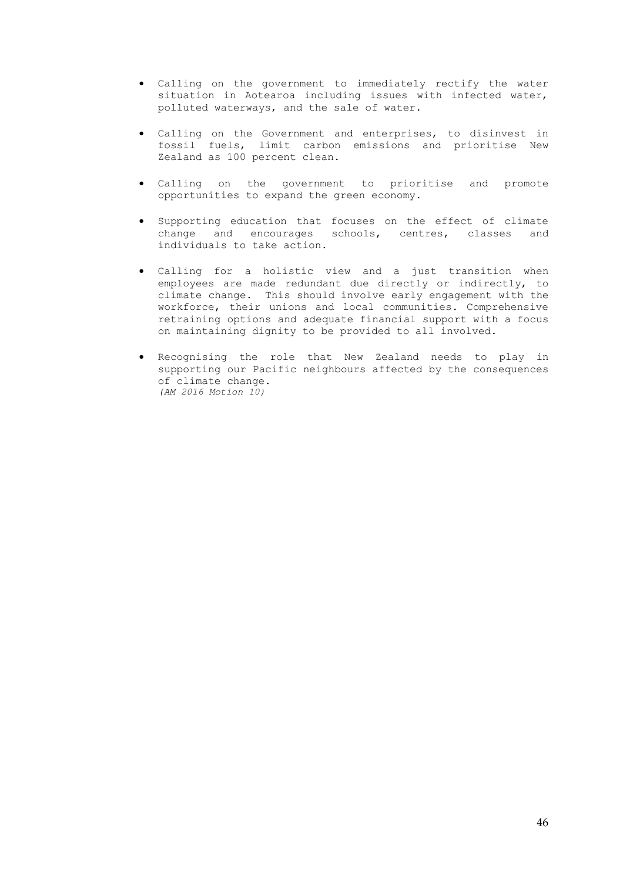- Calling on the government to immediately rectify the water situation in Aotearoa including issues with infected water, polluted waterways, and the sale of water.

- Calling on the Government and enterprises, to disinvest in fossil fuels, limit carbon emissions and prioritise New Zealand as 100 percent clean.

- Calling on the government to prioritise and promote opportunities to expand the green economy.

- Supporting education that focuses on the effect of climate change and encourages schools, centres, classes and individuals to take action.

- Calling for a holistic view and a just transition when employees are made redundant due directly or indirectly, to climate change. This should involve early engagement with the workforce, their unions and local communities. Comprehensive retraining options and adequate financial support with a focus on maintaining dignity to be provided to all involved.

- Recognising the role that New Zealand needs to play in supporting our Pacific neighbours affected by the consequences of climate change.
  *(AM 2016 Motion 10)*